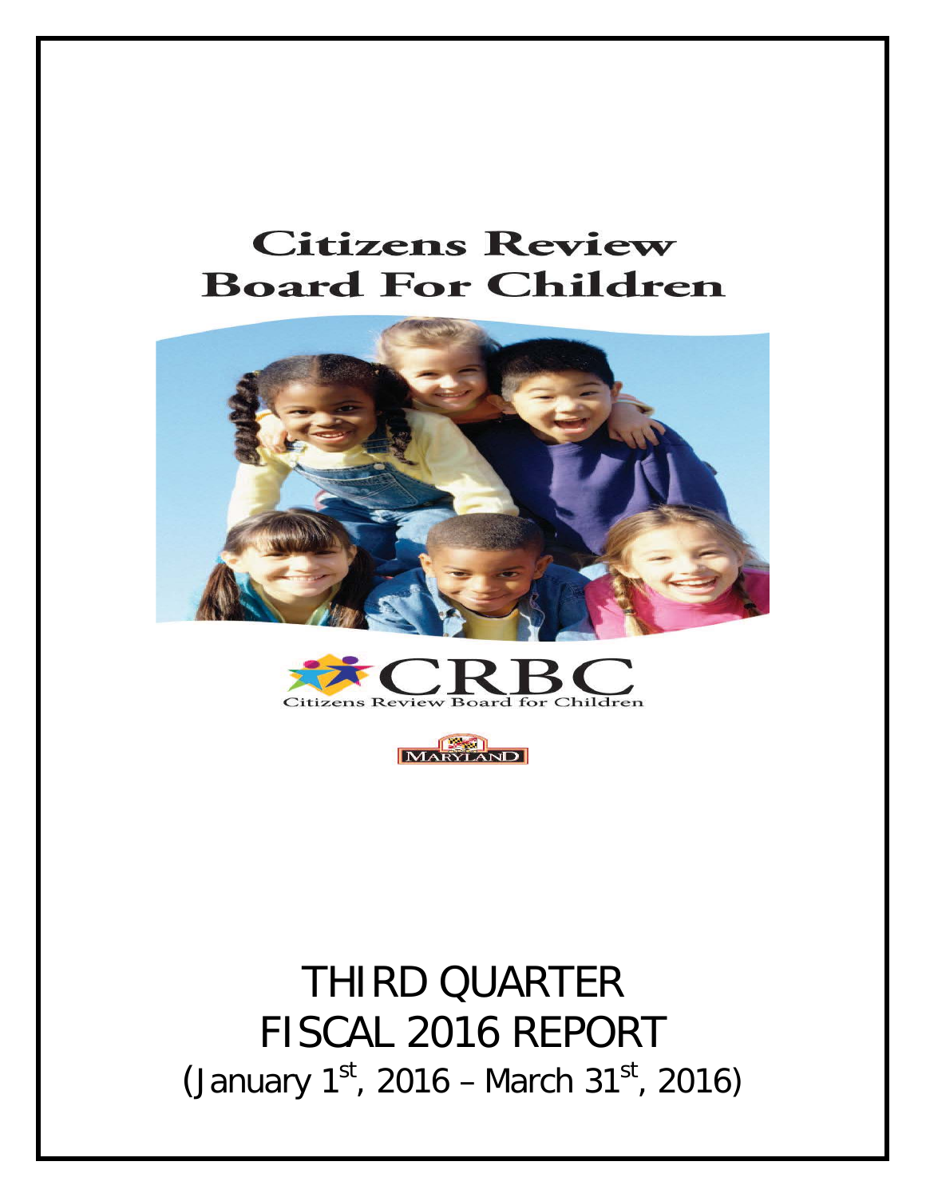# Citizens Review Board For Children

CRBC

Citizens Review Board for Children

MARYLAND

THIRD QUARTER
FISCAL 2016 REPORT
(January 1st, 2016 – March 31st, 2016)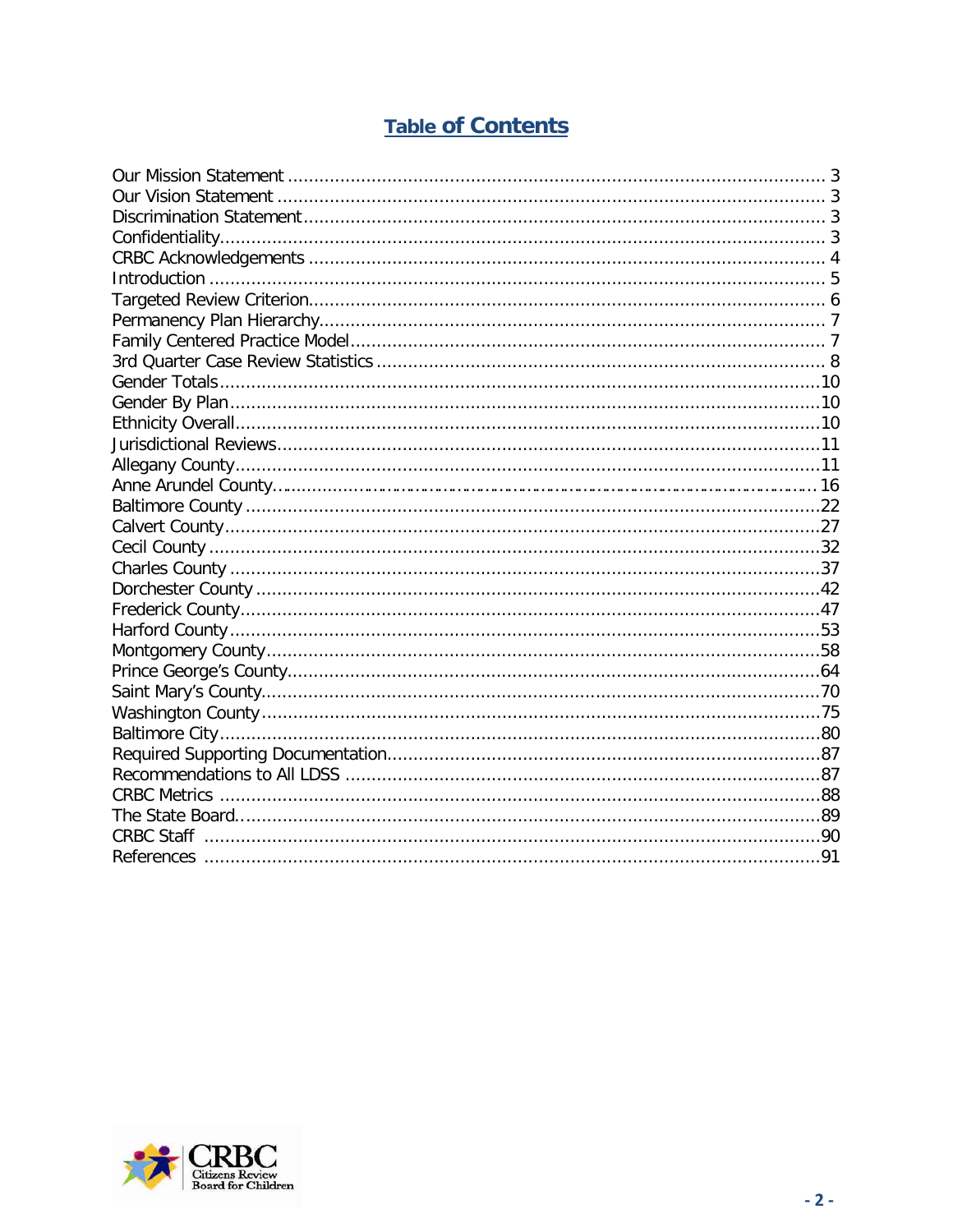# Table of Contents

| | |
|---|---|
| Our Mission Statement | 3 |
| Our Vision Statement | 3 |
| Discrimination Statement | 3 |
| Confidentiality | 3 |
| CRBC Acknowledgements | 4 |
| Introduction | 5 |
| Targeted Review Criterion | 6 |
| Permanency Plan Hierarchy | 7 |
| Family Centered Practice Model | 7 |
| 3rd Quarter Case Review Statistics | 8 |
| Gender Totals | 10 |
| Gender By Plan | 10 |
| Ethnicity Overall | 10 |
| Jurisdictional Reviews | 11 |
| Allegany County | 11 |
| Anne Arundel County | 16 |
| Baltimore County | 22 |
| Calvert County | 27 |
| Cecil County | 32 |
| Charles County | 37 |
| Dorchester County | 42 |
| Frederick County | 47 |
| Harford County | 53 |
| Montgomery County | 58 |
| Prince George's County | 64 |
| Saint Mary's County | 70 |
| Washington County | 75 |
| Baltimore City | 80 |
| Required Supporting Documentation | 87 |
| Recommendations to All LDSS | 87 |
| CRBC Metrics | 88 |
| The State Board | 89 |
| CRBC Staff | 90 |
| References | 91 |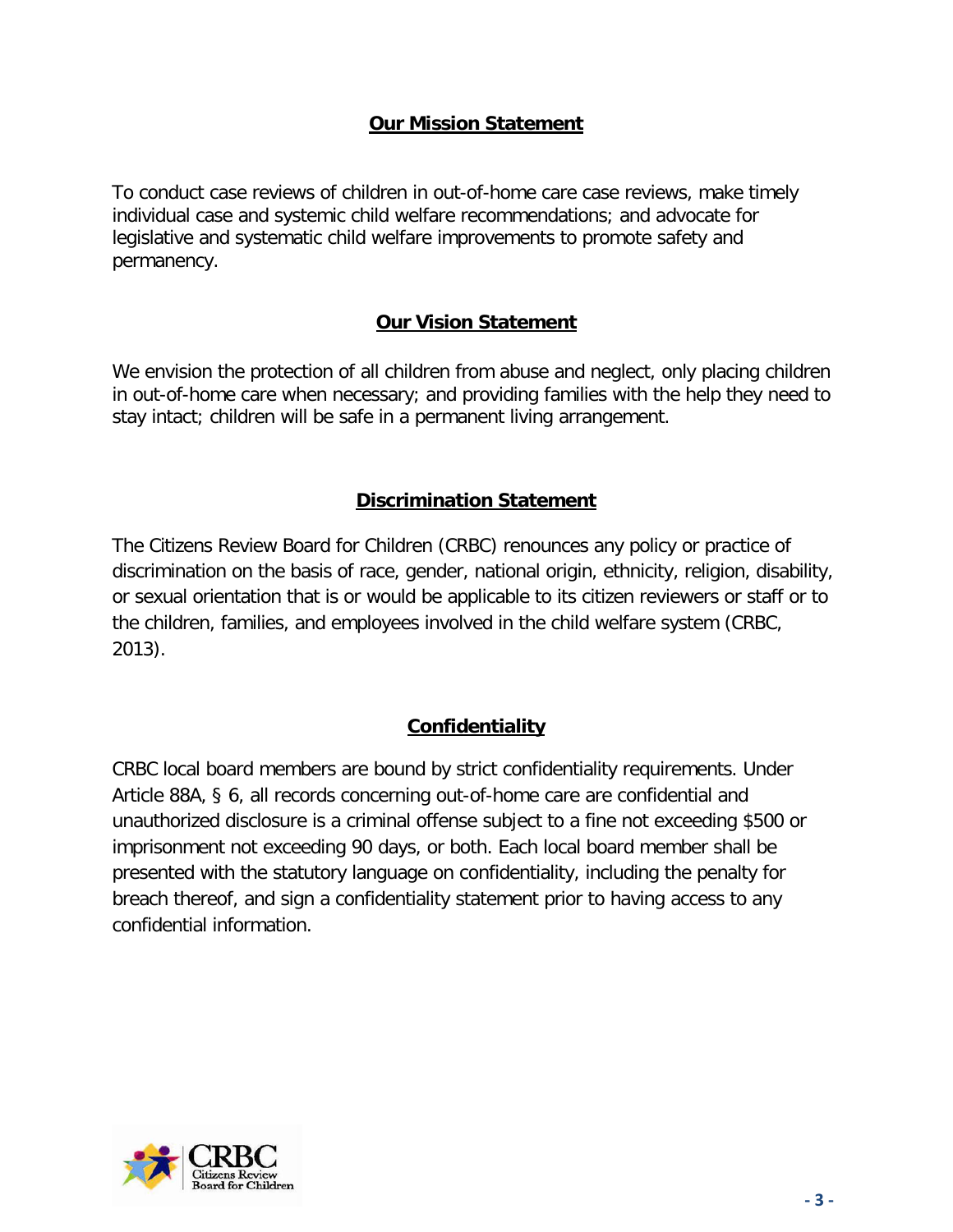## Our Mission Statement

To conduct case reviews of children in out-of-home care case reviews, make timely individual case and systemic child welfare recommendations; and advocate for legislative and systematic child welfare improvements to promote safety and permanency.

## Our Vision Statement

We envision the protection of all children from abuse and neglect, only placing children in out-of-home care when necessary; and providing families with the help they need to stay intact; children will be safe in a permanent living arrangement.

## Discrimination Statement

The Citizens Review Board for Children (CRBC) renounces any policy or practice of discrimination on the basis of race, gender, national origin, ethnicity, religion, disability, or sexual orientation that is or would be applicable to its citizen reviewers or staff or to the children, families, and employees involved in the child welfare system (CRBC, 2013).

## Confidentiality

CRBC local board members are bound by strict confidentiality requirements. Under Article 88A, § 6, all records concerning out-of-home care are confidential and unauthorized disclosure is a criminal offense subject to a fine not exceeding $500 or imprisonment not exceeding 90 days, or both. Each local board member shall be presented with the statutory language on confidentiality, including the penalty for breach thereof, and sign a confidentiality statement prior to having access to any confidential information.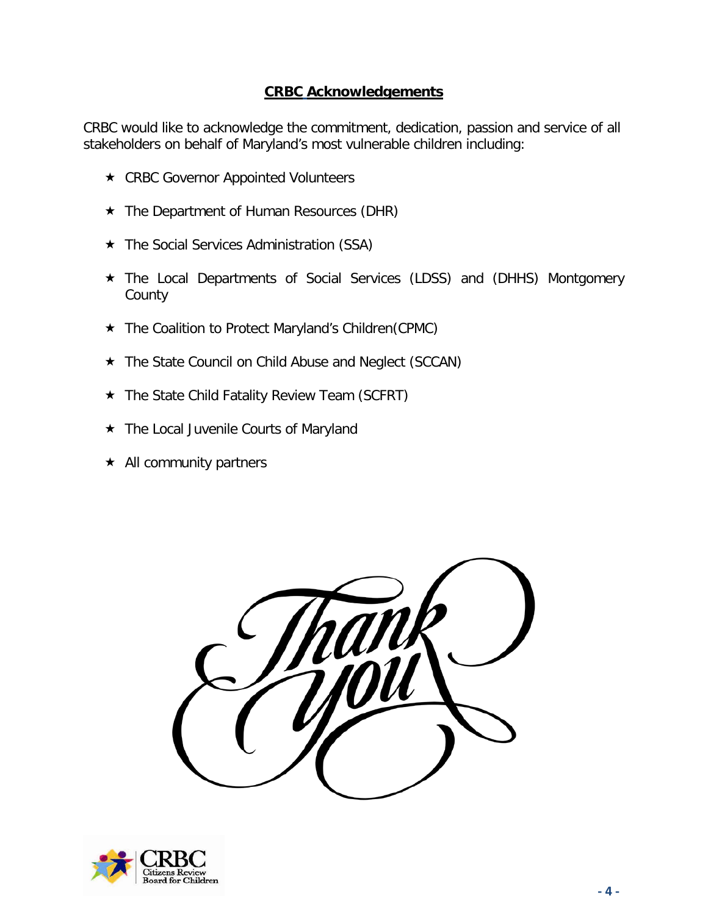## CRBC Acknowledgements

CRBC would like to acknowledge the commitment, dedication, passion and service of all stakeholders on behalf of Maryland's most vulnerable children including:

- CRBC Governor Appointed Volunteers
- The Department of Human Resources (DHR)
- The Social Services Administration (SSA)
- The Local Departments of Social Services (LDSS) and (DHHS) Montgomery County
- The Coalition to Protect Maryland's Children(CPMC)
- The State Council on Child Abuse and Neglect (SCCAN)
- The State Child Fatality Review Team (SCFRT)
- The Local Juvenile Courts of Maryland
- All community partners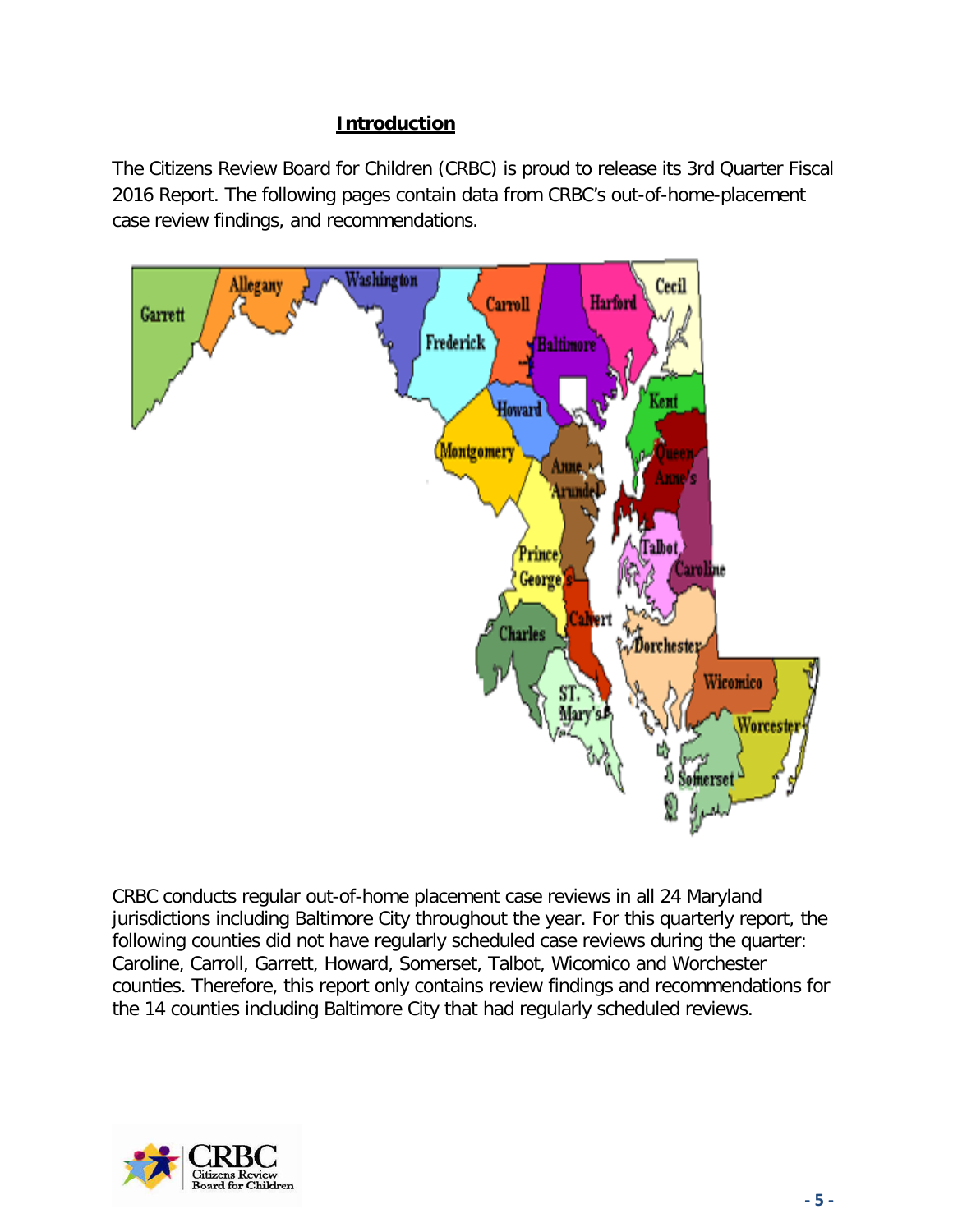## Introduction

The Citizens Review Board for Children (CRBC) is proud to release its 3rd Quarter Fiscal 2016 Report. The following pages contain data from CRBC's out-of-home-placement case review findings, and recommendations.

CRBC conducts regular out-of-home placement case reviews in all 24 Maryland jurisdictions including Baltimore City throughout the year. For this quarterly report, the following counties did not have regularly scheduled case reviews during the quarter: Caroline, Carroll, Garrett, Howard, Somerset, Talbot, Wicomico and Worchester counties. Therefore, this report only contains review findings and recommendations for the 14 counties including Baltimore City that had regularly scheduled reviews.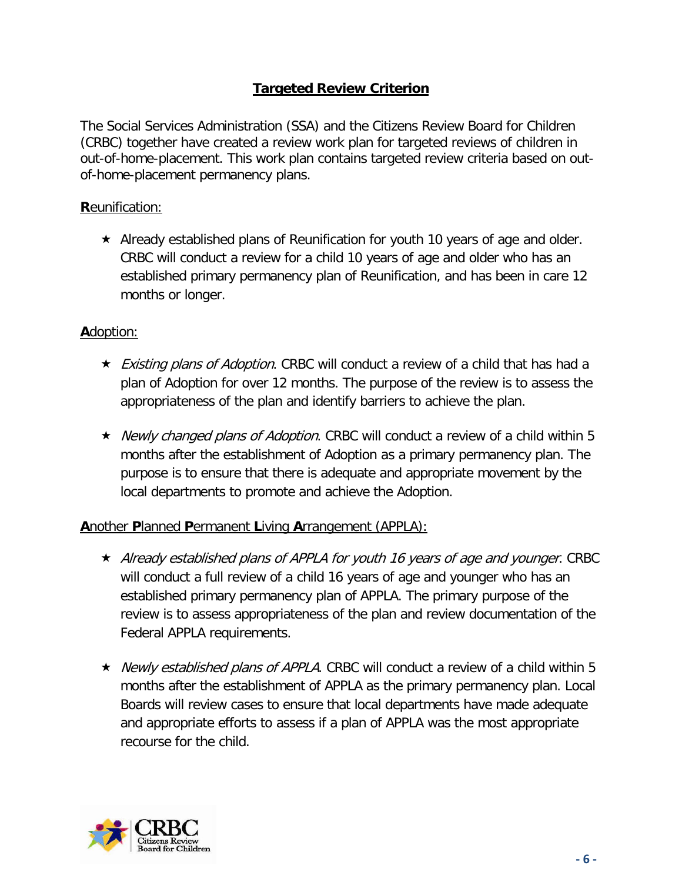## Targeted Review Criterion

The Social Services Administration (SSA) and the Citizens Review Board for Children (CRBC) together have created a review work plan for targeted reviews of children in out-of-home-placement. This work plan contains targeted review criteria based on out-of-home-placement permanency plans.

**R**eunification:

- Already established plans of Reunification for youth 10 years of age and older. CRBC will conduct a review for a child 10 years of age and older who has an established primary permanency plan of Reunification, and has been in care 12 months or longer.

**A**doption:

- *Existing plans of Adoption*. CRBC will conduct a review of a child that has had a plan of Adoption for over 12 months. The purpose of the review is to assess the appropriateness of the plan and identify barriers to achieve the plan.

- *Newly changed plans of Adoption*. CRBC will conduct a review of a child within 5 months after the establishment of Adoption as a primary permanency plan. The purpose is to ensure that there is adequate and appropriate movement by the local departments to promote and achieve the Adoption.

**A**nother **P**lanned **P**ermanent **L**iving **A**rrangement (APPLA):

- *Already established plans of APPLA for youth 16 years of age and younger*. CRBC will conduct a full review of a child 16 years of age and younger who has an established primary permanency plan of APPLA. The primary purpose of the review is to assess appropriateness of the plan and review documentation of the Federal APPLA requirements.

- *Newly established plans of APPLA*. CRBC will conduct a review of a child within 5 months after the establishment of APPLA as the primary permanency plan. Local Boards will review cases to ensure that local departments have made adequate and appropriate efforts to assess if a plan of APPLA was the most appropriate recourse for the child.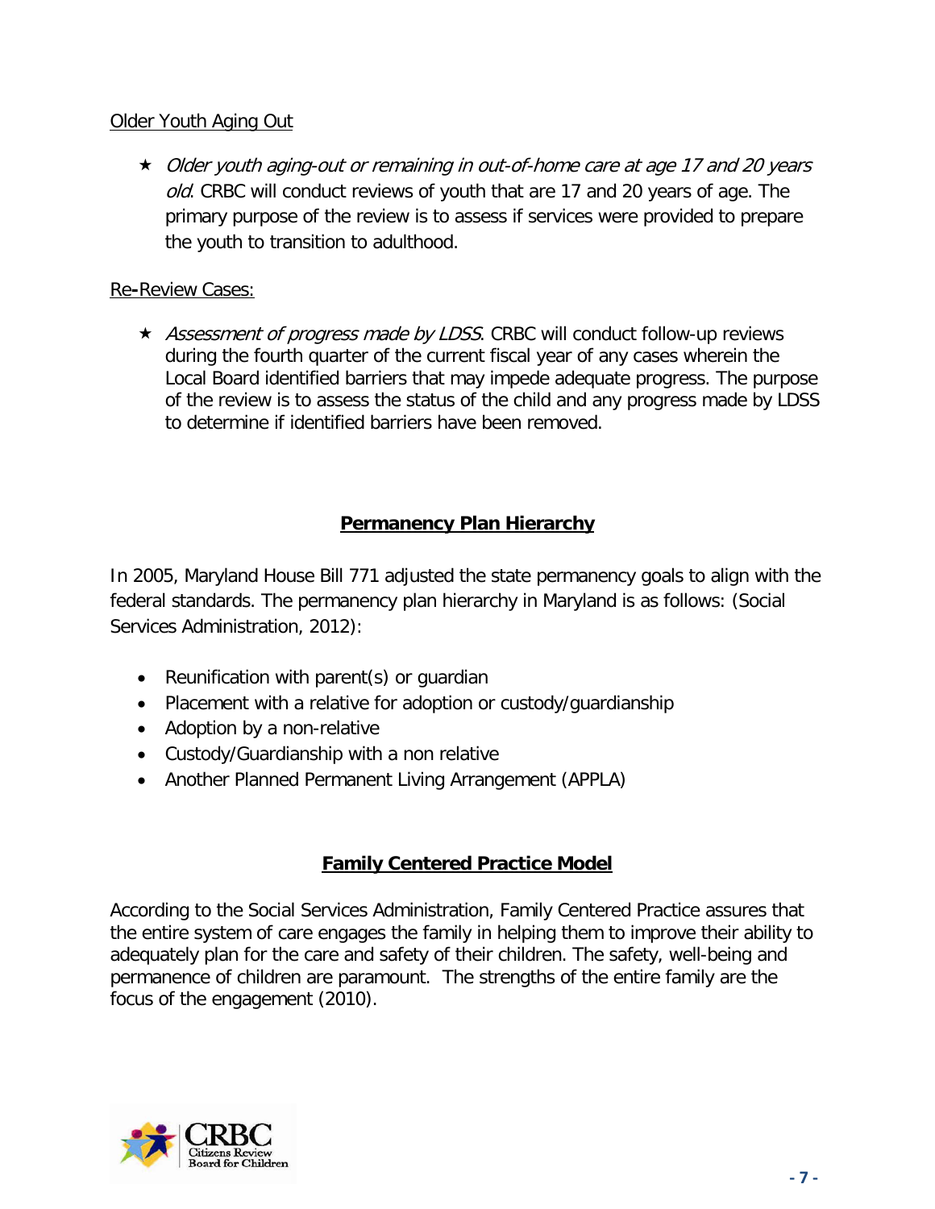Older Youth Aging Out

- ★ *Older youth aging-out or remaining in out-of-home care at age 17 and 20 years old*. CRBC will conduct reviews of youth that are 17 and 20 years of age. The primary purpose of the review is to assess if services were provided to prepare the youth to transition to adulthood.

Re-Review Cases:

- ★ *Assessment of progress made by LDSS*. CRBC will conduct follow-up reviews during the fourth quarter of the current fiscal year of any cases wherein the Local Board identified barriers that may impede adequate progress. The purpose of the review is to assess the status of the child and any progress made by LDSS to determine if identified barriers have been removed.

## Permanency Plan Hierarchy

In 2005, Maryland House Bill 771 adjusted the state permanency goals to align with the federal standards. The permanency plan hierarchy in Maryland is as follows: (Social Services Administration, 2012):

- Reunification with parent(s) or guardian
- Placement with a relative for adoption or custody/guardianship
- Adoption by a non-relative
- Custody/Guardianship with a non relative
- Another Planned Permanent Living Arrangement (APPLA)

## Family Centered Practice Model

According to the Social Services Administration, Family Centered Practice assures that the entire system of care engages the family in helping them to improve their ability to adequately plan for the care and safety of their children. The safety, well-being and permanence of children are paramount. The strengths of the entire family are the focus of the engagement (2010).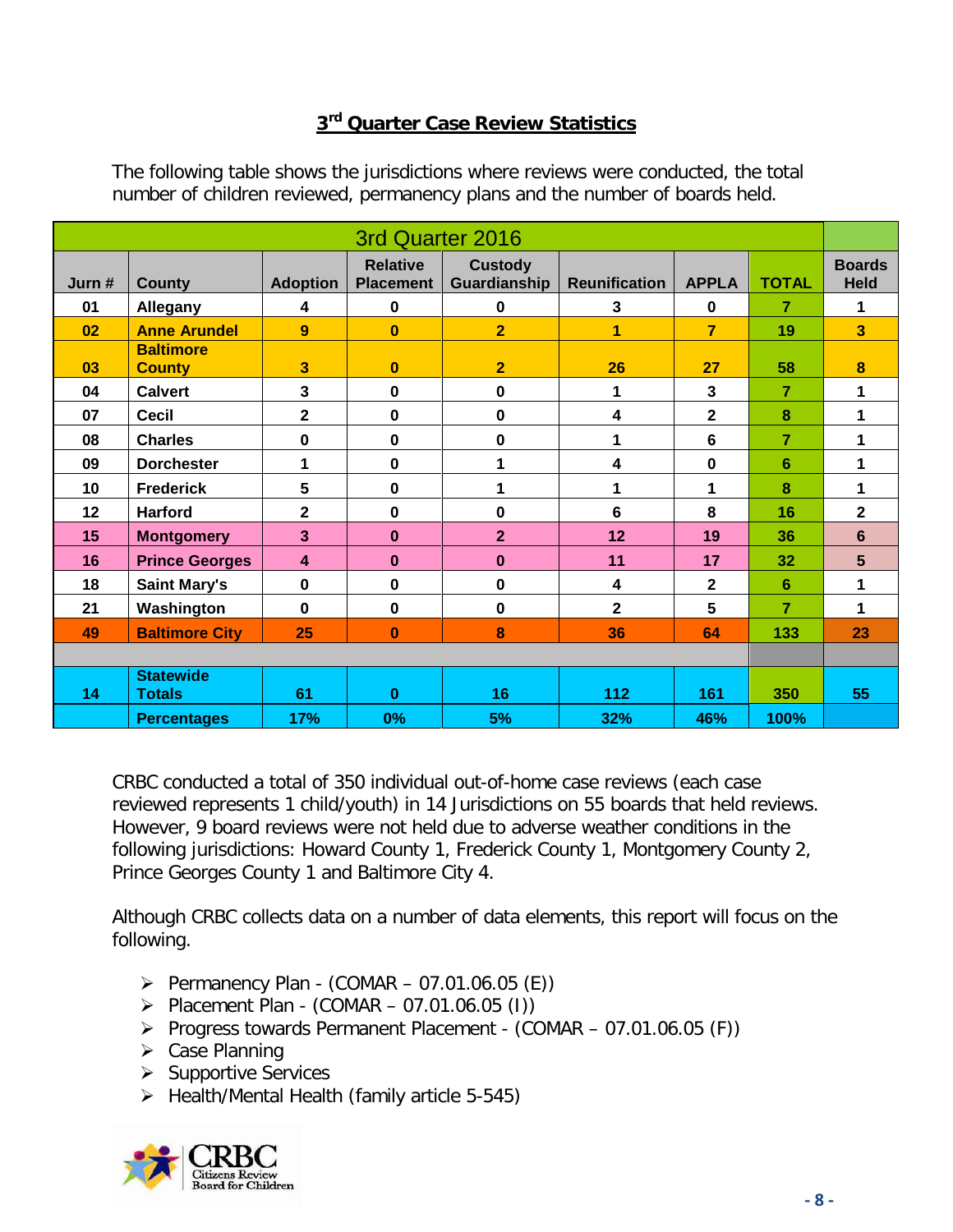## 3rd Quarter Case Review Statistics

The following table shows the jurisdictions where reviews were conducted, the total number of children reviewed, permanency plans and the number of boards held.

| 3rd Quarter 2016 | | | | | | | | | |
|---|---|---|---|---|---|---|---|---|---|
| **Jurn #** | **County** | **Adoption** | **Relative Placement** | **Custody Guardianship** | **Reunification** | **APPLA** | **TOTAL** | **Boards Held** |
| 01 | Allegany | 4 | 0 | 0 | 3 | 0 | 7 | 1 |
| 02 | Anne Arundel | 9 | 0 | 2 | 1 | 7 | 19 | 3 |
| 03 | Baltimore County | 3 | 0 | 2 | 26 | 27 | 58 | 8 |
| 04 | Calvert | 3 | 0 | 0 | 1 | 3 | 7 | 1 |
| 07 | Cecil | 2 | 0 | 0 | 4 | 2 | 8 | 1 |
| 08 | Charles | 0 | 0 | 0 | 1 | 6 | 7 | 1 |
| 09 | Dorchester | 1 | 0 | 1 | 4 | 0 | 6 | 1 |
| 10 | Frederick | 5 | 0 | 1 | 1 | 1 | 8 | 1 |
| 12 | Harford | 2 | 0 | 0 | 6 | 8 | 16 | 2 |
| 15 | Montgomery | 3 | 0 | 2 | 12 | 19 | 36 | 6 |
| 16 | Prince Georges | 4 | 0 | 0 | 11 | 17 | 32 | 5 |
| 18 | Saint Mary's | 0 | 0 | 0 | 4 | 2 | 6 | 1 |
| 21 | Washington | 0 | 0 | 0 | 2 | 5 | 7 | 1 |
| 49 | Baltimore City | 25 | 0 | 8 | 36 | 64 | 133 | 23 |
| | | | | | | | | |
| 14 | Statewide Totals | 61 | 0 | 16 | 112 | 161 | 350 | 55 |
| | Percentages | 17% | 0% | 5% | 32% | 46% | 100% | |

CRBC conducted a total of 350 individual out-of-home case reviews (each case reviewed represents 1 child/youth) in 14 Jurisdictions on 55 boards that held reviews. However, 9 board reviews were not held due to adverse weather conditions in the following jurisdictions: Howard County 1, Frederick County 1, Montgomery County 2, Prince Georges County 1 and Baltimore City 4.

Although CRBC collects data on a number of data elements, this report will focus on the following.

- Permanency Plan - (COMAR – 07.01.06.05 (E))
- Placement Plan - (COMAR – 07.01.06.05 (I))
- Progress towards Permanent Placement - (COMAR – 07.01.06.05 (F))
- Case Planning
- Supportive Services
- Health/Mental Health (family article 5-545)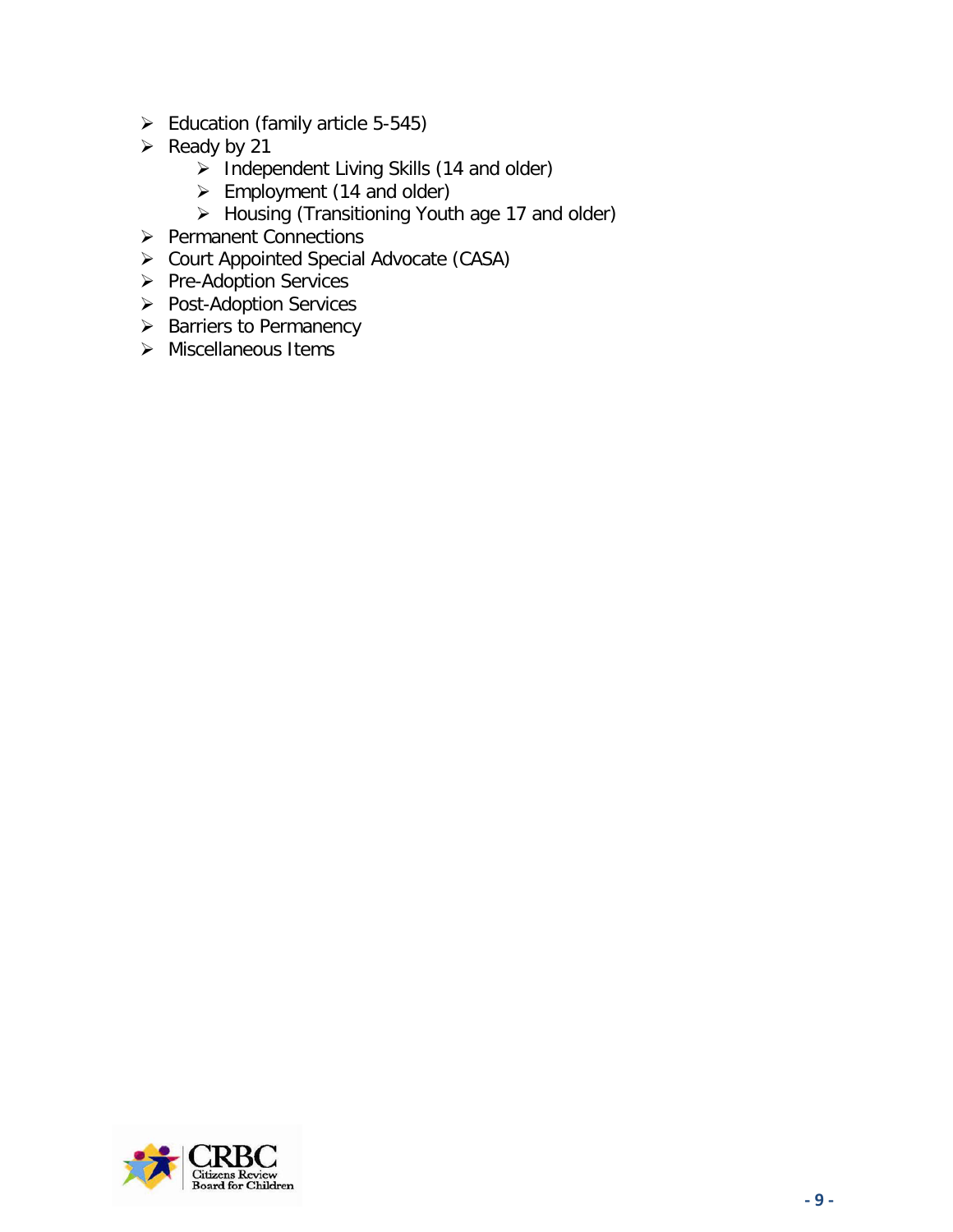- Education (family article 5-545)
- Ready by 21
  - Independent Living Skills (14 and older)
  - Employment (14 and older)
  - Housing (Transitioning Youth age 17 and older)
- Permanent Connections
- Court Appointed Special Advocate (CASA)
- Pre-Adoption Services
- Post-Adoption Services
- Barriers to Permanency
- Miscellaneous Items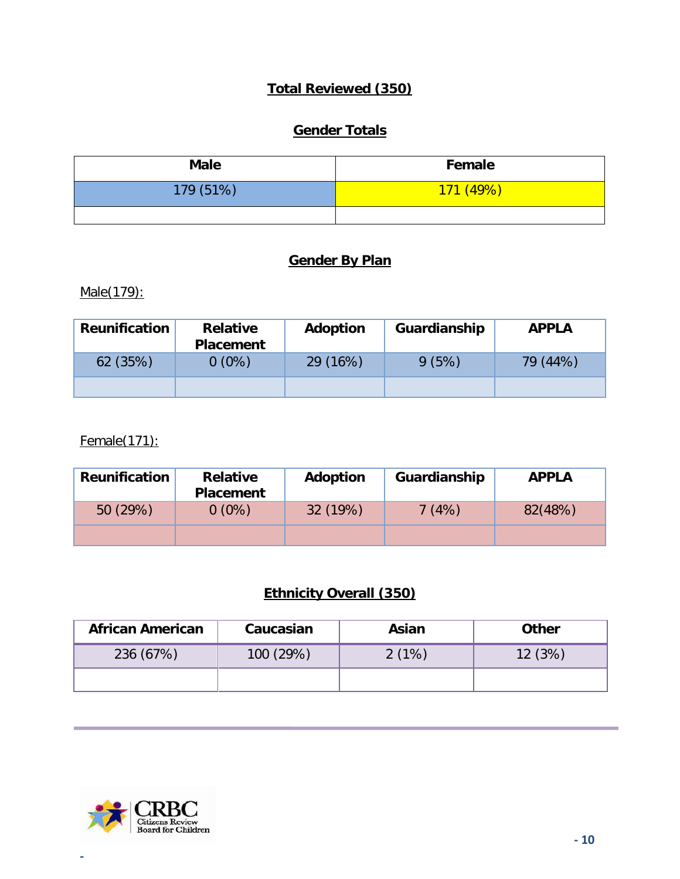## Total Reviewed (350)

## Gender Totals

| Male | Female |
|---|---|
| 179 (51%) | 171 (49%) |
| | |

## Gender By Plan

Male(179):

| Reunification | Relative Placement | Adoption | Guardianship | APPLA |
|---|---|---|---|---|
| 62 (35%) | 0 (0%) | 29 (16%) | 9 (5%) | 79 (44%) |
| | | | | |

Female(171):

| Reunification | Relative Placement | Adoption | Guardianship | APPLA |
|---|---|---|---|---|
| 50 (29%) | 0 (0%) | 32 (19%) | 7 (4%) | 82(48%) |
| | | | | |

## Ethnicity Overall (350)

| African American | Caucasian | Asian | Other |
|---|---|---|---|
| 236 (67%) | 100 (29%) | 2 (1%) | 12 (3%) |
| | | | |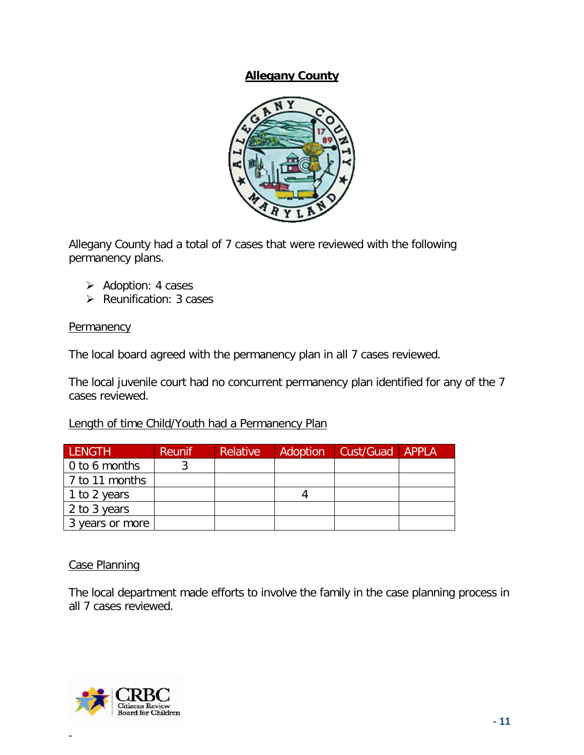# Allegany County

Allegany County had a total of 7 cases that were reviewed with the following permanency plans.

- Adoption: 4 cases
- Reunification: 3 cases

## Permanency

The local board agreed with the permanency plan in all 7 cases reviewed.

The local juvenile court had no concurrent permanency plan identified for any of the 7 cases reviewed.

## Length of time Child/Youth had a Permanency Plan

| LENGTH | Reunif | Relative | Adoption | Cust/Guad | APPLA |
|---|---|---|---|---|---|
| 0 to 6 months | 3 | | | | |
| 7 to 11 months | | | | | |
| 1 to 2 years | | | 4 | | |
| 2 to 3 years | | | | | |
| 3 years or more | | | | | |

## Case Planning

The local department made efforts to involve the family in the case planning process in all 7 cases reviewed.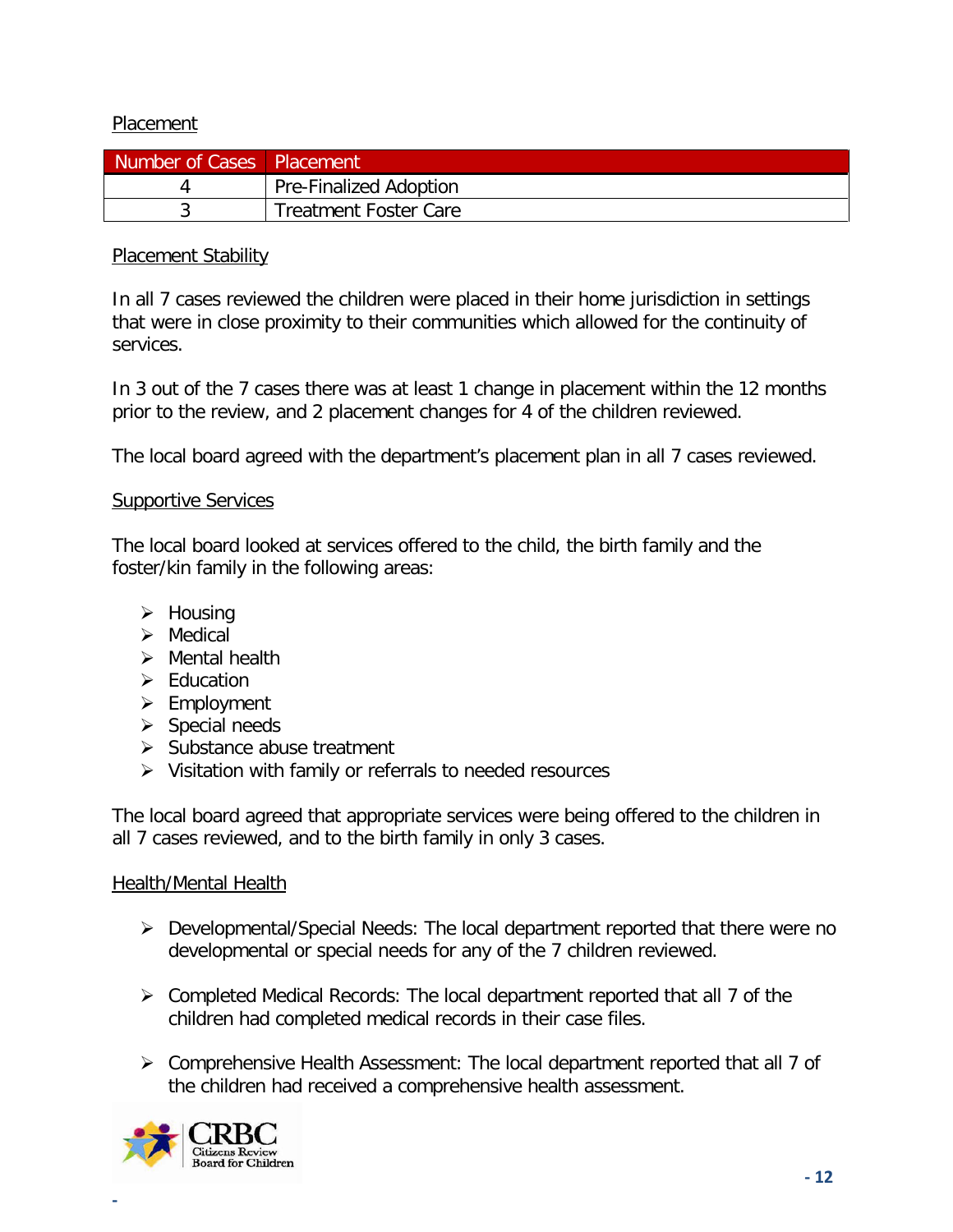Placement

| Number of Cases | Placement |
| --- | --- |
| 4 | Pre-Finalized Adoption |
| 3 | Treatment Foster Care |

Placement Stability

In all 7 cases reviewed the children were placed in their home jurisdiction in settings that were in close proximity to their communities which allowed for the continuity of services.

In 3 out of the 7 cases there was at least 1 change in placement within the 12 months prior to the review, and 2 placement changes for 4 of the children reviewed.

The local board agreed with the department's placement plan in all 7 cases reviewed.

Supportive Services

The local board looked at services offered to the child, the birth family and the foster/kin family in the following areas:

- Housing
- Medical
- Mental health
- Education
- Employment
- Special needs
- Substance abuse treatment
- Visitation with family or referrals to needed resources

The local board agreed that appropriate services were being offered to the children in all 7 cases reviewed, and to the birth family in only 3 cases.

Health/Mental Health

- Developmental/Special Needs: The local department reported that there were no developmental or special needs for any of the 7 children reviewed.

- Completed Medical Records: The local department reported that all 7 of the children had completed medical records in their case files.

- Comprehensive Health Assessment: The local department reported that all 7 of the children had received a comprehensive health assessment.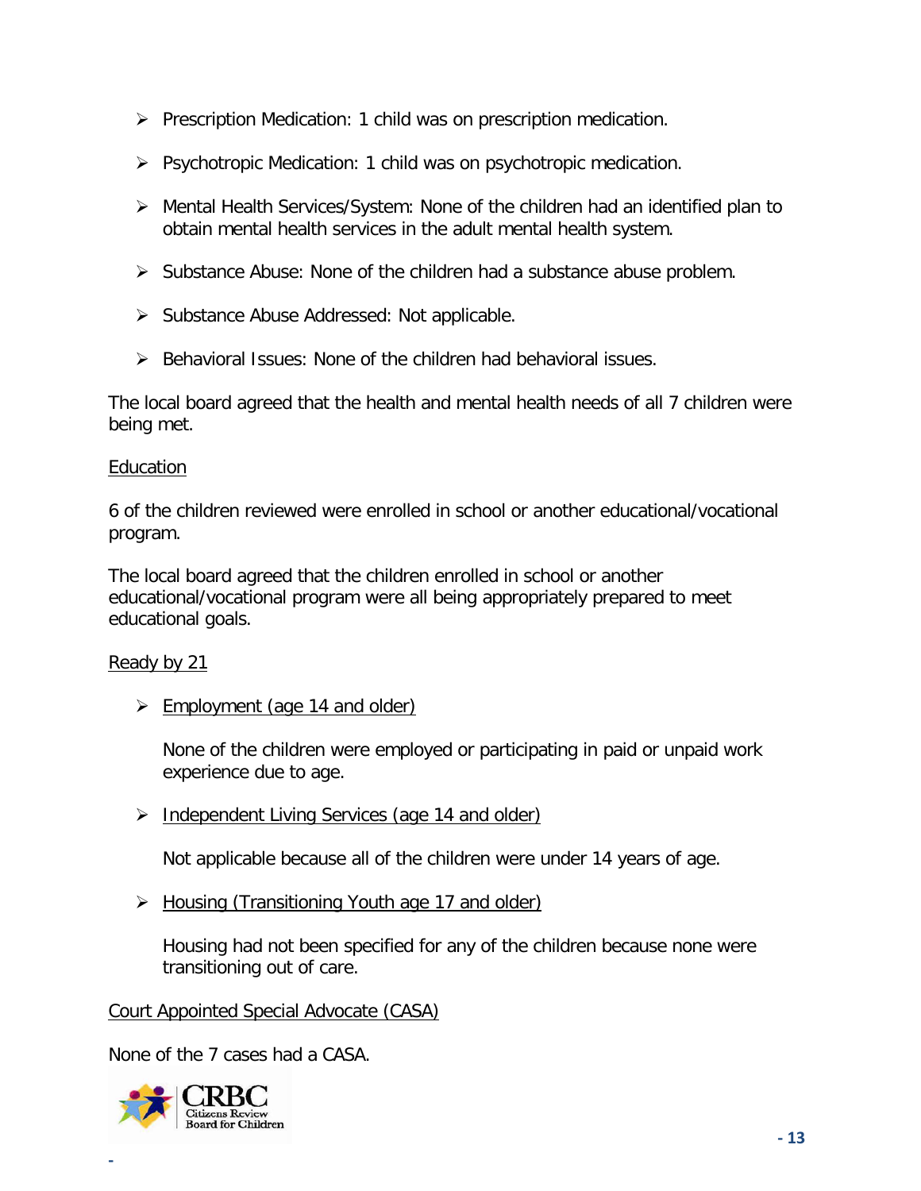- Prescription Medication: 1 child was on prescription medication.
- Psychotropic Medication: 1 child was on psychotropic medication.
- Mental Health Services/System: None of the children had an identified plan to obtain mental health services in the adult mental health system.
- Substance Abuse: None of the children had a substance abuse problem.
- Substance Abuse Addressed: Not applicable.
- Behavioral Issues: None of the children had behavioral issues.

The local board agreed that the health and mental health needs of all 7 children were being met.

<u>Education</u>

6 of the children reviewed were enrolled in school or another educational/vocational program.

The local board agreed that the children enrolled in school or another educational/vocational program were all being appropriately prepared to meet educational goals.

<u>Ready by 21</u>

- <u>Employment (age 14 and older)</u>

  None of the children were employed or participating in paid or unpaid work experience due to age.

- <u>Independent Living Services (age 14 and older)</u>

  Not applicable because all of the children were under 14 years of age.

- <u>Housing (Transitioning Youth age 17 and older)</u>

  Housing had not been specified for any of the children because none were transitioning out of care.

<u>Court Appointed Special Advocate (CASA)</u>

None of the 7 cases had a CASA.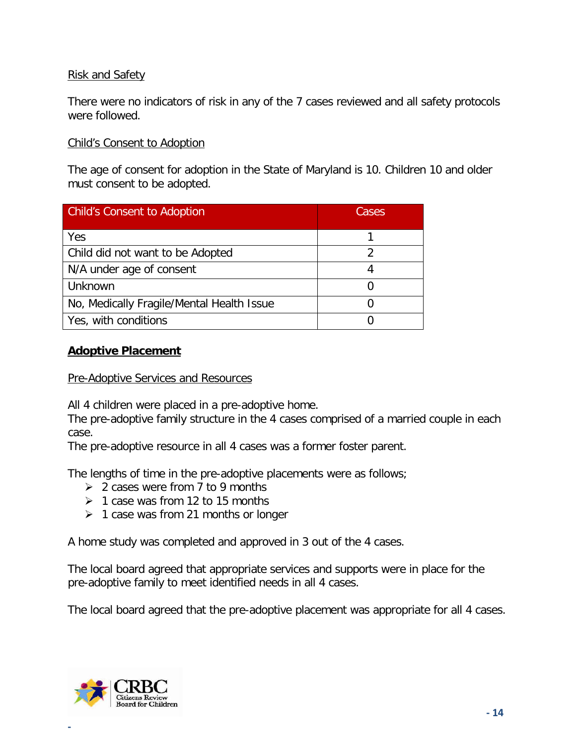Risk and Safety

There were no indicators of risk in any of the 7 cases reviewed and all safety protocols were followed.

Child's Consent to Adoption

The age of consent for adoption in the State of Maryland is 10. Children 10 and older must consent to be adopted.

| Child's Consent to Adoption | Cases |
|---|---|
| Yes | 1 |
| Child did not want to be Adopted | 2 |
| N/A under age of consent | 4 |
| Unknown | 0 |
| No, Medically Fragile/Mental Health Issue | 0 |
| Yes, with conditions | 0 |

## Adoptive Placement

Pre-Adoptive Services and Resources

All 4 children were placed in a pre-adoptive home.
The pre-adoptive family structure in the 4 cases comprised of a married couple in each case.
The pre-adoptive resource in all 4 cases was a former foster parent.

The lengths of time in the pre-adoptive placements were as follows;

- 2 cases were from 7 to 9 months
- 1 case was from 12 to 15 months
- 1 case was from 21 months or longer

A home study was completed and approved in 3 out of the 4 cases.

The local board agreed that appropriate services and supports were in place for the pre-adoptive family to meet identified needs in all 4 cases.

The local board agreed that the pre-adoptive placement was appropriate for all 4 cases.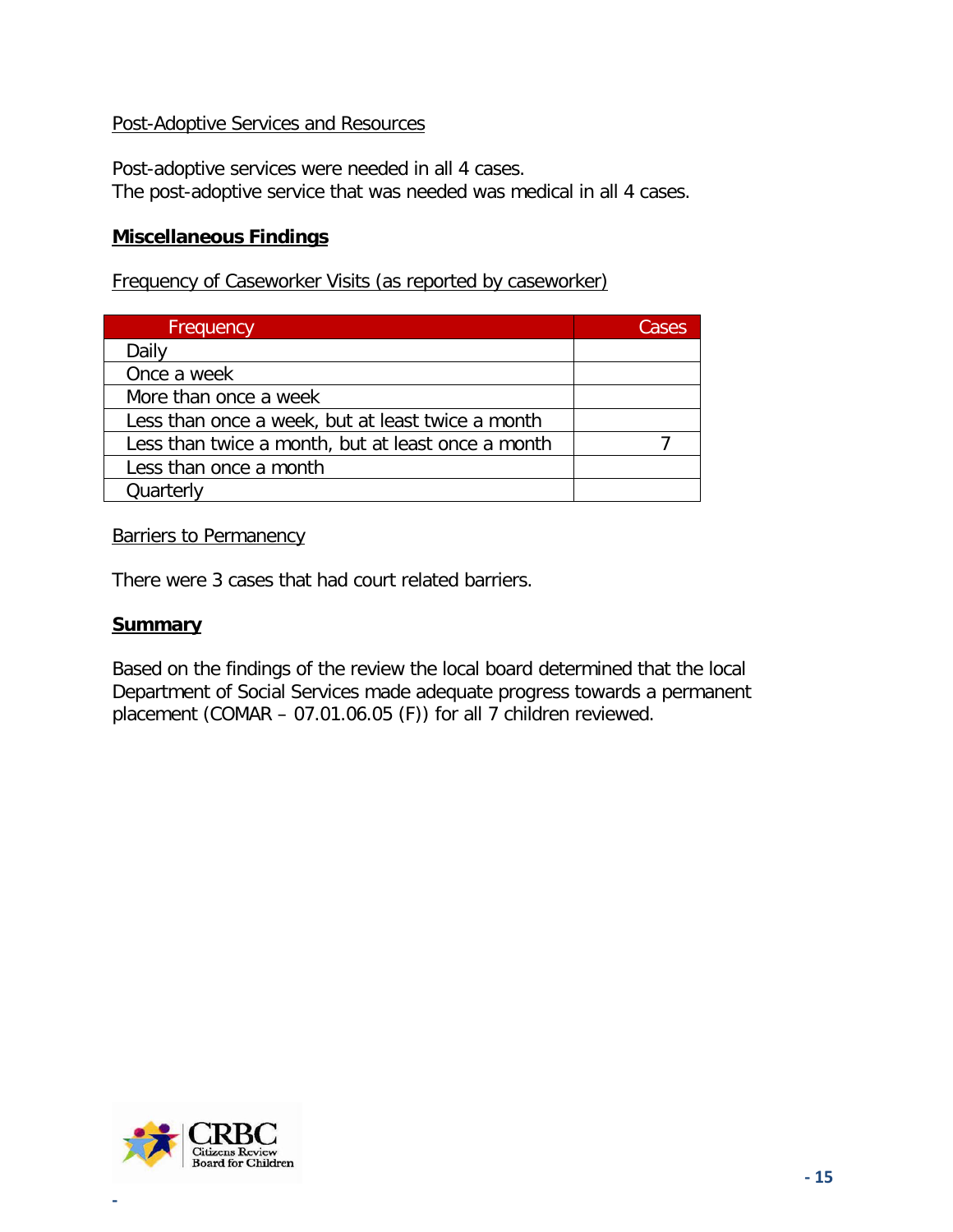Post-Adoptive Services and Resources

Post-adoptive services were needed in all 4 cases.
The post-adoptive service that was needed was medical in all 4 cases.

**Miscellaneous Findings**

Frequency of Caseworker Visits (as reported by caseworker)

| Frequency | Cases |
|---|---|
| Daily | |
| Once a week | |
| More than once a week | |
| Less than once a week, but at least twice a month | |
| Less than twice a month, but at least once a month | 7 |
| Less than once a month | |
| Quarterly | |

Barriers to Permanency

There were 3 cases that had court related barriers.

**Summary**

Based on the findings of the review the local board determined that the local Department of Social Services made adequate progress towards a permanent placement (COMAR – 07.01.06.05 (F)) for all 7 children reviewed.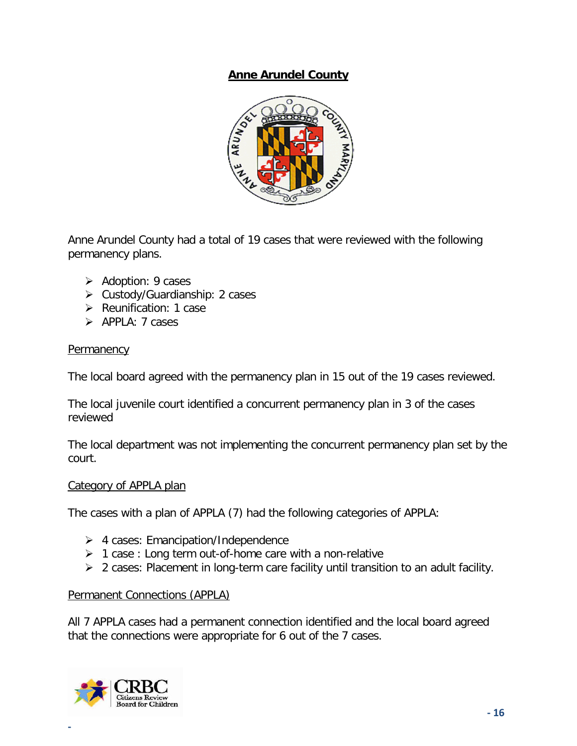## Anne Arundel County

Anne Arundel County had a total of 19 cases that were reviewed with the following permanency plans.

- Adoption: 9 cases
- Custody/Guardianship: 2 cases
- Reunification: 1 case
- APPLA: 7 cases

### Permanency

The local board agreed with the permanency plan in 15 out of the 19 cases reviewed.

The local juvenile court identified a concurrent permanency plan in 3 of the cases reviewed

The local department was not implementing the concurrent permanency plan set by the court.

### Category of APPLA plan

The cases with a plan of APPLA (7) had the following categories of APPLA:

- 4 cases: Emancipation/Independence
- 1 case : Long term out-of-home care with a non-relative
- 2 cases: Placement in long-term care facility until transition to an adult facility.

### Permanent Connections (APPLA)

All 7 APPLA cases had a permanent connection identified and the local board agreed that the connections were appropriate for 6 out of the 7 cases.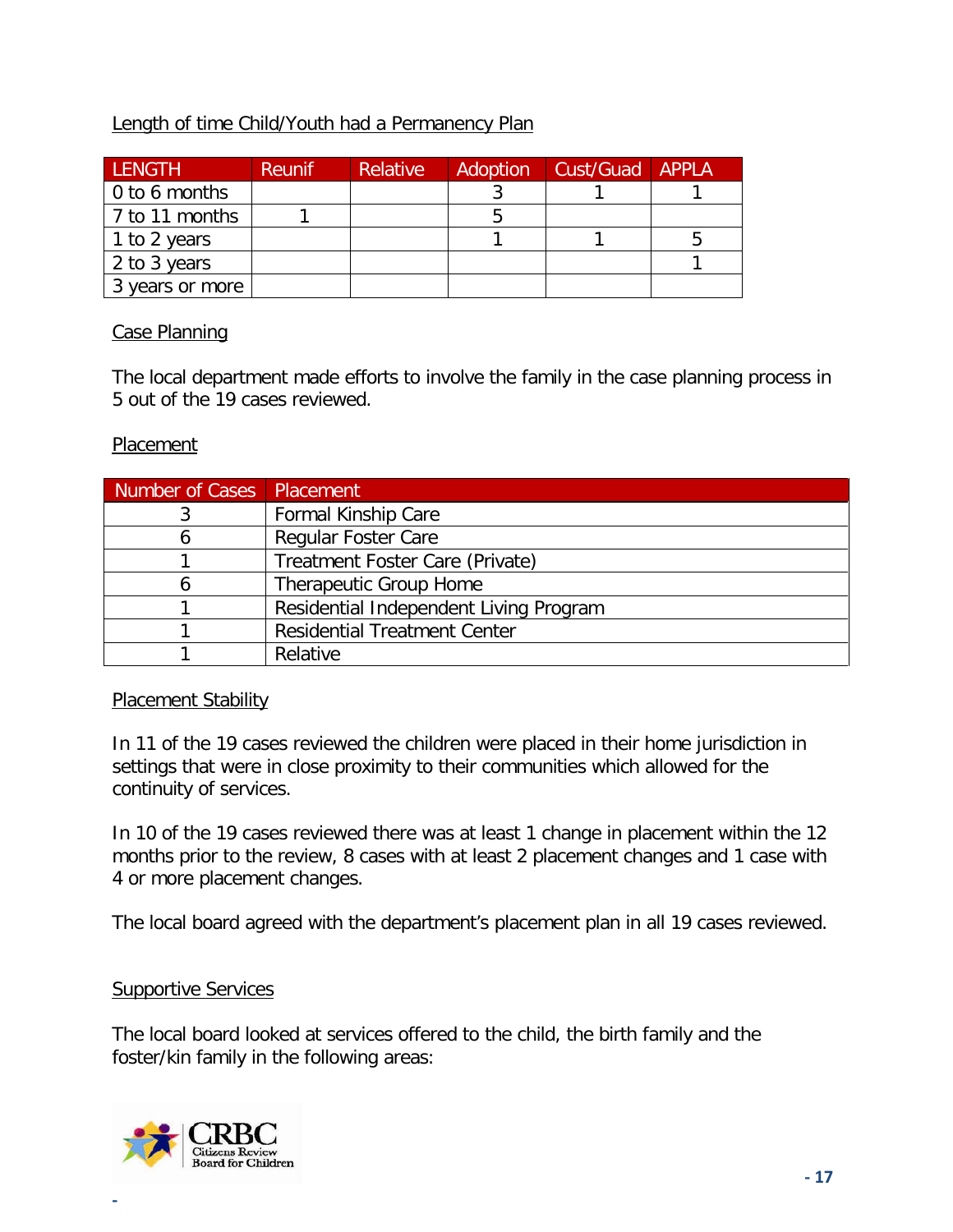Length of time Child/Youth had a Permanency Plan

| LENGTH | Reunif | Relative | Adoption | Cust/Guad | APPLA |
|---|---|---|---|---|---|
| 0 to 6 months | | | 3 | 1 | 1 |
| 7 to 11 months | 1 | | 5 | | |
| 1 to 2 years | | | 1 | 1 | 5 |
| 2 to 3 years | | | | | 1 |
| 3 years or more | | | | | |

Case Planning

The local department made efforts to involve the family in the case planning process in 5 out of the 19 cases reviewed.

Placement

| Number of Cases | Placement |
|---|---|
| 3 | Formal Kinship Care |
| 6 | Regular Foster Care |
| 1 | Treatment Foster Care (Private) |
| 6 | Therapeutic Group Home |
| 1 | Residential Independent Living Program |
| 1 | Residential Treatment Center |
| 1 | Relative |

Placement Stability

In 11 of the 19 cases reviewed the children were placed in their home jurisdiction in settings that were in close proximity to their communities which allowed for the continuity of services.

In 10 of the 19 cases reviewed there was at least 1 change in placement within the 12 months prior to the review, 8 cases with at least 2 placement changes and 1 case with 4 or more placement changes.

The local board agreed with the department's placement plan in all 19 cases reviewed.

Supportive Services

The local board looked at services offered to the child, the birth family and the foster/kin family in the following areas: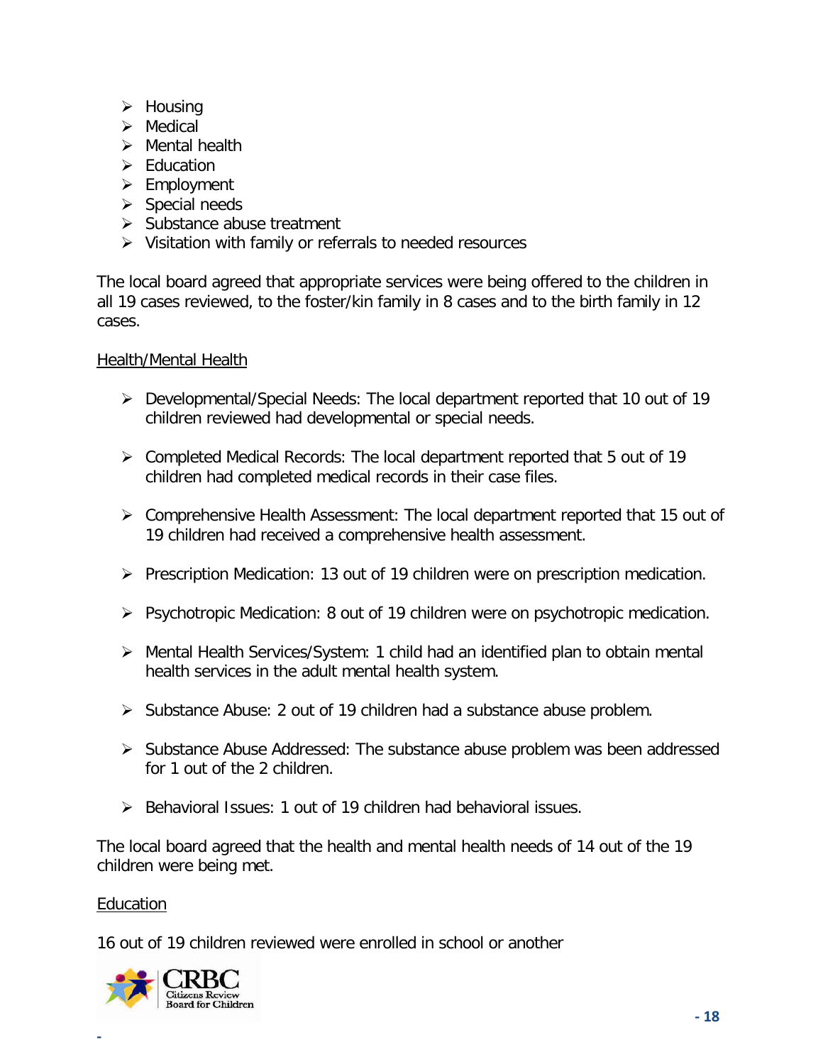- Housing
- Medical
- Mental health
- Education
- Employment
- Special needs
- Substance abuse treatment
- Visitation with family or referrals to needed resources

The local board agreed that appropriate services were being offered to the children in all 19 cases reviewed, to the foster/kin family in 8 cases and to the birth family in 12 cases.

Health/Mental Health

- Developmental/Special Needs: The local department reported that 10 out of 19 children reviewed had developmental or special needs.

- Completed Medical Records: The local department reported that 5 out of 19 children had completed medical records in their case files.

- Comprehensive Health Assessment: The local department reported that 15 out of 19 children had received a comprehensive health assessment.

- Prescription Medication: 13 out of 19 children were on prescription medication.

- Psychotropic Medication: 8 out of 19 children were on psychotropic medication.

- Mental Health Services/System: 1 child had an identified plan to obtain mental health services in the adult mental health system.

- Substance Abuse: 2 out of 19 children had a substance abuse problem.

- Substance Abuse Addressed: The substance abuse problem was been addressed for 1 out of the 2 children.

- Behavioral Issues: 1 out of 19 children had behavioral issues.

The local board agreed that the health and mental health needs of 14 out of the 19 children were being met.

Education

16 out of 19 children reviewed were enrolled in school or another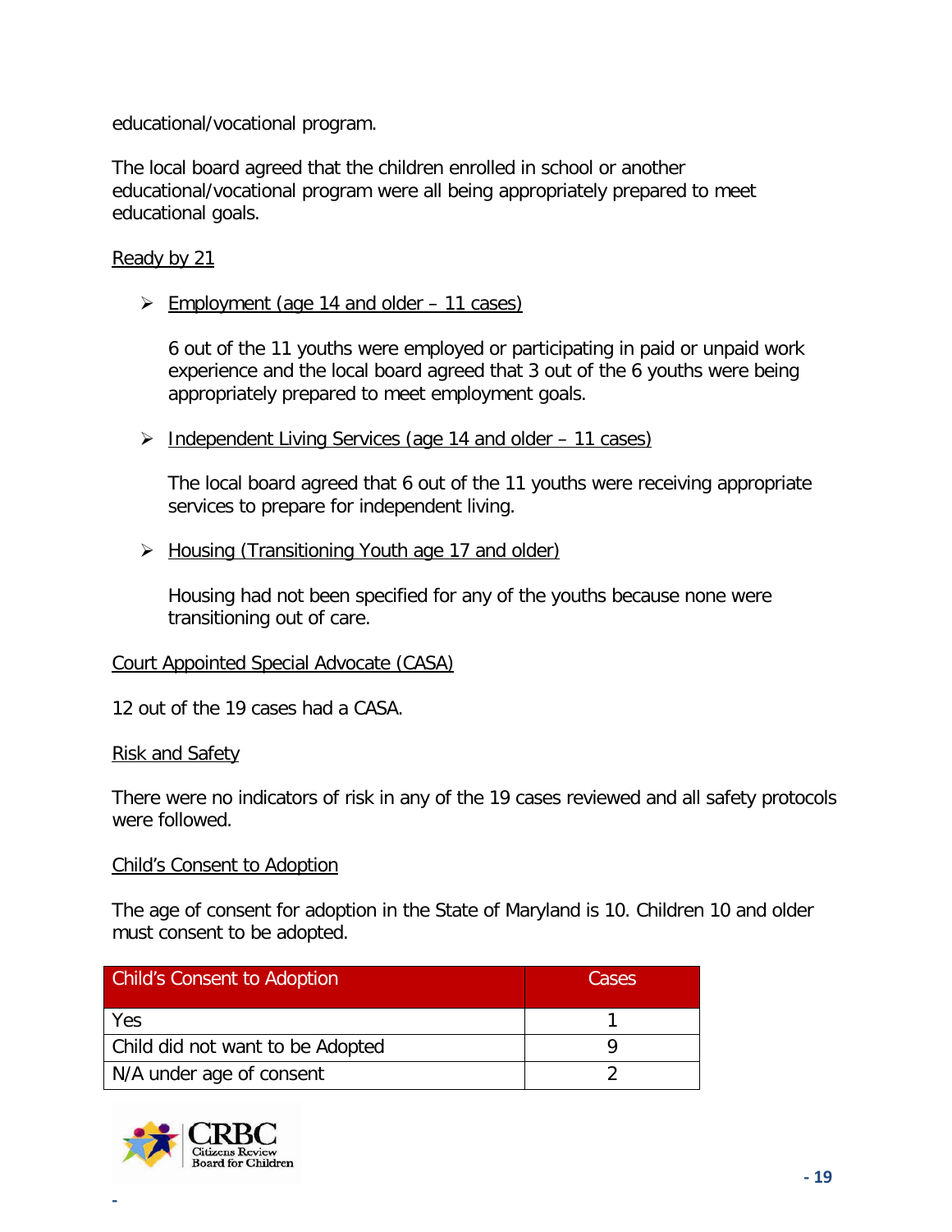educational/vocational program.

The local board agreed that the children enrolled in school or another educational/vocational program were all being appropriately prepared to meet educational goals.

Ready by 21

- Employment (age 14 and older – 11 cases)

  6 out of the 11 youths were employed or participating in paid or unpaid work experience and the local board agreed that 3 out of the 6 youths were being appropriately prepared to meet employment goals.

- Independent Living Services (age 14 and older – 11 cases)

  The local board agreed that 6 out of the 11 youths were receiving appropriate services to prepare for independent living.

- Housing (Transitioning Youth age 17 and older)

  Housing had not been specified for any of the youths because none were transitioning out of care.

Court Appointed Special Advocate (CASA)

12 out of the 19 cases had a CASA.

Risk and Safety

There were no indicators of risk in any of the 19 cases reviewed and all safety protocols were followed.

Child's Consent to Adoption

The age of consent for adoption in the State of Maryland is 10. Children 10 and older must consent to be adopted.

| Child's Consent to Adoption | Cases |
|---|---|
| Yes | 1 |
| Child did not want to be Adopted | 9 |
| N/A under age of consent | 2 |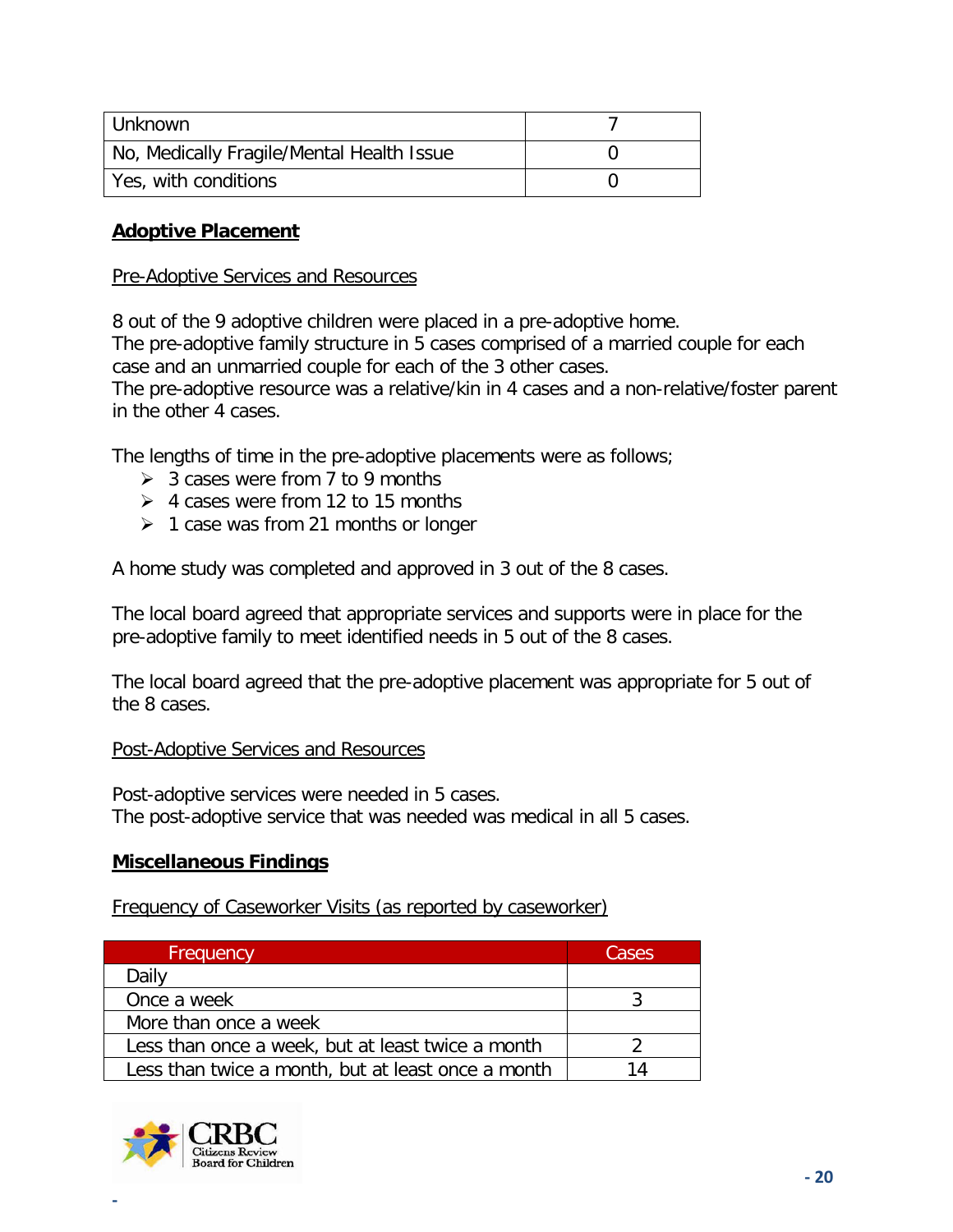| Unknown | 7 |
|---|---|
| No, Medically Fragile/Mental Health Issue | 0 |
| Yes, with conditions | 0 |

## **Adoptive Placement**

Pre-Adoptive Services and Resources

8 out of the 9 adoptive children were placed in a pre-adoptive home.
The pre-adoptive family structure in 5 cases comprised of a married couple for each case and an unmarried couple for each of the 3 other cases.
The pre-adoptive resource was a relative/kin in 4 cases and a non-relative/foster parent in the other 4 cases.

The lengths of time in the pre-adoptive placements were as follows;

- 3 cases were from 7 to 9 months
- 4 cases were from 12 to 15 months
- 1 case was from 21 months or longer

A home study was completed and approved in 3 out of the 8 cases.

The local board agreed that appropriate services and supports were in place for the pre-adoptive family to meet identified needs in 5 out of the 8 cases.

The local board agreed that the pre-adoptive placement was appropriate for 5 out of the 8 cases.

Post-Adoptive Services and Resources

Post-adoptive services were needed in 5 cases.
The post-adoptive service that was needed was medical in all 5 cases.

## **Miscellaneous Findings**

Frequency of Caseworker Visits (as reported by caseworker)

| Frequency | Cases |
|---|---|
| Daily | |
| Once a week | 3 |
| More than once a week | |
| Less than once a week, but at least twice a month | 2 |
| Less than twice a month, but at least once a month | 14 |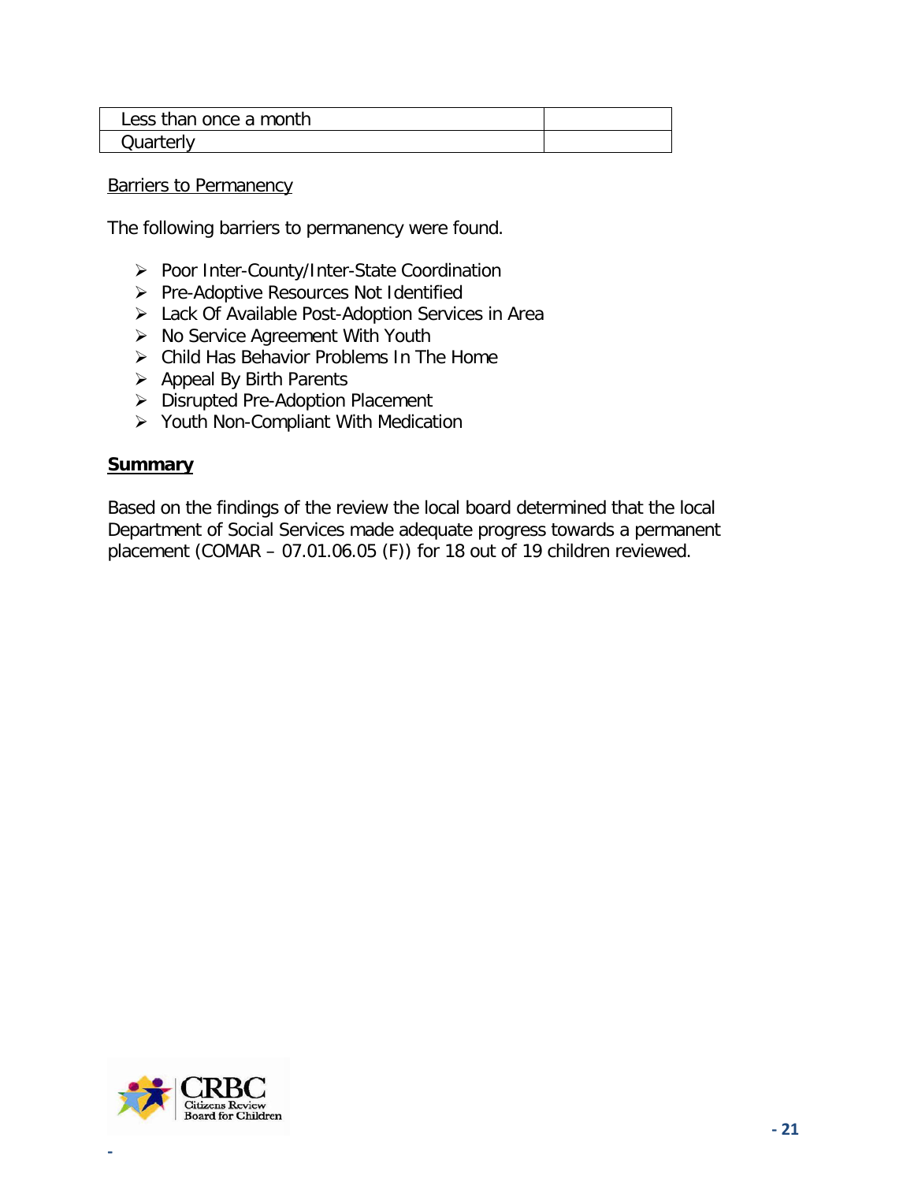| Less than once a month | |
|---|---|
| Quarterly | |

Barriers to Permanency

The following barriers to permanency were found.

- Poor Inter-County/Inter-State Coordination
- Pre-Adoptive Resources Not Identified
- Lack Of Available Post-Adoption Services in Area
- No Service Agreement With Youth
- Child Has Behavior Problems In The Home
- Appeal By Birth Parents
- Disrupted Pre-Adoption Placement
- Youth Non-Compliant With Medication

**Summary**

Based on the findings of the review the local board determined that the local Department of Social Services made adequate progress towards a permanent placement (COMAR – 07.01.06.05 (F)) for 18 out of 19 children reviewed.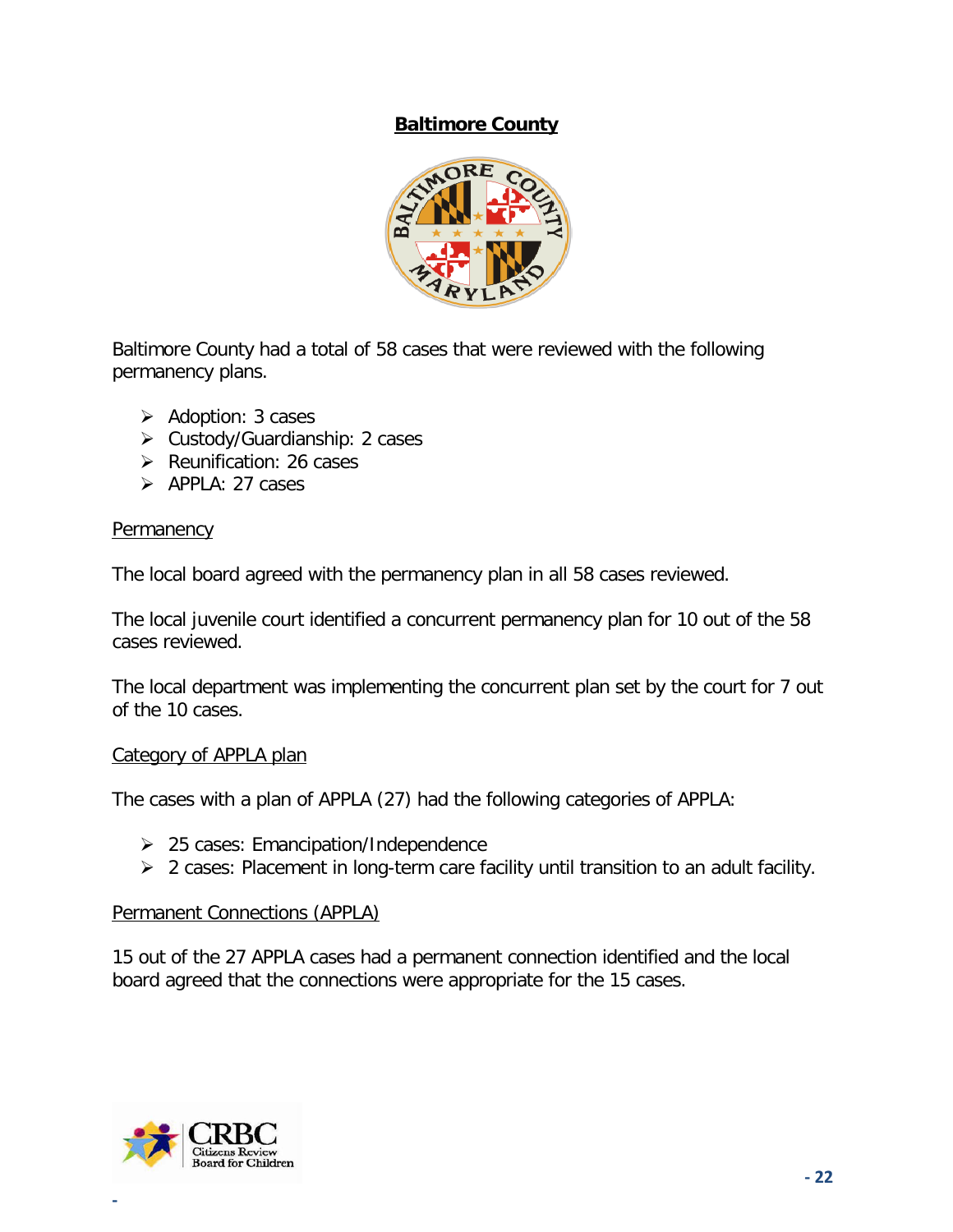## Baltimore County

Baltimore County had a total of 58 cases that were reviewed with the following permanency plans.

- Adoption: 3 cases
- Custody/Guardianship: 2 cases
- Reunification: 26 cases
- APPLA: 27 cases

### Permanency

The local board agreed with the permanency plan in all 58 cases reviewed.

The local juvenile court identified a concurrent permanency plan for 10 out of the 58 cases reviewed.

The local department was implementing the concurrent plan set by the court for 7 out of the 10 cases.

### Category of APPLA plan

The cases with a plan of APPLA (27) had the following categories of APPLA:

- 25 cases: Emancipation/Independence
- 2 cases: Placement in long-term care facility until transition to an adult facility.

### Permanent Connections (APPLA)

15 out of the 27 APPLA cases had a permanent connection identified and the local board agreed that the connections were appropriate for the 15 cases.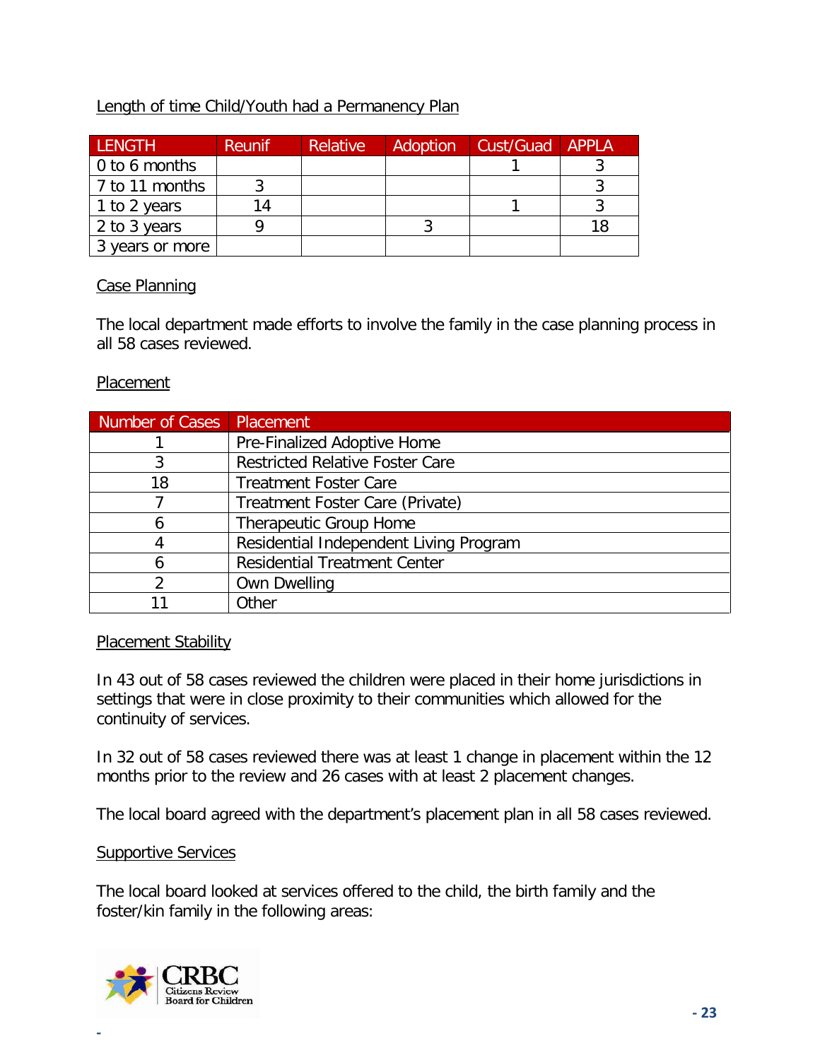Length of time Child/Youth had a Permanency Plan

| LENGTH | Reunif | Relative | Adoption | Cust/Guad | APPLA |
|---|---|---|---|---|---|
| 0 to 6 months | | | | 1 | 3 |
| 7 to 11 months | 3 | | | | 3 |
| 1 to 2 years | 14 | | | 1 | 3 |
| 2 to 3 years | 9 | | 3 | | 18 |
| 3 years or more | | | | | |

Case Planning

The local department made efforts to involve the family in the case planning process in all 58 cases reviewed.

Placement

| Number of Cases | Placement |
|---|---|
| 1 | Pre-Finalized Adoptive Home |
| 3 | Restricted Relative Foster Care |
| 18 | Treatment Foster Care |
| 7 | Treatment Foster Care (Private) |
| 6 | Therapeutic Group Home |
| 4 | Residential Independent Living Program |
| 6 | Residential Treatment Center |
| 2 | Own Dwelling |
| 11 | Other |

Placement Stability

In 43 out of 58 cases reviewed the children were placed in their home jurisdictions in settings that were in close proximity to their communities which allowed for the continuity of services.

In 32 out of 58 cases reviewed there was at least 1 change in placement within the 12 months prior to the review and 26 cases with at least 2 placement changes.

The local board agreed with the department's placement plan in all 58 cases reviewed.

Supportive Services

The local board looked at services offered to the child, the birth family and the foster/kin family in the following areas: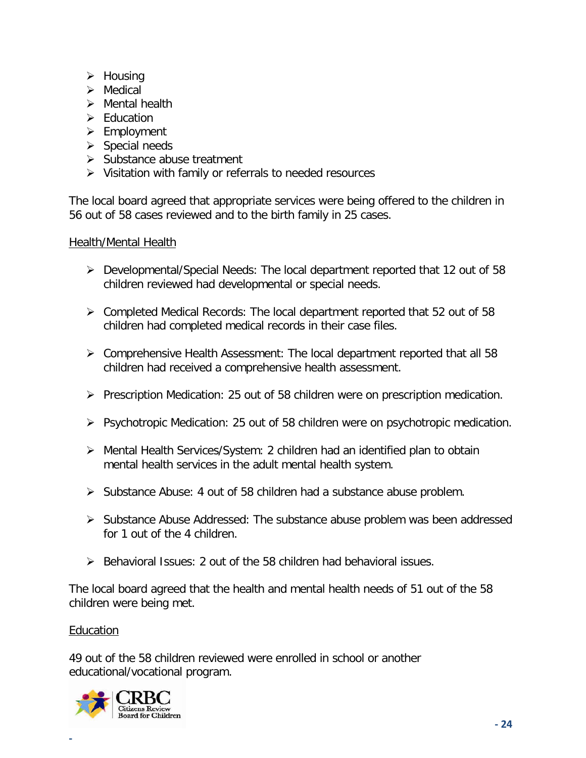- Housing
- Medical
- Mental health
- Education
- Employment
- Special needs
- Substance abuse treatment
- Visitation with family or referrals to needed resources

The local board agreed that appropriate services were being offered to the children in 56 out of 58 cases reviewed and to the birth family in 25 cases.

Health/Mental Health

- Developmental/Special Needs: The local department reported that 12 out of 58 children reviewed had developmental or special needs.

- Completed Medical Records: The local department reported that 52 out of 58 children had completed medical records in their case files.

- Comprehensive Health Assessment: The local department reported that all 58 children had received a comprehensive health assessment.

- Prescription Medication: 25 out of 58 children were on prescription medication.

- Psychotropic Medication: 25 out of 58 children were on psychotropic medication.

- Mental Health Services/System: 2 children had an identified plan to obtain mental health services in the adult mental health system.

- Substance Abuse: 4 out of 58 children had a substance abuse problem.

- Substance Abuse Addressed: The substance abuse problem was been addressed for 1 out of the 4 children.

- Behavioral Issues: 2 out of the 58 children had behavioral issues.

The local board agreed that the health and mental health needs of 51 out of the 58 children were being met.

Education

49 out of the 58 children reviewed were enrolled in school or another educational/vocational program.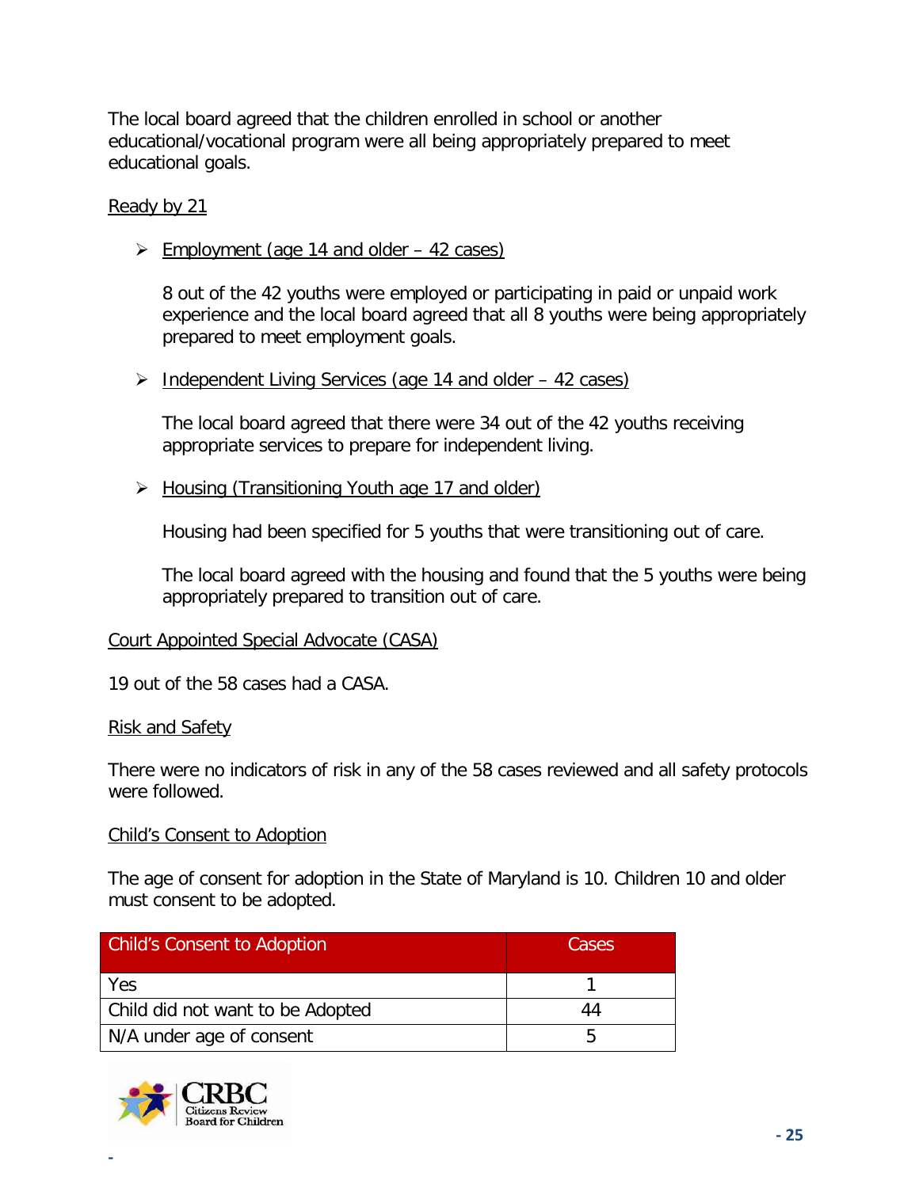The local board agreed that the children enrolled in school or another educational/vocational program were all being appropriately prepared to meet educational goals.

Ready by 21

- Employment (age 14 and older – 42 cases)

  8 out of the 42 youths were employed or participating in paid or unpaid work experience and the local board agreed that all 8 youths were being appropriately prepared to meet employment goals.

- Independent Living Services (age 14 and older – 42 cases)

  The local board agreed that there were 34 out of the 42 youths receiving appropriate services to prepare for independent living.

- Housing (Transitioning Youth age 17 and older)

  Housing had been specified for 5 youths that were transitioning out of care.

  The local board agreed with the housing and found that the 5 youths were being appropriately prepared to transition out of care.

Court Appointed Special Advocate (CASA)

19 out of the 58 cases had a CASA.

Risk and Safety

There were no indicators of risk in any of the 58 cases reviewed and all safety protocols were followed.

Child's Consent to Adoption

The age of consent for adoption in the State of Maryland is 10. Children 10 and older must consent to be adopted.

| Child's Consent to Adoption | Cases |
|---|---|
| Yes | 1 |
| Child did not want to be Adopted | 44 |
| N/A under age of consent | 5 |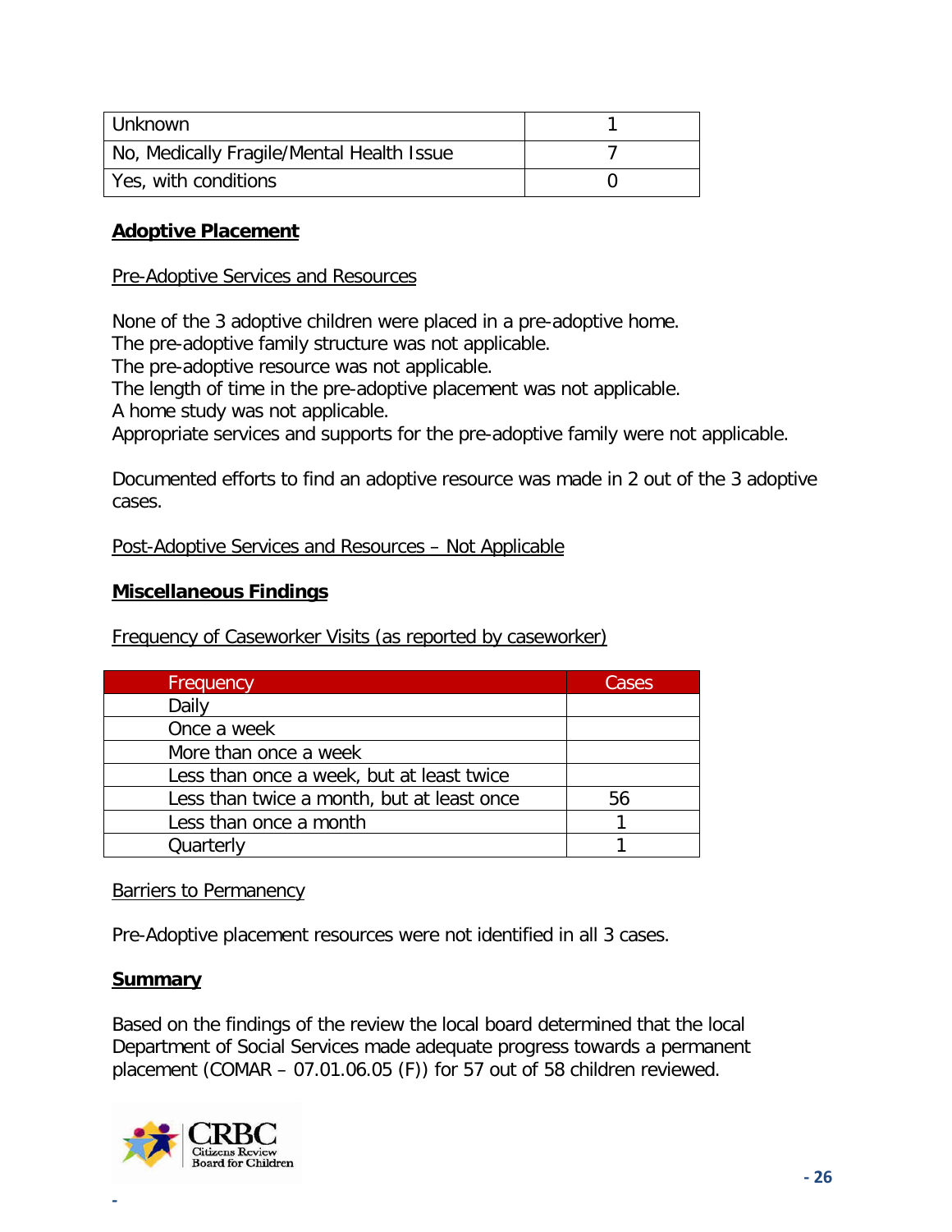| Unknown | 1 |
|---|---|
| No, Medically Fragile/Mental Health Issue | 7 |
| Yes, with conditions | 0 |

## **Adoptive Placement**

Pre-Adoptive Services and Resources

None of the 3 adoptive children were placed in a pre-adoptive home.
The pre-adoptive family structure was not applicable.
The pre-adoptive resource was not applicable.
The length of time in the pre-adoptive placement was not applicable.
A home study was not applicable.
Appropriate services and supports for the pre-adoptive family were not applicable.

Documented efforts to find an adoptive resource was made in 2 out of the 3 adoptive cases.

Post-Adoptive Services and Resources – Not Applicable

## **Miscellaneous Findings**

Frequency of Caseworker Visits (as reported by caseworker)

| Frequency | Cases |
|---|---|
| Daily | |
| Once a week | |
| More than once a week | |
| Less than once a week, but at least twice | |
| Less than twice a month, but at least once | 56 |
| Less than once a month | 1 |
| Quarterly | 1 |

Barriers to Permanency

Pre-Adoptive placement resources were not identified in all 3 cases.

## **Summary**

Based on the findings of the review the local board determined that the local Department of Social Services made adequate progress towards a permanent placement (COMAR – 07.01.06.05 (F)) for 57 out of 58 children reviewed.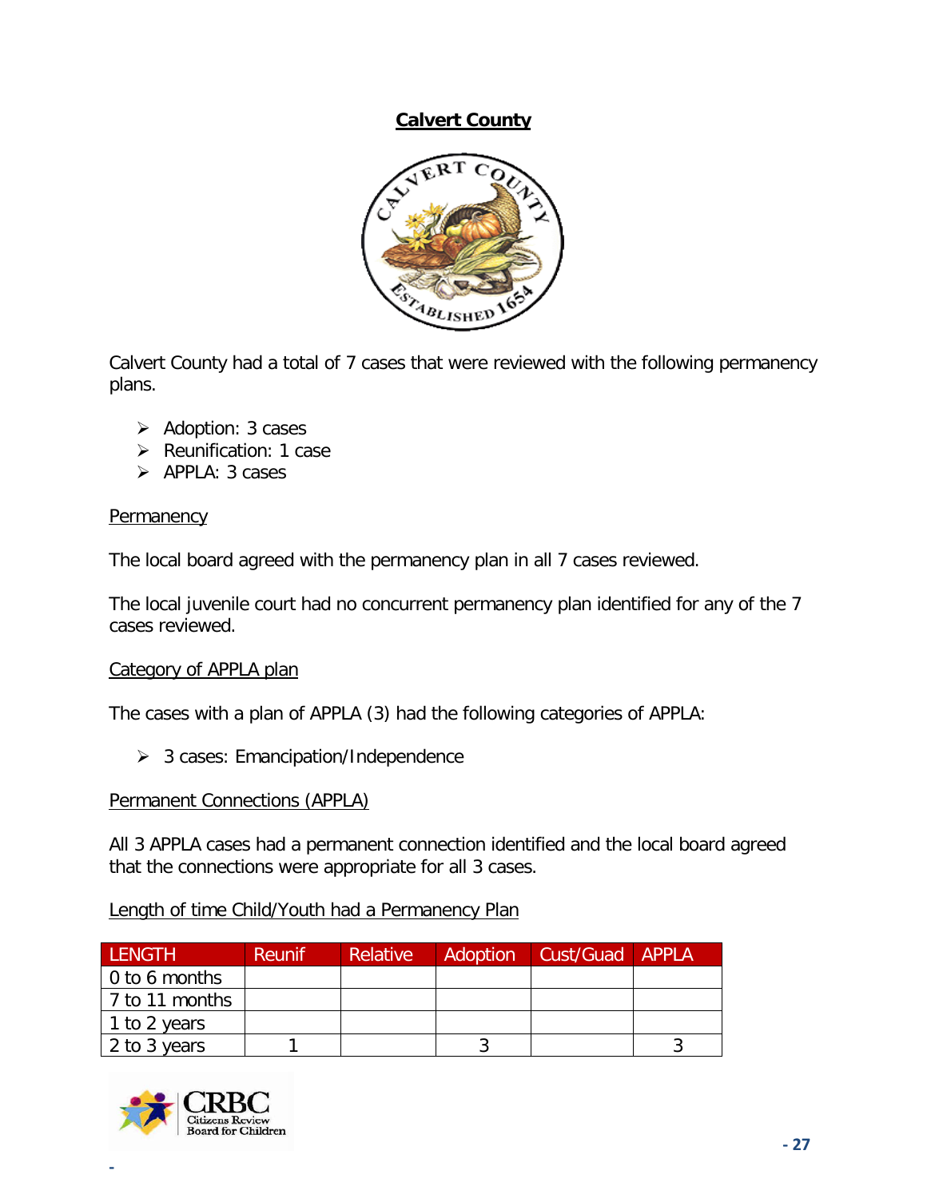# Calvert County

Calvert County had a total of 7 cases that were reviewed with the following permanency plans.

- Adoption: 3 cases
- Reunification: 1 case
- APPLA: 3 cases

## Permanency

The local board agreed with the permanency plan in all 7 cases reviewed.

The local juvenile court had no concurrent permanency plan identified for any of the 7 cases reviewed.

## Category of APPLA plan

The cases with a plan of APPLA (3) had the following categories of APPLA:

- 3 cases: Emancipation/Independence

## Permanent Connections (APPLA)

All 3 APPLA cases had a permanent connection identified and the local board agreed that the connections were appropriate for all 3 cases.

## Length of time Child/Youth had a Permanency Plan

| LENGTH | Reunif | Relative | Adoption | Cust/Guad | APPLA |
|---|---|---|---|---|---|
| 0 to 6 months | | | | | |
| 7 to 11 months | | | | | |
| 1 to 2 years | | | | | |
| 2 to 3 years | 1 | | 3 | | 3 |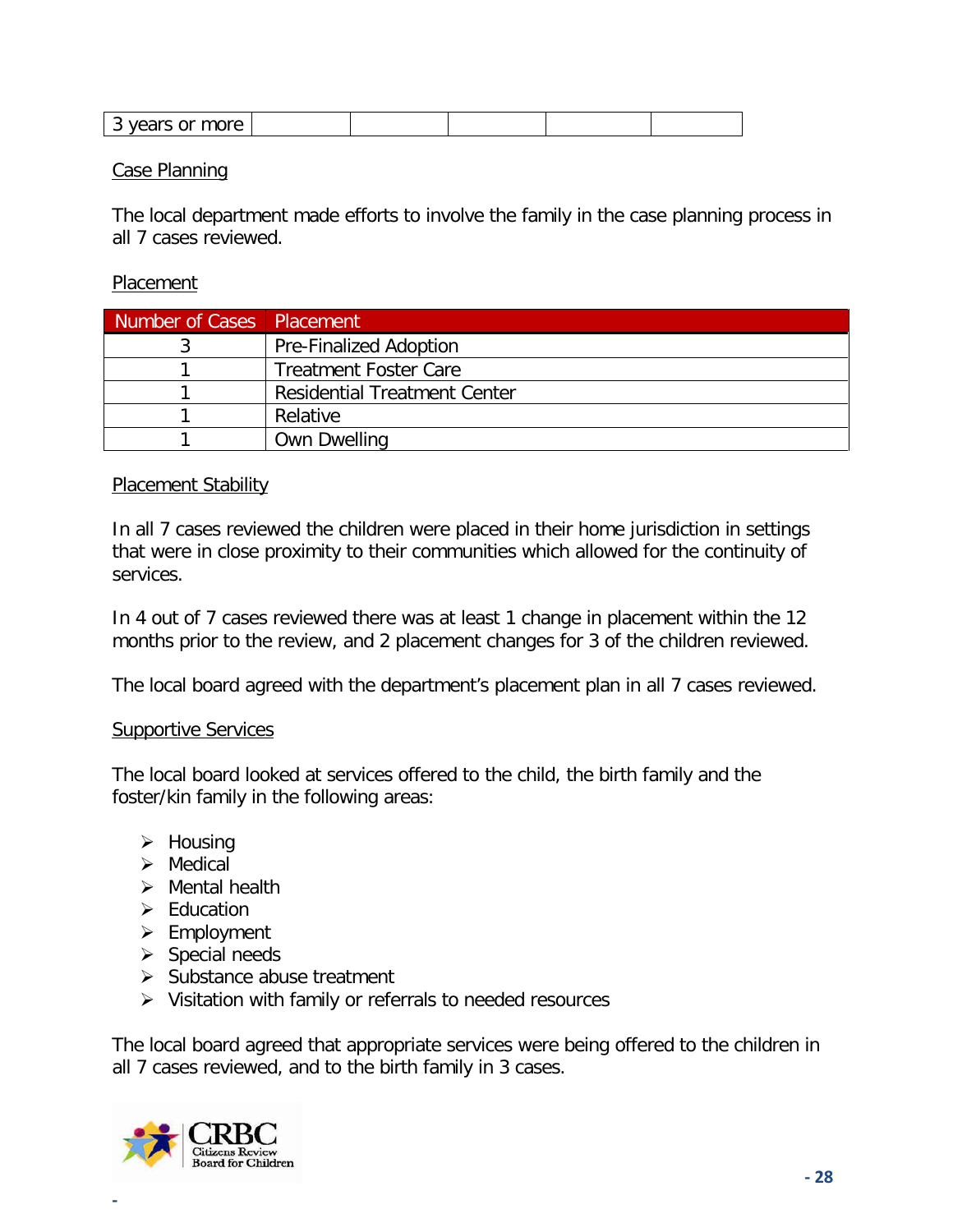| 3 years or more | | | | | |
|---|---|---|---|---|---|

Case Planning

The local department made efforts to involve the family in the case planning process in all 7 cases reviewed.

Placement

| Number of Cases | Placement |
|---|---|
| 3 | Pre-Finalized Adoption |
| 1 | Treatment Foster Care |
| 1 | Residential Treatment Center |
| 1 | Relative |
| 1 | Own Dwelling |

Placement Stability

In all 7 cases reviewed the children were placed in their home jurisdiction in settings that were in close proximity to their communities which allowed for the continuity of services.

In 4 out of 7 cases reviewed there was at least 1 change in placement within the 12 months prior to the review, and 2 placement changes for 3 of the children reviewed.

The local board agreed with the department's placement plan in all 7 cases reviewed.

Supportive Services

The local board looked at services offered to the child, the birth family and the foster/kin family in the following areas:

- Housing
- Medical
- Mental health
- Education
- Employment
- Special needs
- Substance abuse treatment
- Visitation with family or referrals to needed resources

The local board agreed that appropriate services were being offered to the children in all 7 cases reviewed, and to the birth family in 3 cases.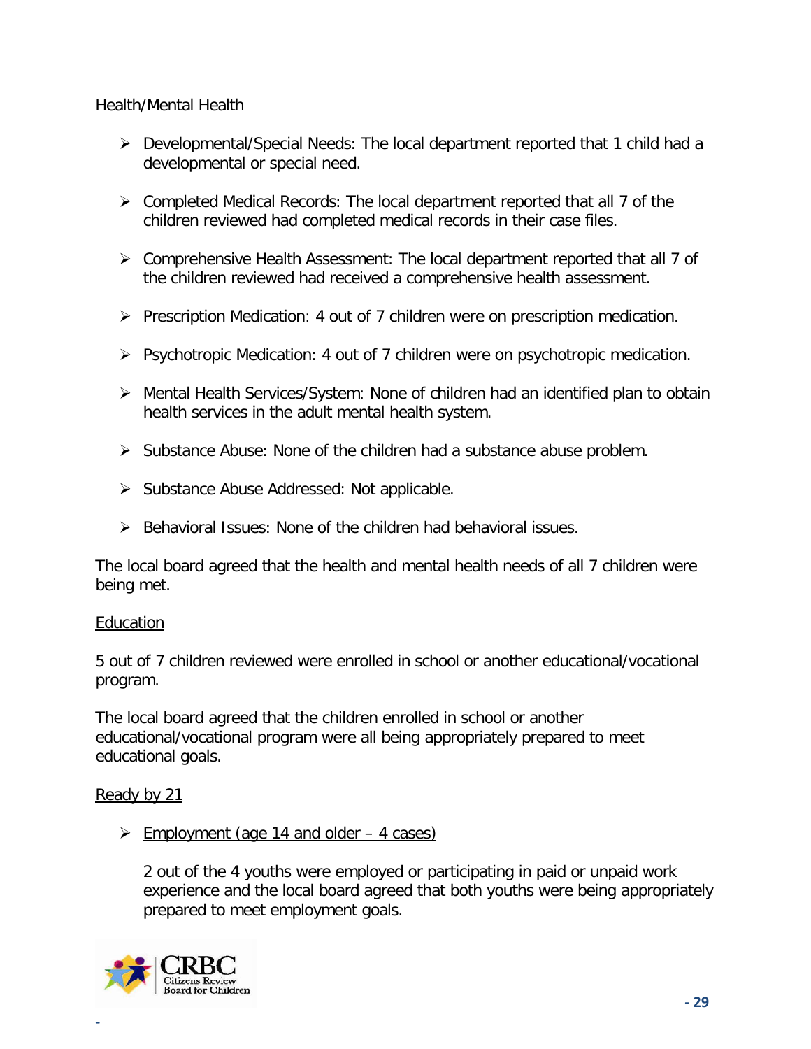<u>Health/Mental Health</u>

- Developmental/Special Needs: The local department reported that 1 child had a developmental or special need.

- Completed Medical Records: The local department reported that all 7 of the children reviewed had completed medical records in their case files.

- Comprehensive Health Assessment: The local department reported that all 7 of the children reviewed had received a comprehensive health assessment.

- Prescription Medication: 4 out of 7 children were on prescription medication.

- Psychotropic Medication: 4 out of 7 children were on psychotropic medication.

- Mental Health Services/System: None of children had an identified plan to obtain health services in the adult mental health system.

- Substance Abuse: None of the children had a substance abuse problem.

- Substance Abuse Addressed: Not applicable.

- Behavioral Issues: None of the children had behavioral issues.

The local board agreed that the health and mental health needs of all 7 children were being met.

<u>Education</u>

5 out of 7 children reviewed were enrolled in school or another educational/vocational program.

The local board agreed that the children enrolled in school or another educational/vocational program were all being appropriately prepared to meet educational goals.

<u>Ready by 21</u>

- <u>Employment (age 14 and older – 4 cases)</u>

  2 out of the 4 youths were employed or participating in paid or unpaid work experience and the local board agreed that both youths were being appropriately prepared to meet employment goals.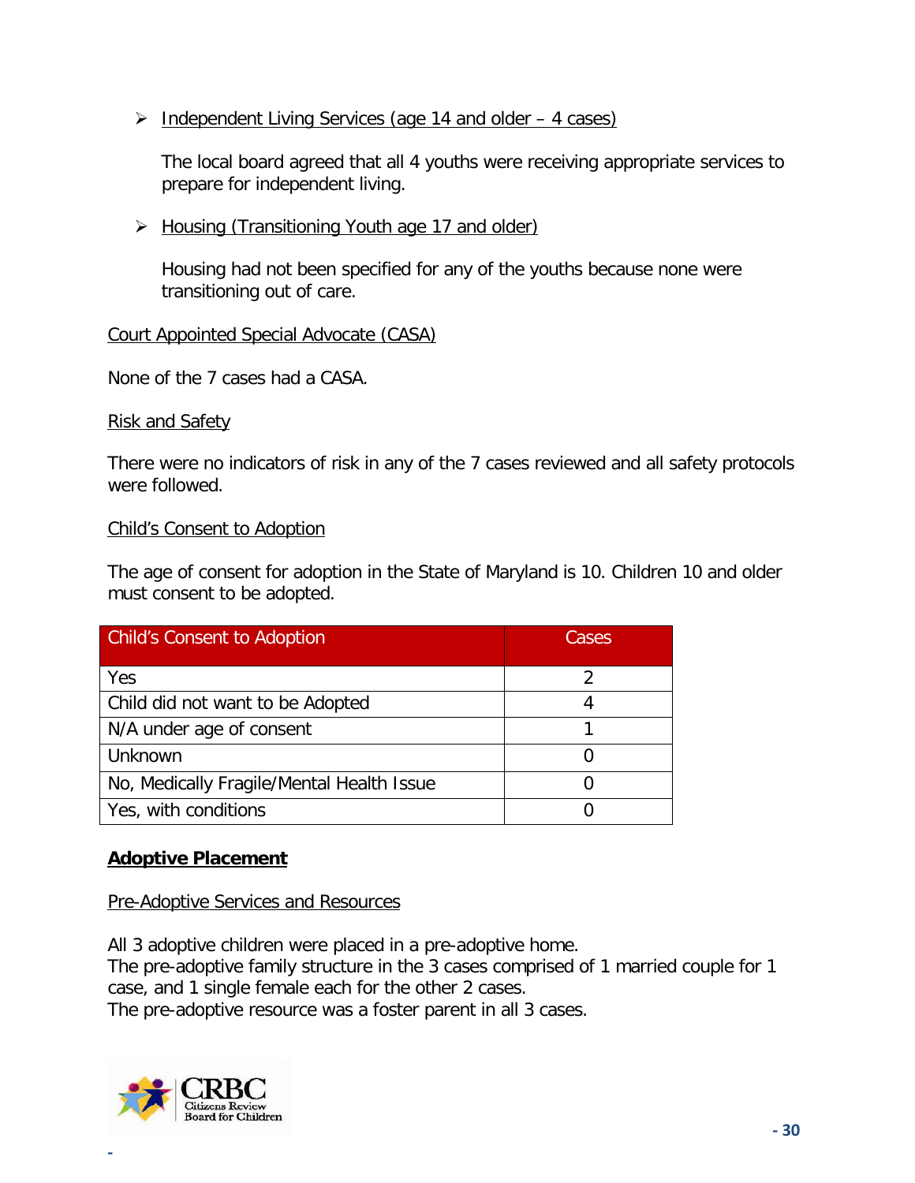- Independent Living Services (age 14 and older – 4 cases)

  The local board agreed that all 4 youths were receiving appropriate services to prepare for independent living.

- Housing (Transitioning Youth age 17 and older)

  Housing had not been specified for any of the youths because none were transitioning out of care.

Court Appointed Special Advocate (CASA)

None of the 7 cases had a CASA.

Risk and Safety

There were no indicators of risk in any of the 7 cases reviewed and all safety protocols were followed.

Child's Consent to Adoption

The age of consent for adoption in the State of Maryland is 10. Children 10 and older must consent to be adopted.

| Child's Consent to Adoption | Cases |
|---|---|
| Yes | 2 |
| Child did not want to be Adopted | 4 |
| N/A under age of consent | 1 |
| Unknown | 0 |
| No, Medically Fragile/Mental Health Issue | 0 |
| Yes, with conditions | 0 |

## Adoptive Placement

Pre-Adoptive Services and Resources

All 3 adoptive children were placed in a pre-adoptive home.
The pre-adoptive family structure in the 3 cases comprised of 1 married couple for 1 case, and 1 single female each for the other 2 cases.
The pre-adoptive resource was a foster parent in all 3 cases.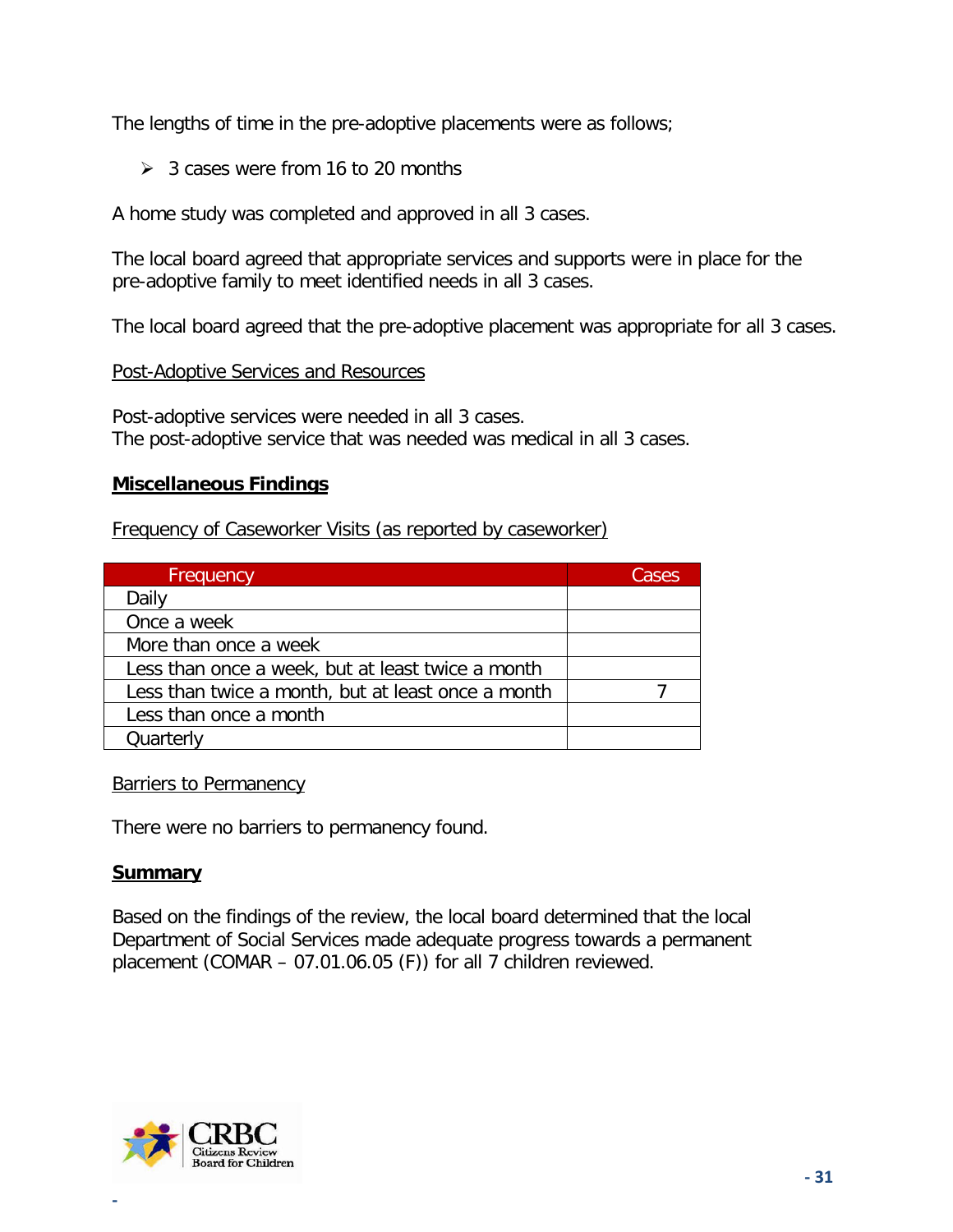The lengths of time in the pre-adoptive placements were as follows;

- 3 cases were from 16 to 20 months

A home study was completed and approved in all 3 cases.

The local board agreed that appropriate services and supports were in place for the pre-adoptive family to meet identified needs in all 3 cases.

The local board agreed that the pre-adoptive placement was appropriate for all 3 cases.

Post-Adoptive Services and Resources

Post-adoptive services were needed in all 3 cases.
The post-adoptive service that was needed was medical in all 3 cases.

## Miscellaneous Findings

Frequency of Caseworker Visits (as reported by caseworker)

| Frequency | Cases |
|---|---|
| Daily | |
| Once a week | |
| More than once a week | |
| Less than once a week, but at least twice a month | |
| Less than twice a month, but at least once a month | 7 |
| Less than once a month | |
| Quarterly | |

Barriers to Permanency

There were no barriers to permanency found.

## Summary

Based on the findings of the review, the local board determined that the local Department of Social Services made adequate progress towards a permanent placement (COMAR – 07.01.06.05 (F)) for all 7 children reviewed.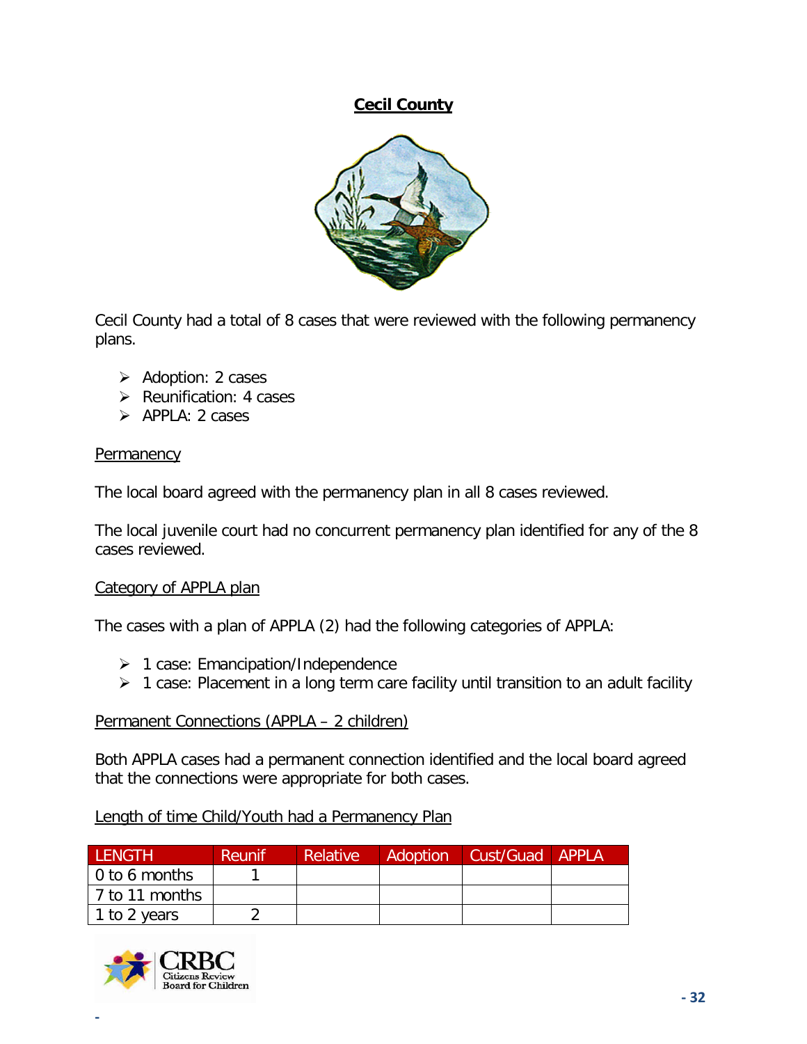## Cecil County

Cecil County had a total of 8 cases that were reviewed with the following permanency plans.

- Adoption: 2 cases
- Reunification: 4 cases
- APPLA: 2 cases

Permanency

The local board agreed with the permanency plan in all 8 cases reviewed.

The local juvenile court had no concurrent permanency plan identified for any of the 8 cases reviewed.

Category of APPLA plan

The cases with a plan of APPLA (2) had the following categories of APPLA:

- 1 case: Emancipation/Independence
- 1 case: Placement in a long term care facility until transition to an adult facility

Permanent Connections (APPLA – 2 children)

Both APPLA cases had a permanent connection identified and the local board agreed that the connections were appropriate for both cases.

Length of time Child/Youth had a Permanency Plan

| LENGTH | Reunif | Relative | Adoption | Cust/Guad | APPLA |
|---|---|---|---|---|---|
| 0 to 6 months | 1 | | | | |
| 7 to 11 months | | | | | |
| 1 to 2 years | 2 | | | | |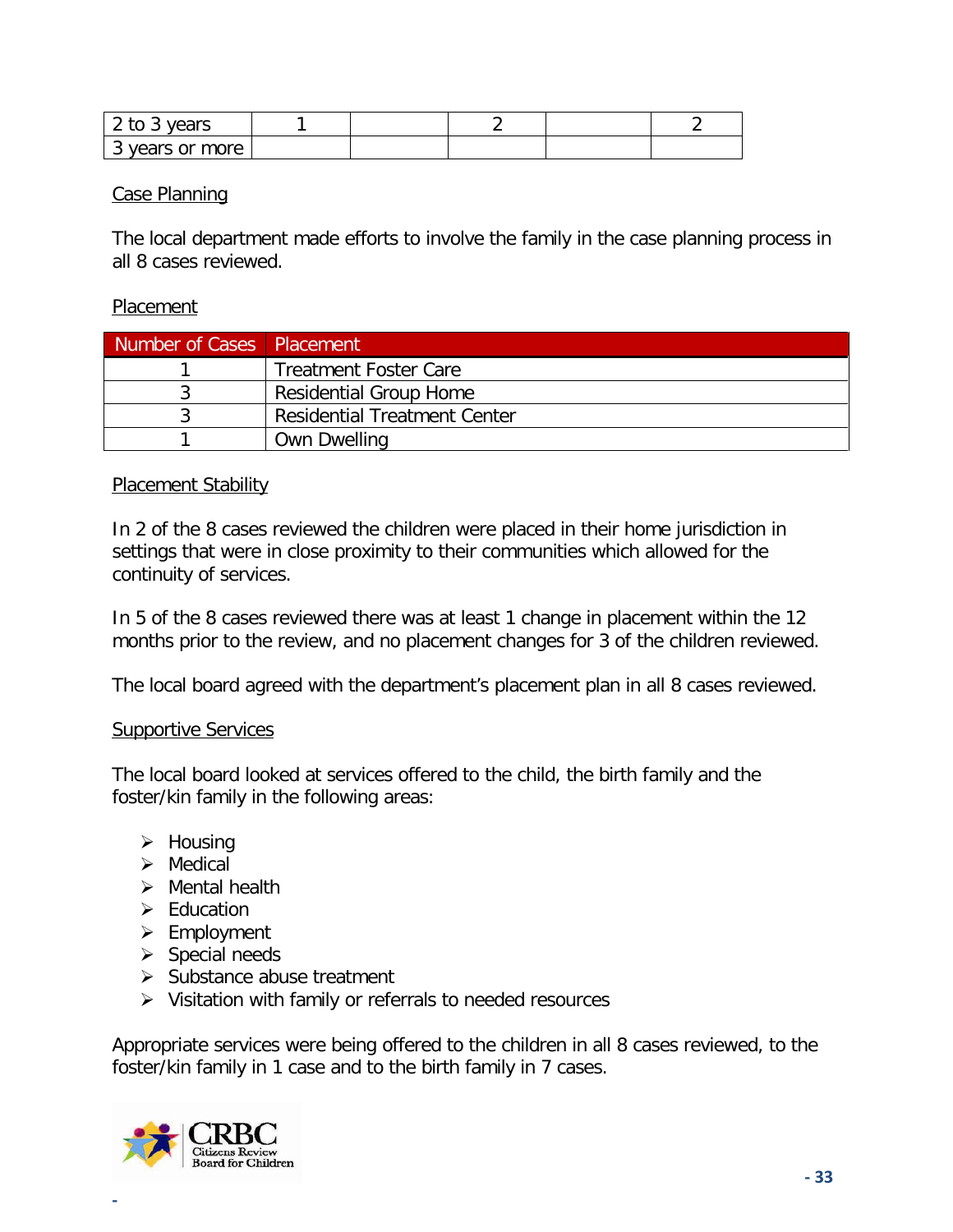| 2 to 3 years | 1 | | 2 | | 2 |
|---|---|---|---|---|---|
| 3 years or more | | | | | |

Case Planning

The local department made efforts to involve the family in the case planning process in all 8 cases reviewed.

Placement

| Number of Cases | Placement |
|---|---|
| 1 | Treatment Foster Care |
| 3 | Residential Group Home |
| 3 | Residential Treatment Center |
| 1 | Own Dwelling |

Placement Stability

In 2 of the 8 cases reviewed the children were placed in their home jurisdiction in settings that were in close proximity to their communities which allowed for the continuity of services.

In 5 of the 8 cases reviewed there was at least 1 change in placement within the 12 months prior to the review, and no placement changes for 3 of the children reviewed.

The local board agreed with the department's placement plan in all 8 cases reviewed.

Supportive Services

The local board looked at services offered to the child, the birth family and the foster/kin family in the following areas:

- Housing
- Medical
- Mental health
- Education
- Employment
- Special needs
- Substance abuse treatment
- Visitation with family or referrals to needed resources

Appropriate services were being offered to the children in all 8 cases reviewed, to the foster/kin family in 1 case and to the birth family in 7 cases.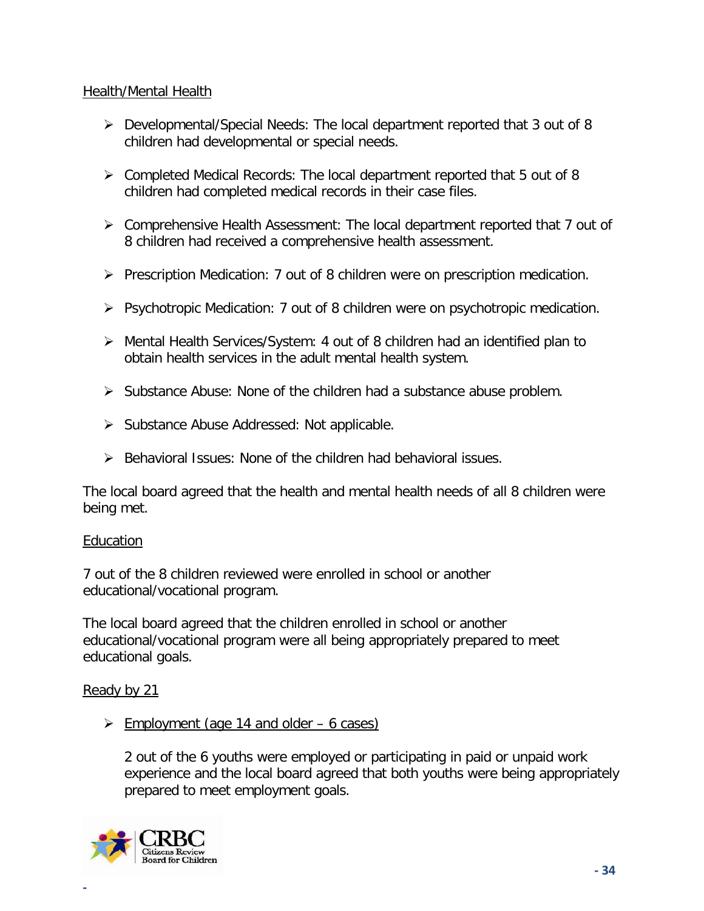Health/Mental Health

- Developmental/Special Needs: The local department reported that 3 out of 8 children had developmental or special needs.

- Completed Medical Records: The local department reported that 5 out of 8 children had completed medical records in their case files.

- Comprehensive Health Assessment: The local department reported that 7 out of 8 children had received a comprehensive health assessment.

- Prescription Medication: 7 out of 8 children were on prescription medication.

- Psychotropic Medication: 7 out of 8 children were on psychotropic medication.

- Mental Health Services/System: 4 out of 8 children had an identified plan to obtain health services in the adult mental health system.

- Substance Abuse: None of the children had a substance abuse problem.

- Substance Abuse Addressed: Not applicable.

- Behavioral Issues: None of the children had behavioral issues.

The local board agreed that the health and mental health needs of all 8 children were being met.

Education

7 out of the 8 children reviewed were enrolled in school or another educational/vocational program.

The local board agreed that the children enrolled in school or another educational/vocational program were all being appropriately prepared to meet educational goals.

Ready by 21

- Employment (age 14 and older – 6 cases)

  2 out of the 6 youths were employed or participating in paid or unpaid work experience and the local board agreed that both youths were being appropriately prepared to meet employment goals.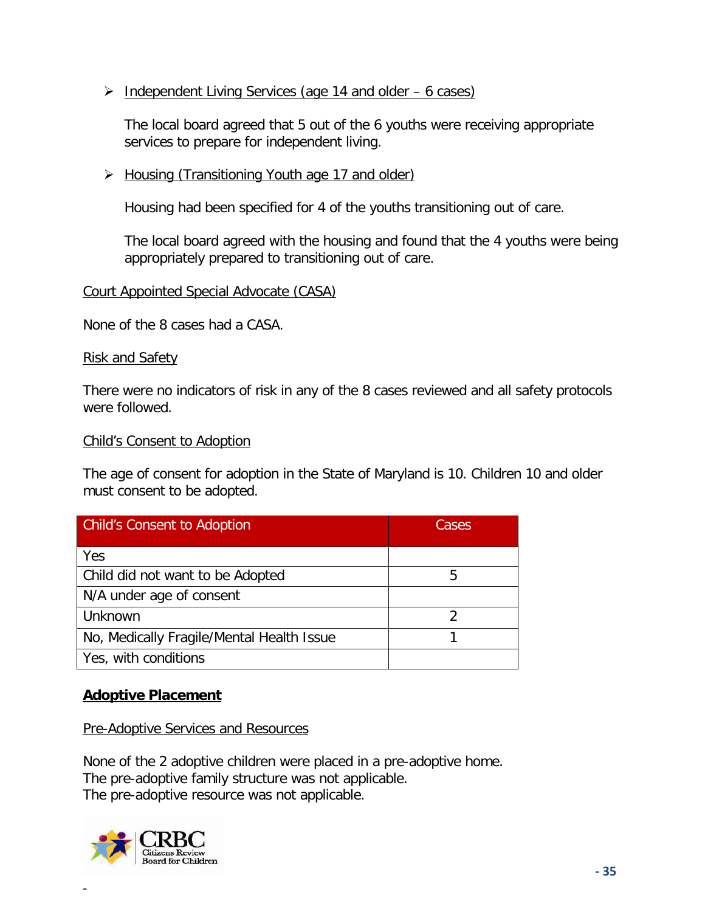- Independent Living Services (age 14 and older – 6 cases)

  The local board agreed that 5 out of the 6 youths were receiving appropriate services to prepare for independent living.

- Housing (Transitioning Youth age 17 and older)

  Housing had been specified for 4 of the youths transitioning out of care.

  The local board agreed with the housing and found that the 4 youths were being appropriately prepared to transitioning out of care.

Court Appointed Special Advocate (CASA)

None of the 8 cases had a CASA.

Risk and Safety

There were no indicators of risk in any of the 8 cases reviewed and all safety protocols were followed.

Child's Consent to Adoption

The age of consent for adoption in the State of Maryland is 10. Children 10 and older must consent to be adopted.

| Child's Consent to Adoption | Cases |
|---|---|
| Yes | |
| Child did not want to be Adopted | 5 |
| N/A under age of consent | |
| Unknown | 2 |
| No, Medically Fragile/Mental Health Issue | 1 |
| Yes, with conditions | |

## Adoptive Placement

Pre-Adoptive Services and Resources

None of the 2 adoptive children were placed in a pre-adoptive home.
The pre-adoptive family structure was not applicable.
The pre-adoptive resource was not applicable.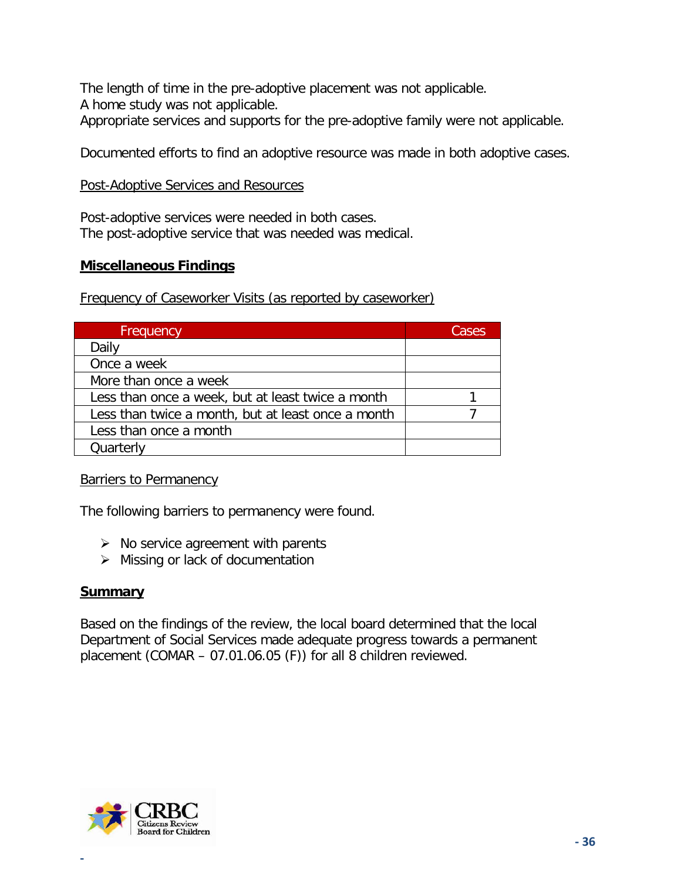The length of time in the pre-adoptive placement was not applicable.
A home study was not applicable.
Appropriate services and supports for the pre-adoptive family were not applicable.

Documented efforts to find an adoptive resource was made in both adoptive cases.

Post-Adoptive Services and Resources

Post-adoptive services were needed in both cases.
The post-adoptive service that was needed was medical.

## Miscellaneous Findings

Frequency of Caseworker Visits (as reported by caseworker)

| Frequency | Cases |
|---|---|
| Daily | |
| Once a week | |
| More than once a week | |
| Less than once a week, but at least twice a month | 1 |
| Less than twice a month, but at least once a month | 7 |
| Less than once a month | |
| Quarterly | |

Barriers to Permanency

The following barriers to permanency were found.

- No service agreement with parents
- Missing or lack of documentation

## Summary

Based on the findings of the review, the local board determined that the local Department of Social Services made adequate progress towards a permanent placement (COMAR – 07.01.06.05 (F)) for all 8 children reviewed.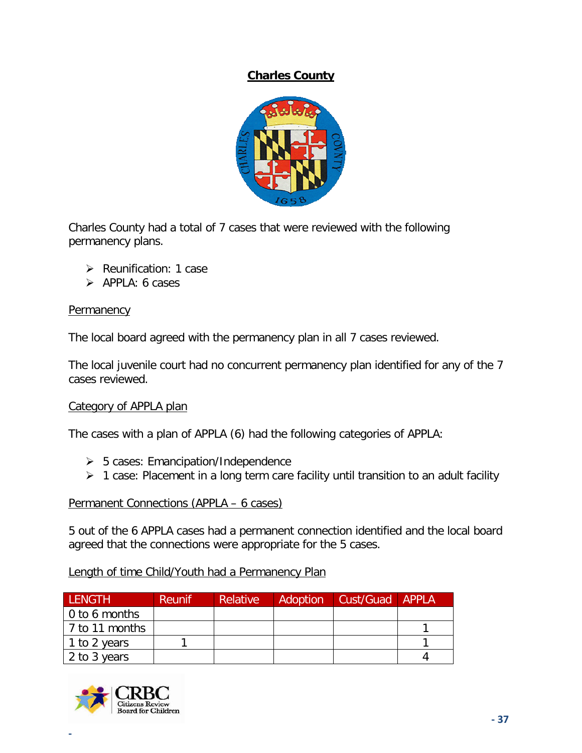## Charles County

Charles County had a total of 7 cases that were reviewed with the following permanency plans.

- Reunification: 1 case
- APPLA: 6 cases

Permanency

The local board agreed with the permanency plan in all 7 cases reviewed.

The local juvenile court had no concurrent permanency plan identified for any of the 7 cases reviewed.

Category of APPLA plan

The cases with a plan of APPLA (6) had the following categories of APPLA:

- 5 cases: Emancipation/Independence
- 1 case: Placement in a long term care facility until transition to an adult facility

Permanent Connections (APPLA – 6 cases)

5 out of the 6 APPLA cases had a permanent connection identified and the local board agreed that the connections were appropriate for the 5 cases.

Length of time Child/Youth had a Permanency Plan

| LENGTH | Reunif | Relative | Adoption | Cust/Guad | APPLA |
|---|---|---|---|---|---|
| 0 to 6 months | | | | | |
| 7 to 11 months | | | | | 1 |
| 1 to 2 years | 1 | | | | 1 |
| 2 to 3 years | | | | | 4 |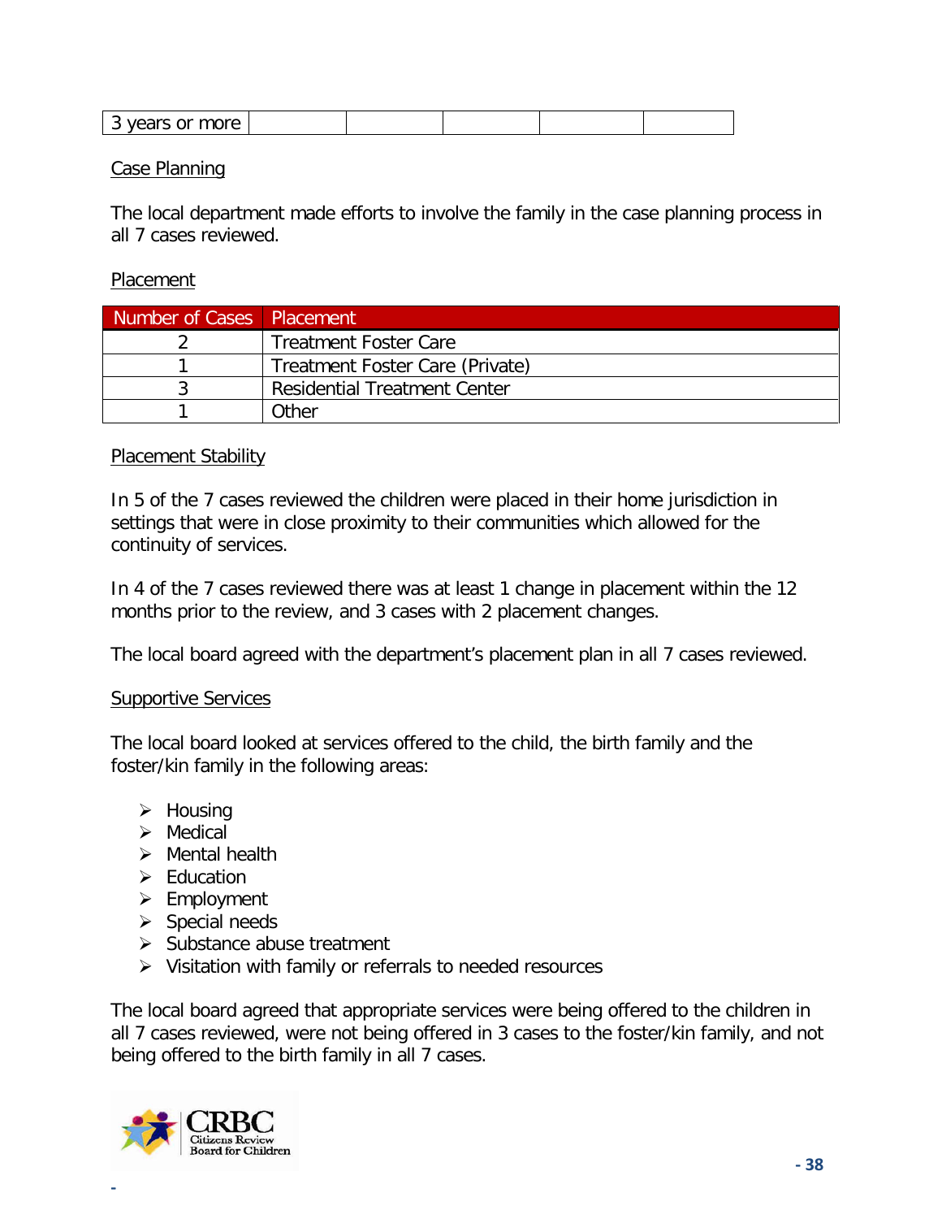| 3 years or more | | | | | |
|---|---|---|---|---|---|

Case Planning

The local department made efforts to involve the family in the case planning process in all 7 cases reviewed.

Placement

| Number of Cases | Placement |
|---|---|
| 2 | Treatment Foster Care |
| 1 | Treatment Foster Care (Private) |
| 3 | Residential Treatment Center |
| 1 | Other |

Placement Stability

In 5 of the 7 cases reviewed the children were placed in their home jurisdiction in settings that were in close proximity to their communities which allowed for the continuity of services.

In 4 of the 7 cases reviewed there was at least 1 change in placement within the 12 months prior to the review, and 3 cases with 2 placement changes.

The local board agreed with the department's placement plan in all 7 cases reviewed.

Supportive Services

The local board looked at services offered to the child, the birth family and the foster/kin family in the following areas:

- Housing
- Medical
- Mental health
- Education
- Employment
- Special needs
- Substance abuse treatment
- Visitation with family or referrals to needed resources

The local board agreed that appropriate services were being offered to the children in all 7 cases reviewed, were not being offered in 3 cases to the foster/kin family, and not being offered to the birth family in all 7 cases.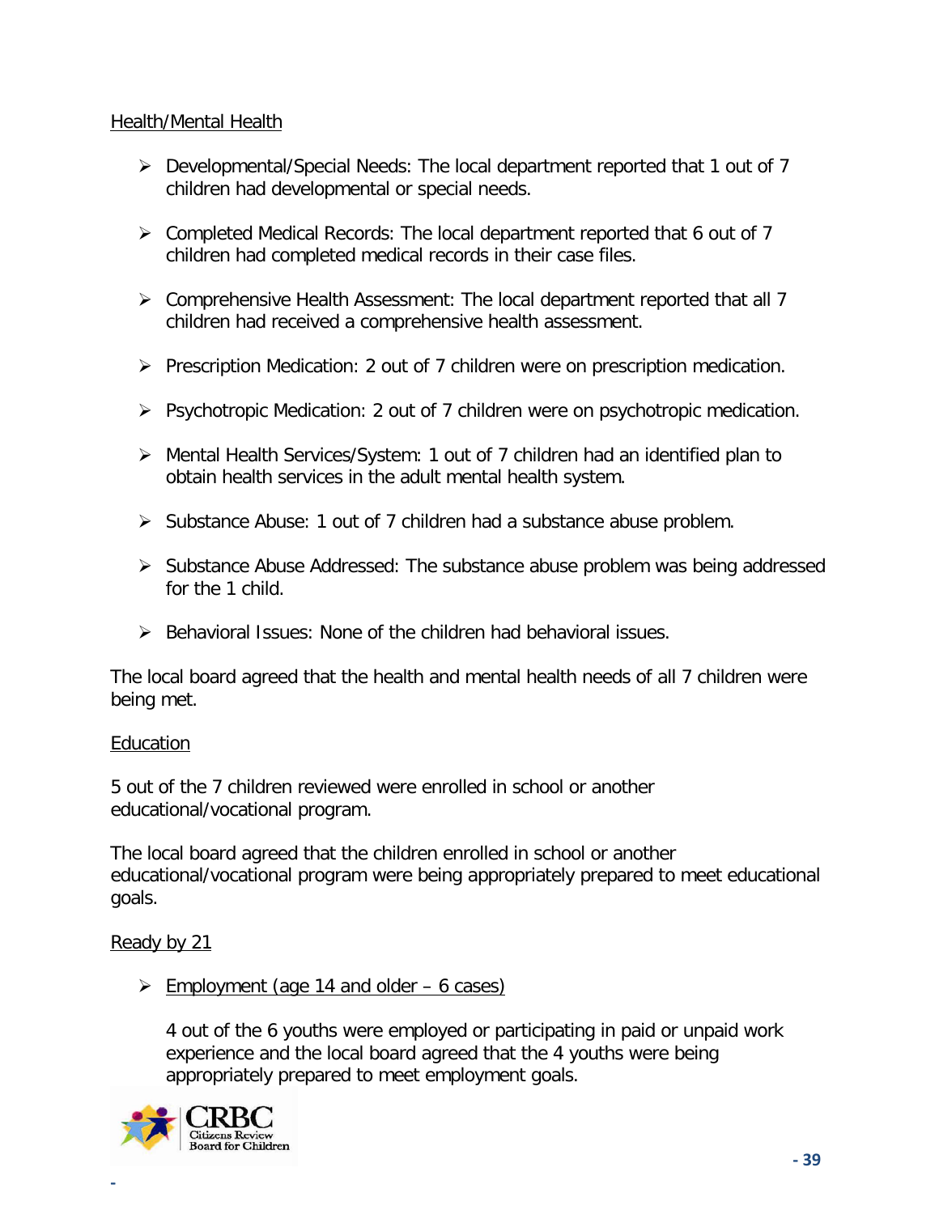Health/Mental Health

- Developmental/Special Needs: The local department reported that 1 out of 7 children had developmental or special needs.

- Completed Medical Records: The local department reported that 6 out of 7 children had completed medical records in their case files.

- Comprehensive Health Assessment: The local department reported that all 7 children had received a comprehensive health assessment.

- Prescription Medication: 2 out of 7 children were on prescription medication.

- Psychotropic Medication: 2 out of 7 children were on psychotropic medication.

- Mental Health Services/System: 1 out of 7 children had an identified plan to obtain health services in the adult mental health system.

- Substance Abuse: 1 out of 7 children had a substance abuse problem.

- Substance Abuse Addressed: The substance abuse problem was being addressed for the 1 child.

- Behavioral Issues: None of the children had behavioral issues.

The local board agreed that the health and mental health needs of all 7 children were being met.

Education

5 out of the 7 children reviewed were enrolled in school or another educational/vocational program.

The local board agreed that the children enrolled in school or another educational/vocational program were being appropriately prepared to meet educational goals.

Ready by 21

- Employment (age 14 and older – 6 cases)

  4 out of the 6 youths were employed or participating in paid or unpaid work experience and the local board agreed that the 4 youths were being appropriately prepared to meet employment goals.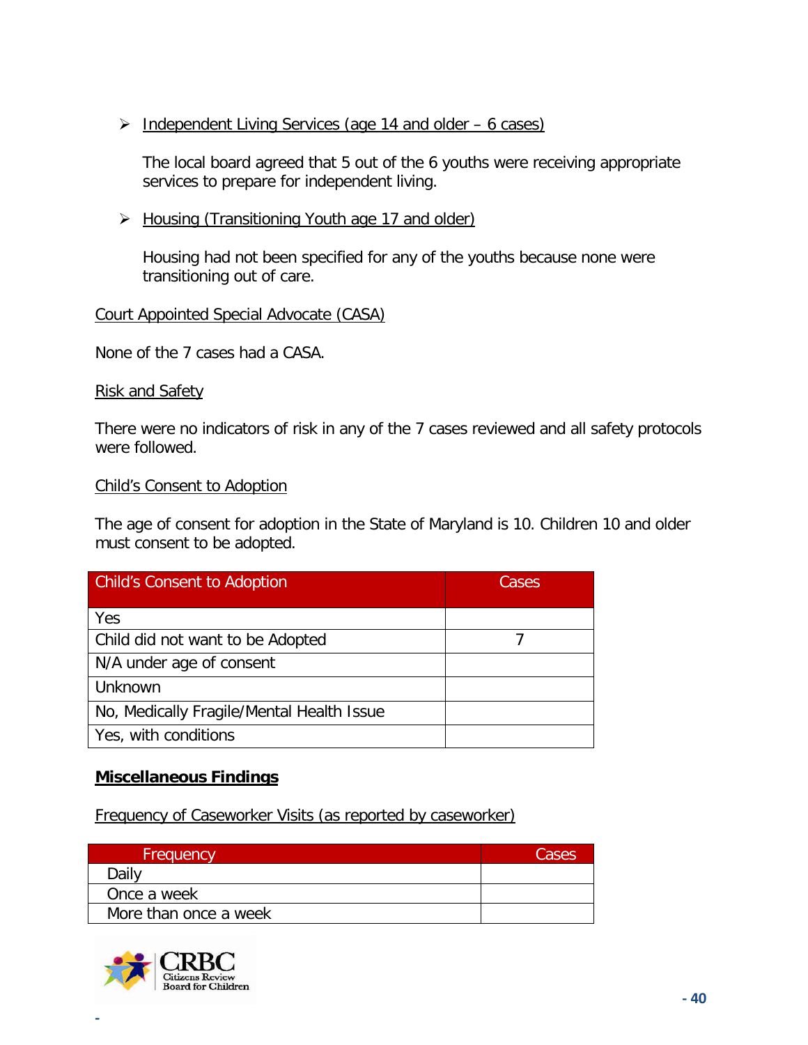- Independent Living Services (age 14 and older – 6 cases)

  The local board agreed that 5 out of the 6 youths were receiving appropriate services to prepare for independent living.

- Housing (Transitioning Youth age 17 and older)

  Housing had not been specified for any of the youths because none were transitioning out of care.

Court Appointed Special Advocate (CASA)

None of the 7 cases had a CASA.

Risk and Safety

There were no indicators of risk in any of the 7 cases reviewed and all safety protocols were followed.

Child's Consent to Adoption

The age of consent for adoption in the State of Maryland is 10. Children 10 and older must consent to be adopted.

| Child's Consent to Adoption | Cases |
|---|---|
| Yes | |
| Child did not want to be Adopted | 7 |
| N/A under age of consent | |
| Unknown | |
| No, Medically Fragile/Mental Health Issue | |
| Yes, with conditions | |

## Miscellaneous Findings

Frequency of Caseworker Visits (as reported by caseworker)

| Frequency | Cases |
|---|---|
| Daily | |
| Once a week | |
| More than once a week | |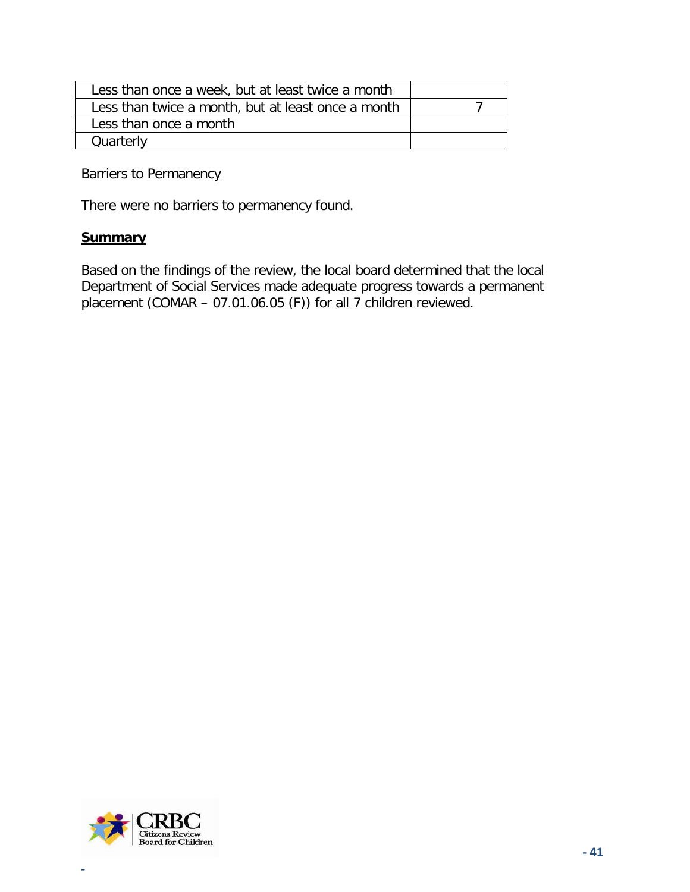| Less than once a week, but at least twice a month | |
| --- | --- |
| Less than twice a month, but at least once a month | 7 |
| Less than once a month | |
| Quarterly | |

Barriers to Permanency

There were no barriers to permanency found.

**Summary**

Based on the findings of the review, the local board determined that the local Department of Social Services made adequate progress towards a permanent placement (COMAR – 07.01.06.05 (F)) for all 7 children reviewed.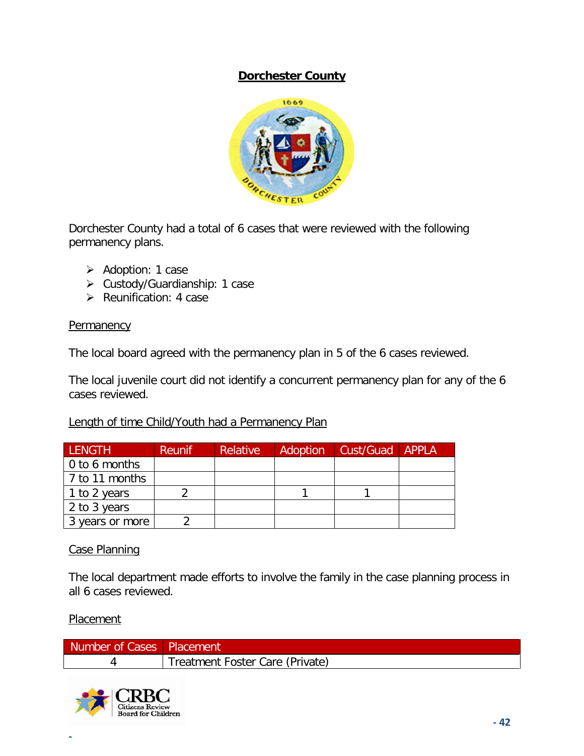## Dorchester County

Dorchester County had a total of 6 cases that were reviewed with the following permanency plans.

- Adoption: 1 case
- Custody/Guardianship: 1 case
- Reunification: 4 case

### Permanency

The local board agreed with the permanency plan in 5 of the 6 cases reviewed.

The local juvenile court did not identify a concurrent permanency plan for any of the 6 cases reviewed.

### Length of time Child/Youth had a Permanency Plan

| LENGTH | Reunif | Relative | Adoption | Cust/Guad | APPLA |
|---|---|---|---|---|---|
| 0 to 6 months | | | | | |
| 7 to 11 months | | | | | |
| 1 to 2 years | 2 | | 1 | 1 | |
| 2 to 3 years | | | | | |
| 3 years or more | 2 | | | | |

### Case Planning

The local department made efforts to involve the family in the case planning process in all 6 cases reviewed.

### Placement

| Number of Cases | Placement |
|---|---|
| 4 | Treatment Foster Care (Private) |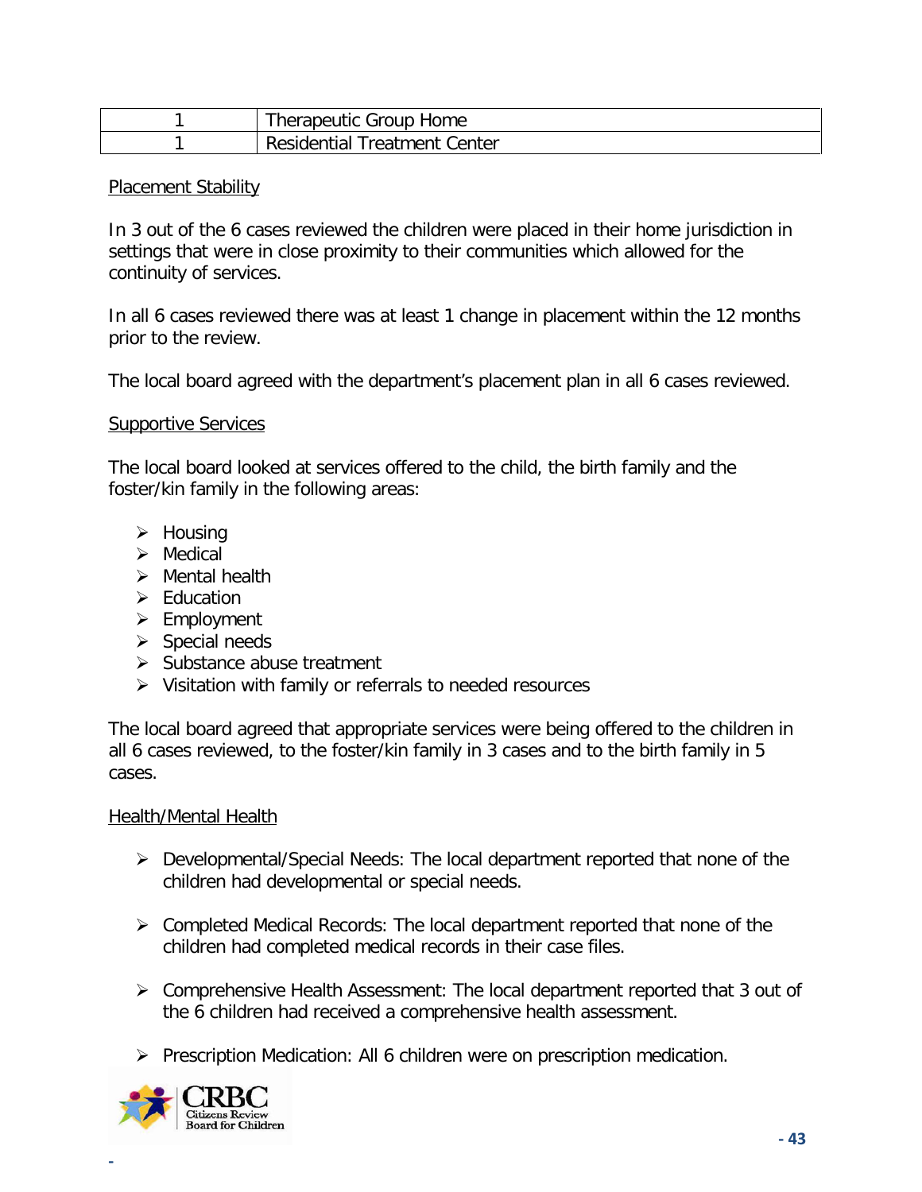| 1 | Therapeutic Group Home |
|---|---|
| 1 | Residential Treatment Center |

Placement Stability

In 3 out of the 6 cases reviewed the children were placed in their home jurisdiction in settings that were in close proximity to their communities which allowed for the continuity of services.

In all 6 cases reviewed there was at least 1 change in placement within the 12 months prior to the review.

The local board agreed with the department's placement plan in all 6 cases reviewed.

Supportive Services

The local board looked at services offered to the child, the birth family and the foster/kin family in the following areas:

- Housing
- Medical
- Mental health
- Education
- Employment
- Special needs
- Substance abuse treatment
- Visitation with family or referrals to needed resources

The local board agreed that appropriate services were being offered to the children in all 6 cases reviewed, to the foster/kin family in 3 cases and to the birth family in 5 cases.

Health/Mental Health

- Developmental/Special Needs: The local department reported that none of the children had developmental or special needs.
- Completed Medical Records: The local department reported that none of the children had completed medical records in their case files.
- Comprehensive Health Assessment: The local department reported that 3 out of the 6 children had received a comprehensive health assessment.
- Prescription Medication: All 6 children were on prescription medication.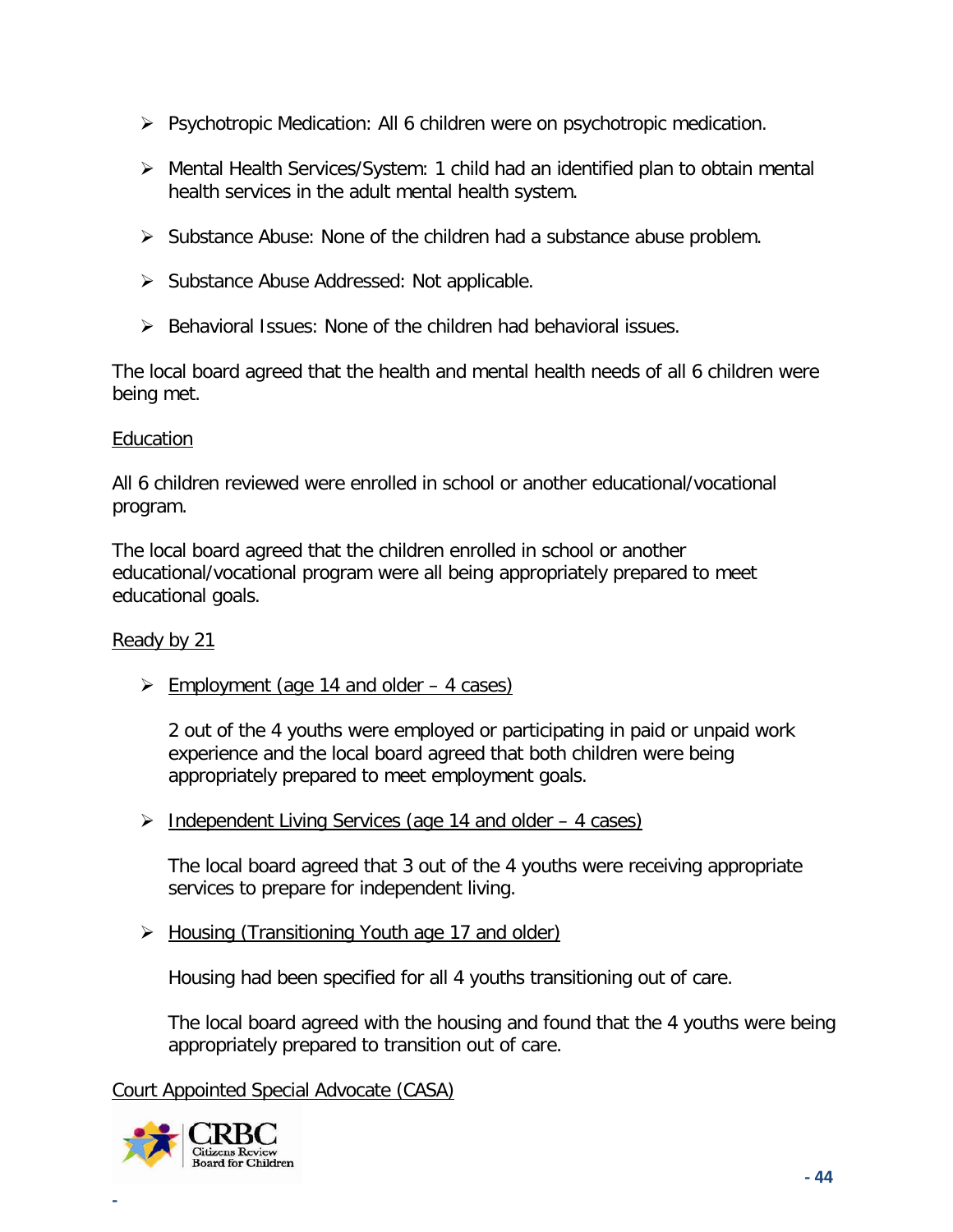- Psychotropic Medication: All 6 children were on psychotropic medication.
- Mental Health Services/System: 1 child had an identified plan to obtain mental health services in the adult mental health system.
- Substance Abuse: None of the children had a substance abuse problem.
- Substance Abuse Addressed: Not applicable.
- Behavioral Issues: None of the children had behavioral issues.

The local board agreed that the health and mental health needs of all 6 children were being met.

Education

All 6 children reviewed were enrolled in school or another educational/vocational program.

The local board agreed that the children enrolled in school or another educational/vocational program were all being appropriately prepared to meet educational goals.

Ready by 21

- Employment (age 14 and older – 4 cases)

  2 out of the 4 youths were employed or participating in paid or unpaid work experience and the local board agreed that both children were being appropriately prepared to meet employment goals.

- Independent Living Services (age 14 and older – 4 cases)

  The local board agreed that 3 out of the 4 youths were receiving appropriate services to prepare for independent living.

- Housing (Transitioning Youth age 17 and older)

  Housing had been specified for all 4 youths transitioning out of care.

  The local board agreed with the housing and found that the 4 youths were being appropriately prepared to transition out of care.

Court Appointed Special Advocate (CASA)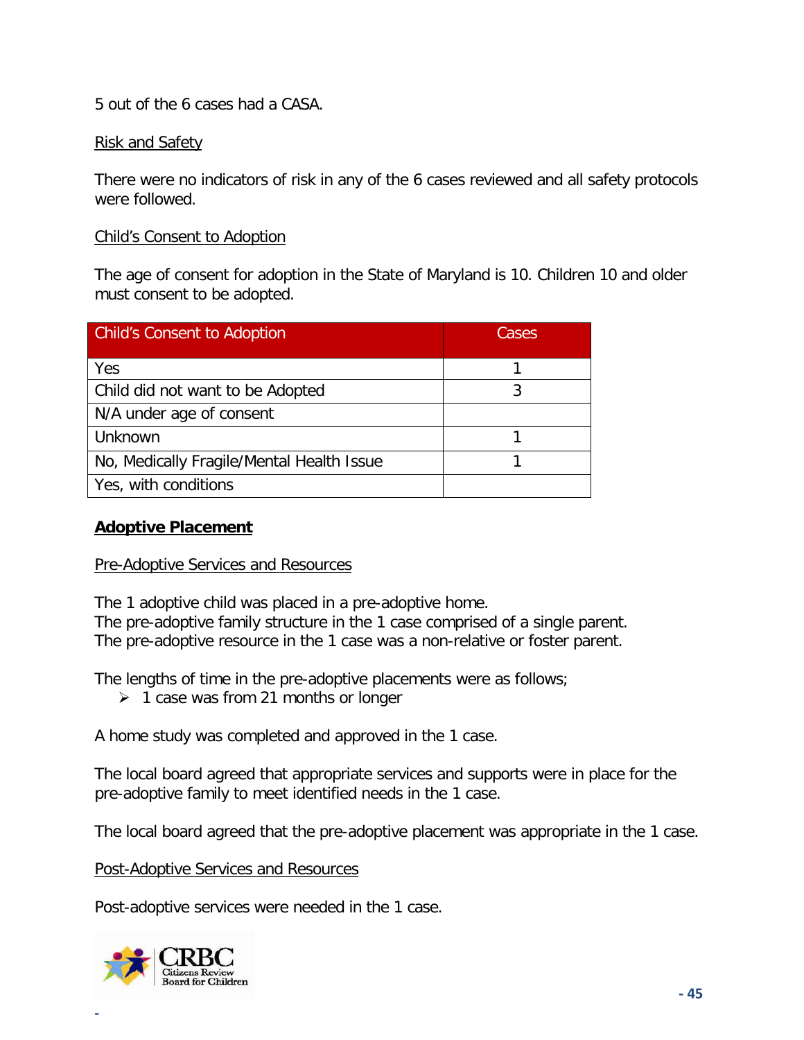5 out of the 6 cases had a CASA.

Risk and Safety

There were no indicators of risk in any of the 6 cases reviewed and all safety protocols were followed.

Child's Consent to Adoption

The age of consent for adoption in the State of Maryland is 10. Children 10 and older must consent to be adopted.

| Child's Consent to Adoption | Cases |
|---|---|
| Yes | 1 |
| Child did not want to be Adopted | 3 |
| N/A under age of consent | |
| Unknown | 1 |
| No, Medically Fragile/Mental Health Issue | 1 |
| Yes, with conditions | |

## Adoptive Placement

Pre-Adoptive Services and Resources

The 1 adoptive child was placed in a pre-adoptive home.
The pre-adoptive family structure in the 1 case comprised of a single parent.
The pre-adoptive resource in the 1 case was a non-relative or foster parent.

The lengths of time in the pre-adoptive placements were as follows;

- 1 case was from 21 months or longer

A home study was completed and approved in the 1 case.

The local board agreed that appropriate services and supports were in place for the pre-adoptive family to meet identified needs in the 1 case.

The local board agreed that the pre-adoptive placement was appropriate in the 1 case.

Post-Adoptive Services and Resources

Post-adoptive services were needed in the 1 case.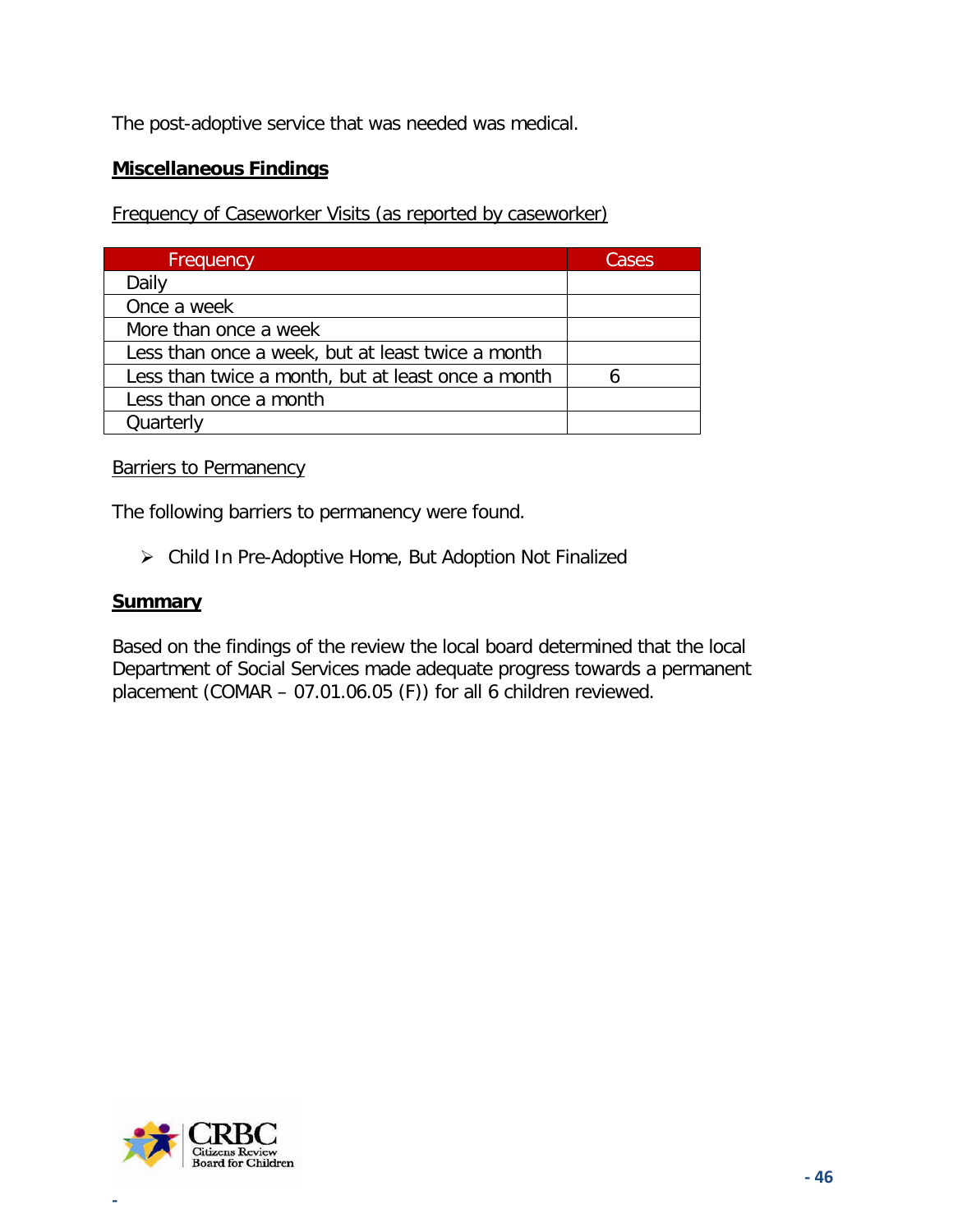The post-adoptive service that was needed was medical.

## Miscellaneous Findings

Frequency of Caseworker Visits (as reported by caseworker)

| Frequency | Cases |
| --- | --- |
| Daily | |
| Once a week | |
| More than once a week | |
| Less than once a week, but at least twice a month | |
| Less than twice a month, but at least once a month | 6 |
| Less than once a month | |
| Quarterly | |

Barriers to Permanency

The following barriers to permanency were found.

- Child In Pre-Adoptive Home, But Adoption Not Finalized

## Summary

Based on the findings of the review the local board determined that the local Department of Social Services made adequate progress towards a permanent placement (COMAR – 07.01.06.05 (F)) for all 6 children reviewed.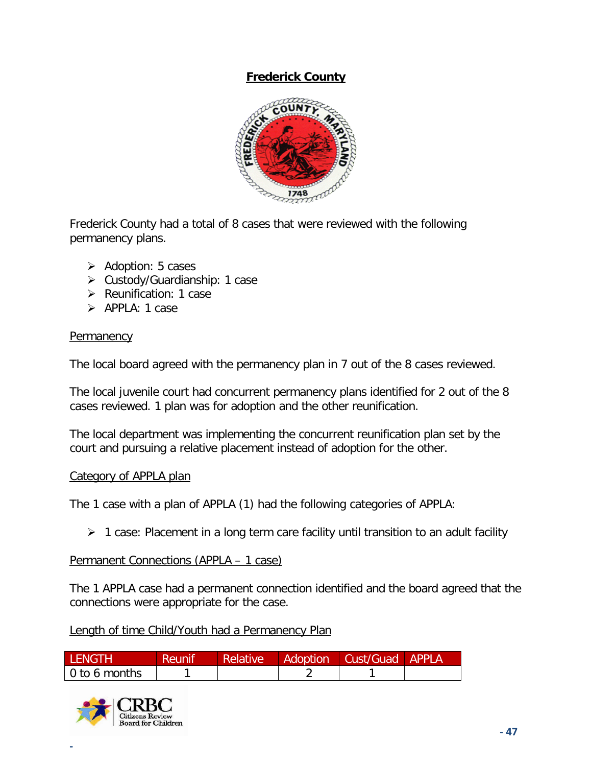# Frederick County

Frederick County had a total of 8 cases that were reviewed with the following permanency plans.

- Adoption: 5 cases
- Custody/Guardianship: 1 case
- Reunification: 1 case
- APPLA: 1 case

Permanency

The local board agreed with the permanency plan in 7 out of the 8 cases reviewed.

The local juvenile court had concurrent permanency plans identified for 2 out of the 8 cases reviewed. 1 plan was for adoption and the other reunification.

The local department was implementing the concurrent reunification plan set by the court and pursuing a relative placement instead of adoption for the other.

Category of APPLA plan

The 1 case with a plan of APPLA (1) had the following categories of APPLA:

- 1 case: Placement in a long term care facility until transition to an adult facility

Permanent Connections (APPLA – 1 case)

The 1 APPLA case had a permanent connection identified and the board agreed that the connections were appropriate for the case.

Length of time Child/Youth had a Permanency Plan

| LENGTH | Reunif | Relative | Adoption | Cust/Guad | APPLA |
|---|---|---|---|---|---|
| 0 to 6 months | 1 | | 2 | 1 | |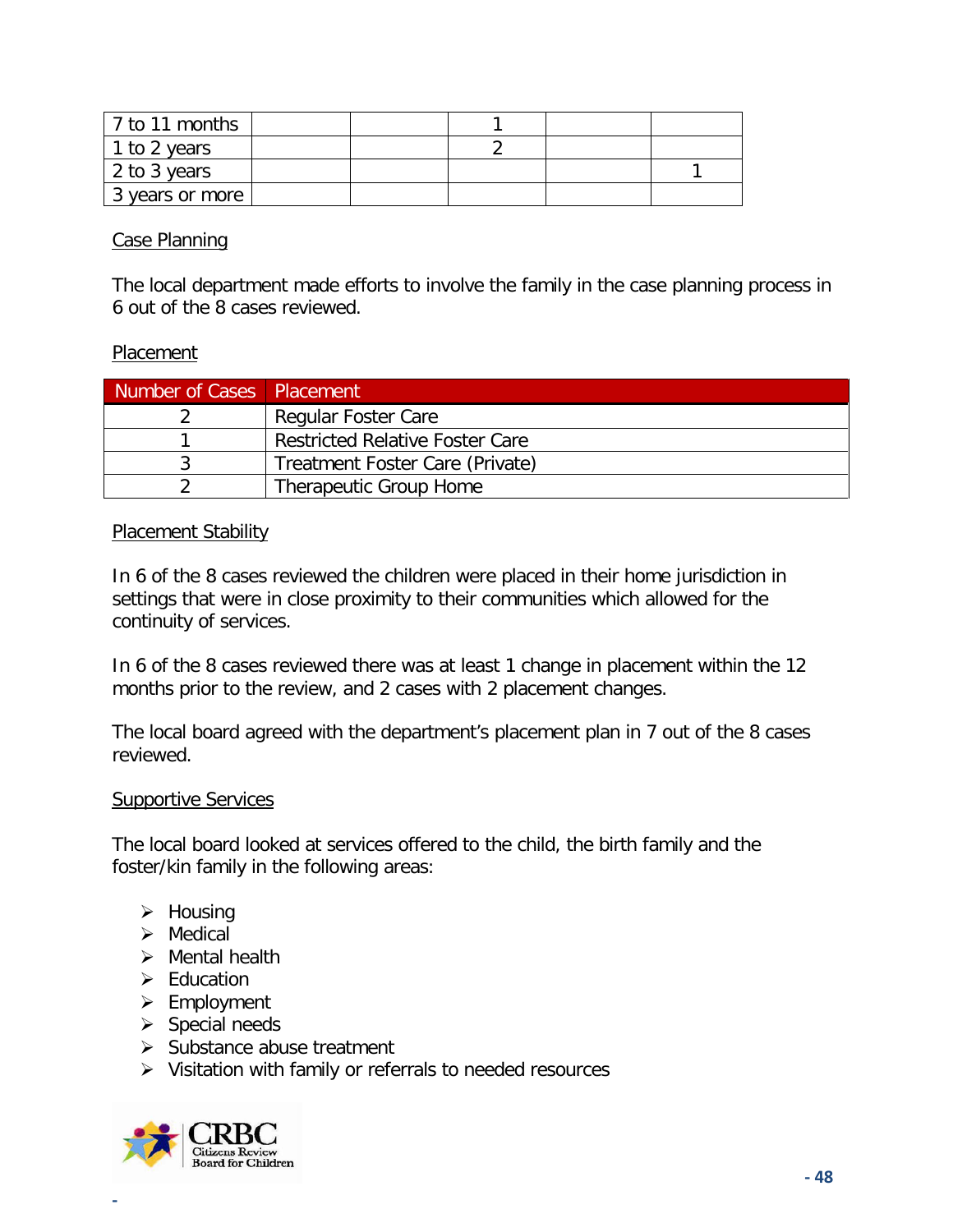| | | | | | |
|---|---|---|---|---|---|
| 7 to 11 months | | | 1 | | |
| 1 to 2 years | | | 2 | | |
| 2 to 3 years | | | | | 1 |
| 3 years or more | | | | | |

Case Planning

The local department made efforts to involve the family in the case planning process in 6 out of the 8 cases reviewed.

Placement

| Number of Cases | Placement |
|---|---|
| 2 | Regular Foster Care |
| 1 | Restricted Relative Foster Care |
| 3 | Treatment Foster Care (Private) |
| 2 | Therapeutic Group Home |

Placement Stability

In 6 of the 8 cases reviewed the children were placed in their home jurisdiction in settings that were in close proximity to their communities which allowed for the continuity of services.

In 6 of the 8 cases reviewed there was at least 1 change in placement within the 12 months prior to the review, and 2 cases with 2 placement changes.

The local board agreed with the department's placement plan in 7 out of the 8 cases reviewed.

Supportive Services

The local board looked at services offered to the child, the birth family and the foster/kin family in the following areas:

- Housing
- Medical
- Mental health
- Education
- Employment
- Special needs
- Substance abuse treatment
- Visitation with family or referrals to needed resources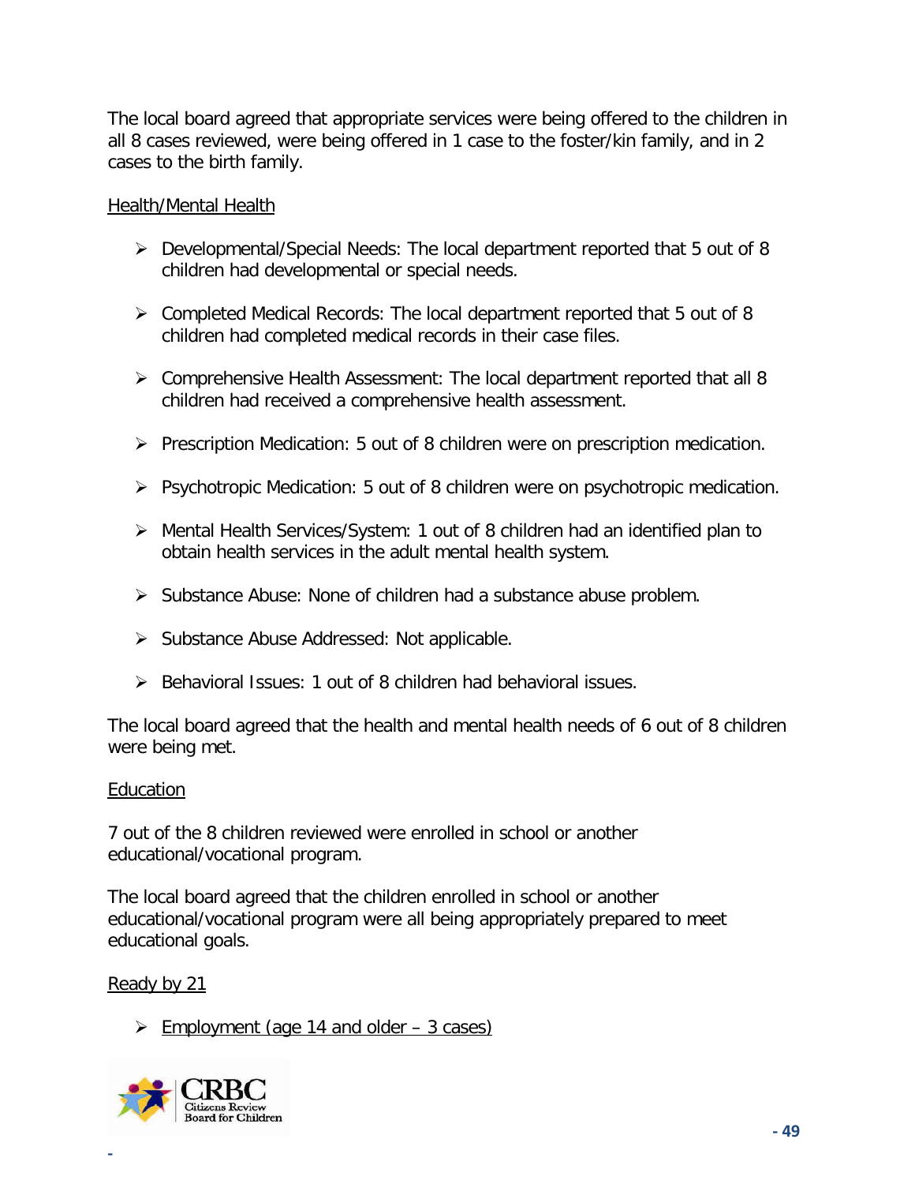The local board agreed that appropriate services were being offered to the children in all 8 cases reviewed, were being offered in 1 case to the foster/kin family, and in 2 cases to the birth family.

<u>Health/Mental Health</u>

- Developmental/Special Needs: The local department reported that 5 out of 8 children had developmental or special needs.
- Completed Medical Records: The local department reported that 5 out of 8 children had completed medical records in their case files.
- Comprehensive Health Assessment: The local department reported that all 8 children had received a comprehensive health assessment.
- Prescription Medication: 5 out of 8 children were on prescription medication.
- Psychotropic Medication: 5 out of 8 children were on psychotropic medication.
- Mental Health Services/System: 1 out of 8 children had an identified plan to obtain health services in the adult mental health system.
- Substance Abuse: None of children had a substance abuse problem.
- Substance Abuse Addressed: Not applicable.
- Behavioral Issues: 1 out of 8 children had behavioral issues.

The local board agreed that the health and mental health needs of 6 out of 8 children were being met.

<u>Education</u>

7 out of the 8 children reviewed were enrolled in school or another educational/vocational program.

The local board agreed that the children enrolled in school or another educational/vocational program were all being appropriately prepared to meet educational goals.

<u>Ready by 21</u>

- <u>Employment (age 14 and older – 3 cases)</u>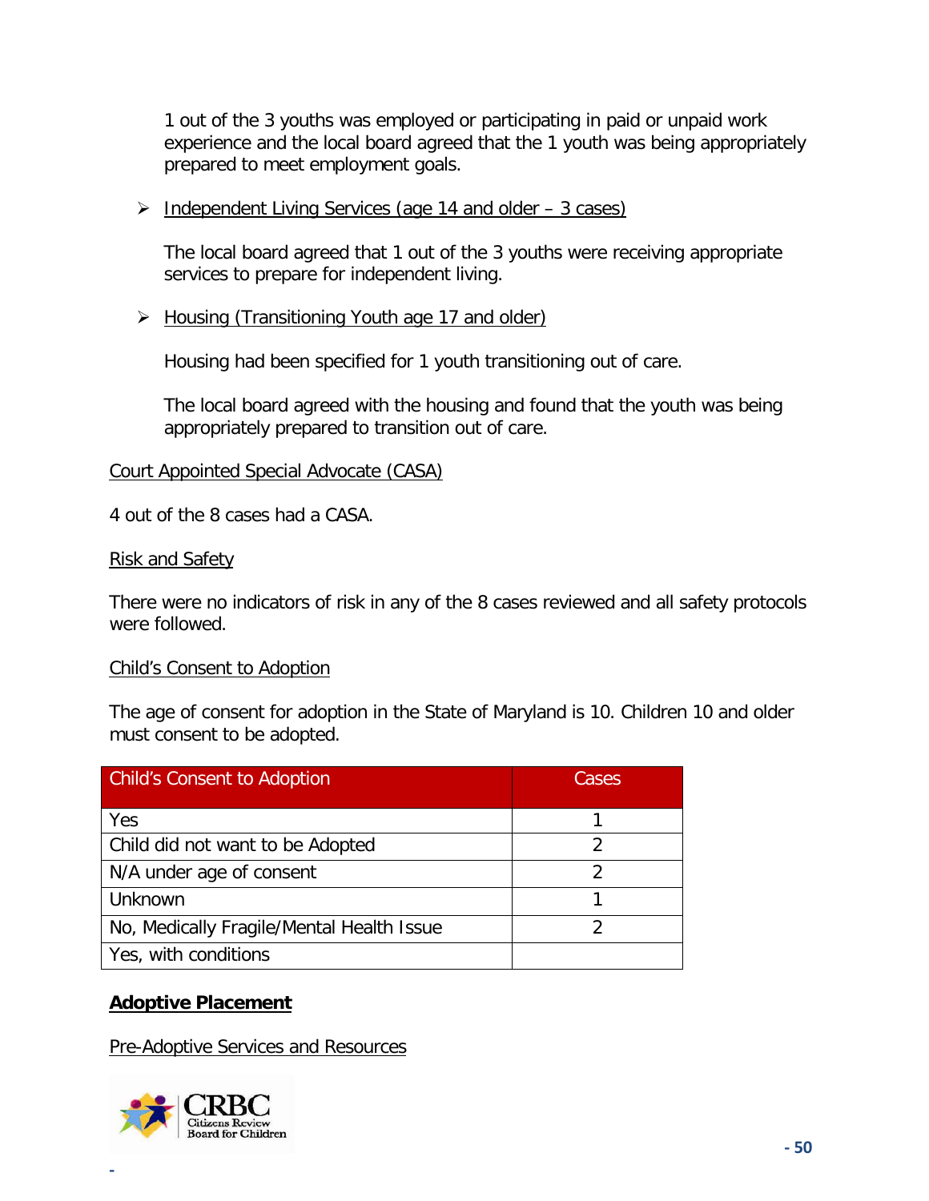1 out of the 3 youths was employed or participating in paid or unpaid work experience and the local board agreed that the 1 youth was being appropriately prepared to meet employment goals.

- Independent Living Services (age 14 and older – 3 cases)

  The local board agreed that 1 out of the 3 youths were receiving appropriate services to prepare for independent living.

- Housing (Transitioning Youth age 17 and older)

  Housing had been specified for 1 youth transitioning out of care.

  The local board agreed with the housing and found that the youth was being appropriately prepared to transition out of care.

Court Appointed Special Advocate (CASA)

4 out of the 8 cases had a CASA.

Risk and Safety

There were no indicators of risk in any of the 8 cases reviewed and all safety protocols were followed.

Child's Consent to Adoption

The age of consent for adoption in the State of Maryland is 10. Children 10 and older must consent to be adopted.

| Child's Consent to Adoption | Cases |
|---|---|
| Yes | 1 |
| Child did not want to be Adopted | 2 |
| N/A under age of consent | 2 |
| Unknown | 1 |
| No, Medically Fragile/Mental Health Issue | 2 |
| Yes, with conditions | |

## Adoptive Placement

Pre-Adoptive Services and Resources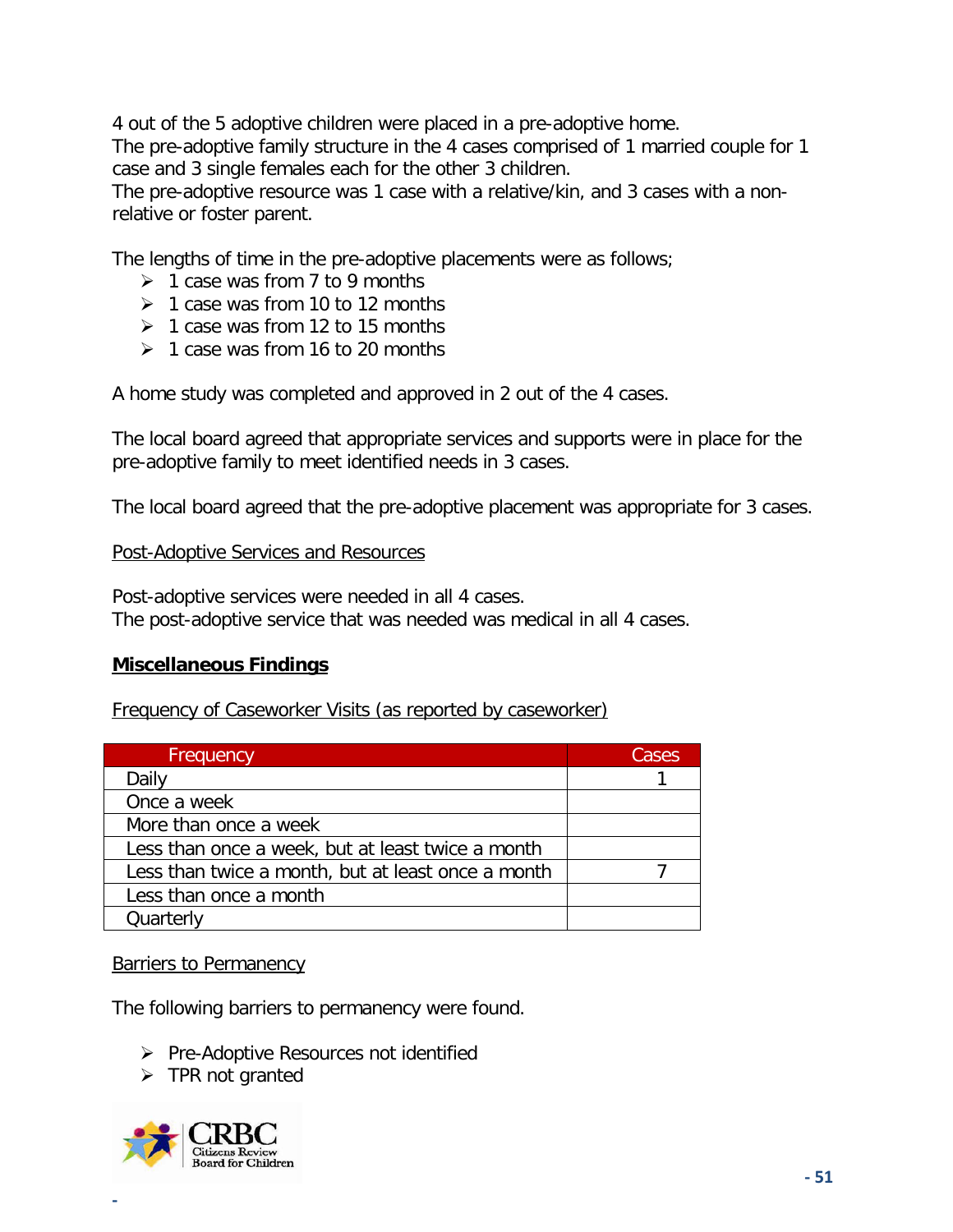4 out of the 5 adoptive children were placed in a pre-adoptive home.
The pre-adoptive family structure in the 4 cases comprised of 1 married couple for 1 case and 3 single females each for the other 3 children.
The pre-adoptive resource was 1 case with a relative/kin, and 3 cases with a non-relative or foster parent.

The lengths of time in the pre-adoptive placements were as follows;

- 1 case was from 7 to 9 months
- 1 case was from 10 to 12 months
- 1 case was from 12 to 15 months
- 1 case was from 16 to 20 months

A home study was completed and approved in 2 out of the 4 cases.

The local board agreed that appropriate services and supports were in place for the pre-adoptive family to meet identified needs in 3 cases.

The local board agreed that the pre-adoptive placement was appropriate for 3 cases.

Post-Adoptive Services and Resources

Post-adoptive services were needed in all 4 cases.
The post-adoptive service that was needed was medical in all 4 cases.

**Miscellaneous Findings**

Frequency of Caseworker Visits (as reported by caseworker)

| Frequency | Cases |
| --- | --- |
| Daily | 1 |
| Once a week | |
| More than once a week | |
| Less than once a week, but at least twice a month | |
| Less than twice a month, but at least once a month | 7 |
| Less than once a month | |
| Quarterly | |

Barriers to Permanency

The following barriers to permanency were found.

- Pre-Adoptive Resources not identified
- TPR not granted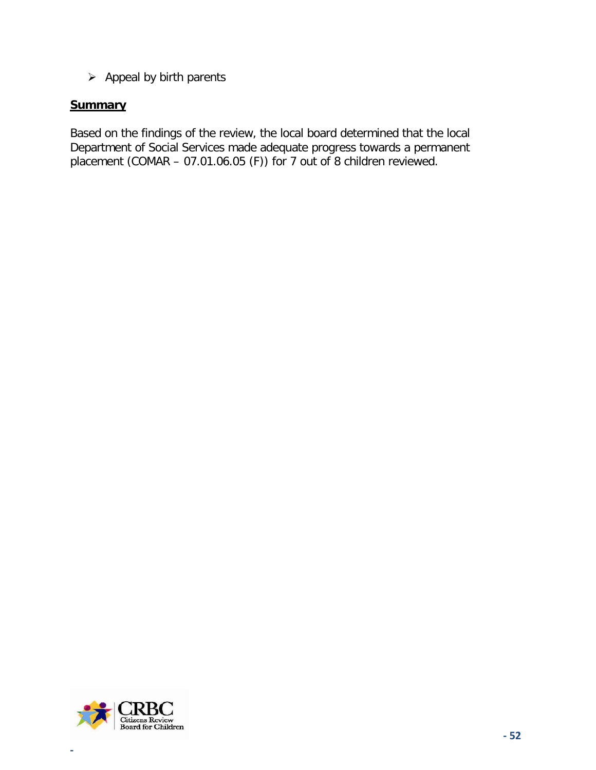- Appeal by birth parents

**Summary**

Based on the findings of the review, the local board determined that the local Department of Social Services made adequate progress towards a permanent placement (COMAR – 07.01.06.05 (F)) for 7 out of 8 children reviewed.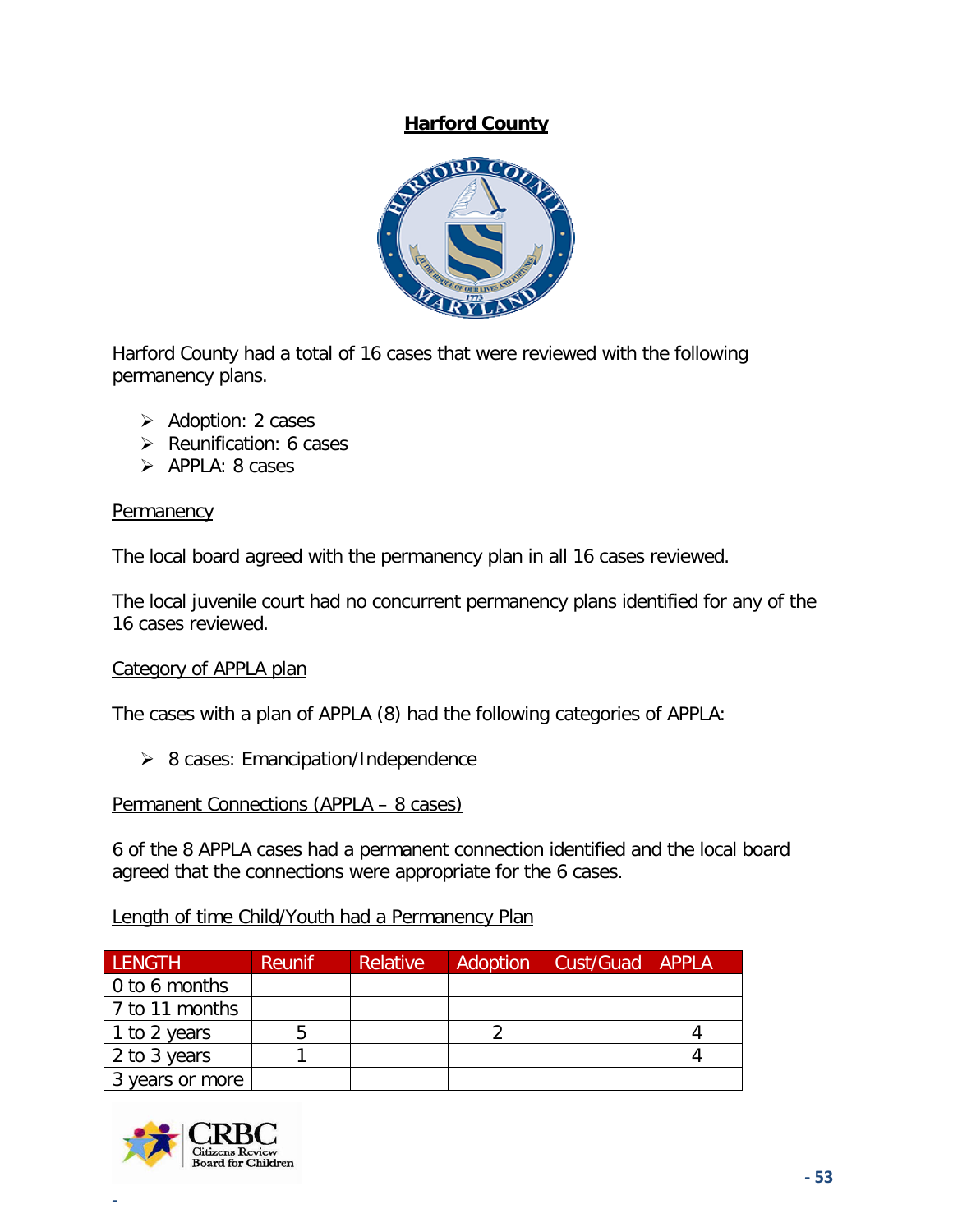# Harford County

Harford County had a total of 16 cases that were reviewed with the following permanency plans.

- Adoption: 2 cases
- Reunification: 6 cases
- APPLA: 8 cases

## Permanency

The local board agreed with the permanency plan in all 16 cases reviewed.

The local juvenile court had no concurrent permanency plans identified for any of the 16 cases reviewed.

## Category of APPLA plan

The cases with a plan of APPLA (8) had the following categories of APPLA:

- 8 cases: Emancipation/Independence

## Permanent Connections (APPLA – 8 cases)

6 of the 8 APPLA cases had a permanent connection identified and the local board agreed that the connections were appropriate for the 6 cases.

## Length of time Child/Youth had a Permanency Plan

| LENGTH | Reunif | Relative | Adoption | Cust/Guad | APPLA |
|---|---|---|---|---|---|
| 0 to 6 months | | | | | |
| 7 to 11 months | | | | | |
| 1 to 2 years | 5 | | 2 | | 4 |
| 2 to 3 years | 1 | | | | 4 |
| 3 years or more | | | | | |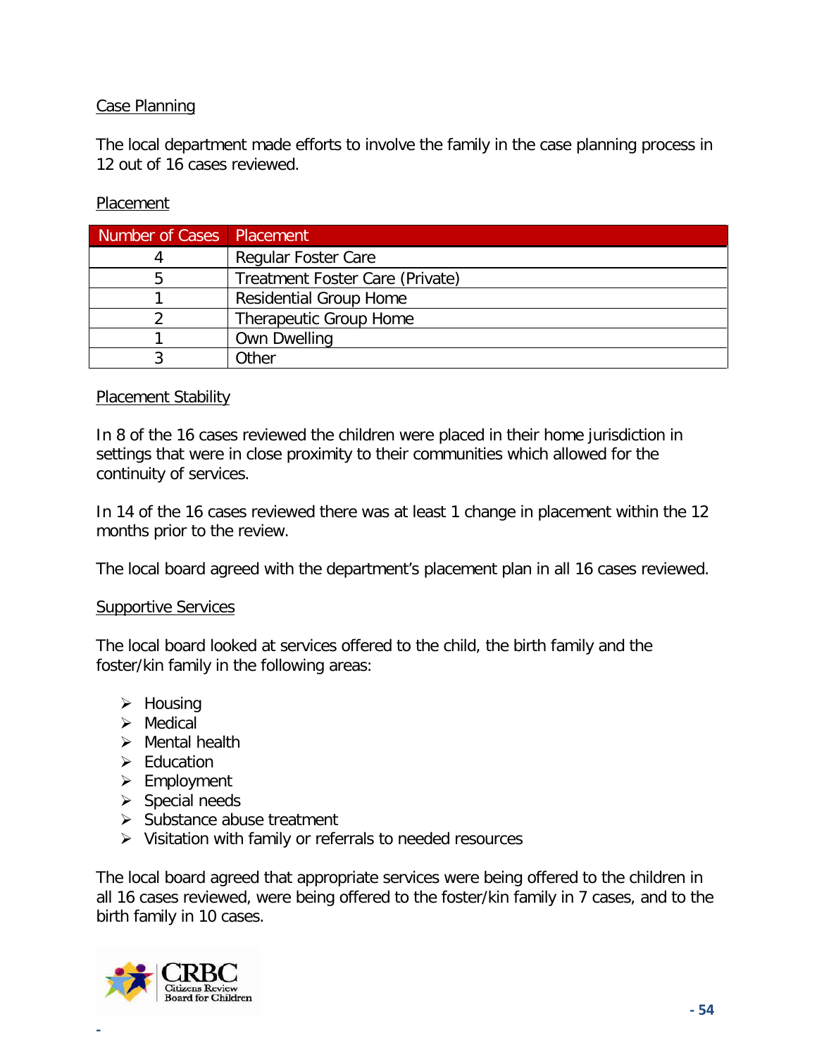Case Planning

The local department made efforts to involve the family in the case planning process in 12 out of 16 cases reviewed.

Placement

| Number of Cases | Placement |
|---|---|
| 4 | Regular Foster Care |
| 5 | Treatment Foster Care (Private) |
| 1 | Residential Group Home |
| 2 | Therapeutic Group Home |
| 1 | Own Dwelling |
| 3 | Other |

Placement Stability

In 8 of the 16 cases reviewed the children were placed in their home jurisdiction in settings that were in close proximity to their communities which allowed for the continuity of services.

In 14 of the 16 cases reviewed there was at least 1 change in placement within the 12 months prior to the review.

The local board agreed with the department's placement plan in all 16 cases reviewed.

Supportive Services

The local board looked at services offered to the child, the birth family and the foster/kin family in the following areas:

- Housing
- Medical
- Mental health
- Education
- Employment
- Special needs
- Substance abuse treatment
- Visitation with family or referrals to needed resources

The local board agreed that appropriate services were being offered to the children in all 16 cases reviewed, were being offered to the foster/kin family in 7 cases, and to the birth family in 10 cases.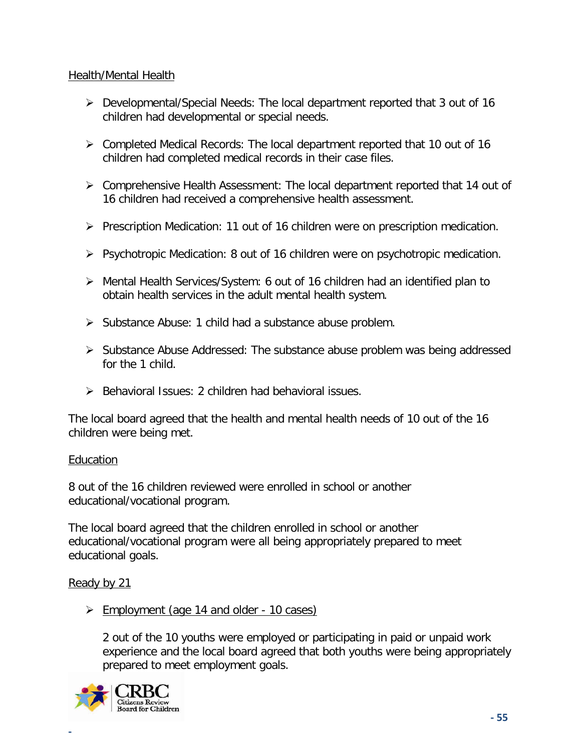Health/Mental Health

- Developmental/Special Needs: The local department reported that 3 out of 16 children had developmental or special needs.
- Completed Medical Records: The local department reported that 10 out of 16 children had completed medical records in their case files.
- Comprehensive Health Assessment: The local department reported that 14 out of 16 children had received a comprehensive health assessment.
- Prescription Medication: 11 out of 16 children were on prescription medication.
- Psychotropic Medication: 8 out of 16 children were on psychotropic medication.
- Mental Health Services/System: 6 out of 16 children had an identified plan to obtain health services in the adult mental health system.
- Substance Abuse: 1 child had a substance abuse problem.
- Substance Abuse Addressed: The substance abuse problem was being addressed for the 1 child.
- Behavioral Issues: 2 children had behavioral issues.

The local board agreed that the health and mental health needs of 10 out of the 16 children were being met.

Education

8 out of the 16 children reviewed were enrolled in school or another educational/vocational program.

The local board agreed that the children enrolled in school or another educational/vocational program were all being appropriately prepared to meet educational goals.

Ready by 21

- Employment (age 14 and older - 10 cases)

  2 out of the 10 youths were employed or participating in paid or unpaid work experience and the local board agreed that both youths were being appropriately prepared to meet employment goals.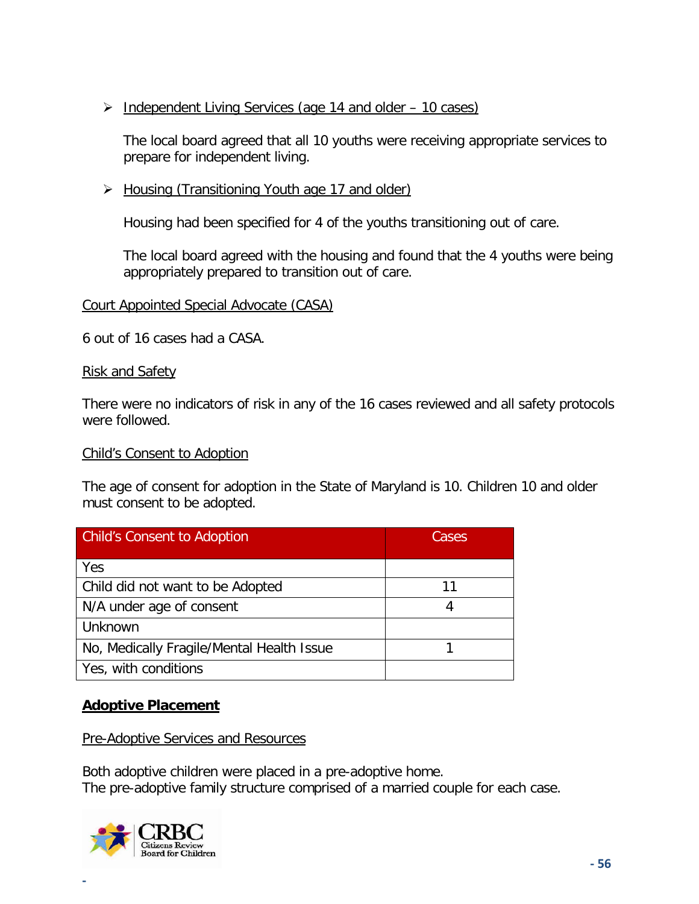- Independent Living Services (age 14 and older – 10 cases)

  The local board agreed that all 10 youths were receiving appropriate services to prepare for independent living.

- Housing (Transitioning Youth age 17 and older)

  Housing had been specified for 4 of the youths transitioning out of care.

  The local board agreed with the housing and found that the 4 youths were being appropriately prepared to transition out of care.

Court Appointed Special Advocate (CASA)

6 out of 16 cases had a CASA.

Risk and Safety

There were no indicators of risk in any of the 16 cases reviewed and all safety protocols were followed.

Child's Consent to Adoption

The age of consent for adoption in the State of Maryland is 10. Children 10 and older must consent to be adopted.

| Child's Consent to Adoption | Cases |
|---|---|
| Yes | |
| Child did not want to be Adopted | 11 |
| N/A under age of consent | 4 |
| Unknown | |
| No, Medically Fragile/Mental Health Issue | 1 |
| Yes, with conditions | |

**Adoptive Placement**

Pre-Adoptive Services and Resources

Both adoptive children were placed in a pre-adoptive home.
The pre-adoptive family structure comprised of a married couple for each case.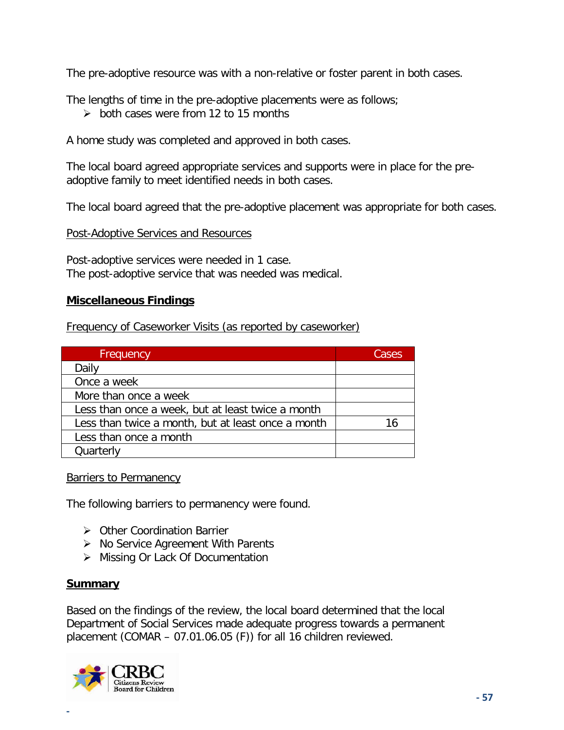The pre-adoptive resource was with a non-relative or foster parent in both cases.

The lengths of time in the pre-adoptive placements were as follows;

- both cases were from 12 to 15 months

A home study was completed and approved in both cases.

The local board agreed appropriate services and supports were in place for the pre-adoptive family to meet identified needs in both cases.

The local board agreed that the pre-adoptive placement was appropriate for both cases.

Post-Adoptive Services and Resources

Post-adoptive services were needed in 1 case.
The post-adoptive service that was needed was medical.

## Miscellaneous Findings

Frequency of Caseworker Visits (as reported by caseworker)

| Frequency | Cases |
|---|---|
| Daily | |
| Once a week | |
| More than once a week | |
| Less than once a week, but at least twice a month | |
| Less than twice a month, but at least once a month | 16 |
| Less than once a month | |
| Quarterly | |

Barriers to Permanency

The following barriers to permanency were found.

- Other Coordination Barrier
- No Service Agreement With Parents
- Missing Or Lack Of Documentation

## Summary

Based on the findings of the review, the local board determined that the local Department of Social Services made adequate progress towards a permanent placement (COMAR – 07.01.06.05 (F)) for all 16 children reviewed.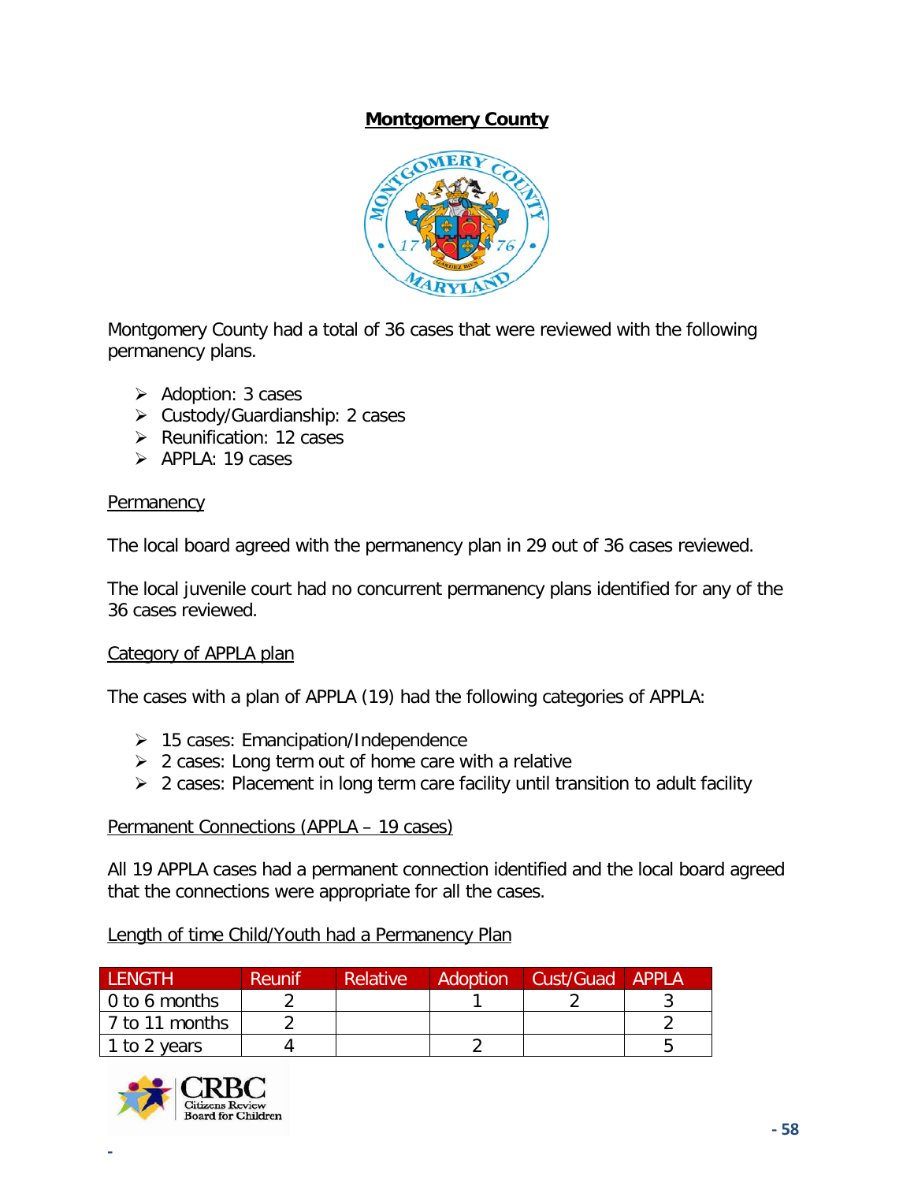# Montgomery County

Montgomery County had a total of 36 cases that were reviewed with the following permanency plans.

- Adoption: 3 cases
- Custody/Guardianship: 2 cases
- Reunification: 12 cases
- APPLA: 19 cases

## Permanency

The local board agreed with the permanency plan in 29 out of 36 cases reviewed.

The local juvenile court had no concurrent permanency plans identified for any of the 36 cases reviewed.

## Category of APPLA plan

The cases with a plan of APPLA (19) had the following categories of APPLA:

- 15 cases: Emancipation/Independence
- 2 cases: Long term out of home care with a relative
- 2 cases: Placement in long term care facility until transition to adult facility

## Permanent Connections (APPLA – 19 cases)

All 19 APPLA cases had a permanent connection identified and the local board agreed that the connections were appropriate for all the cases.

## Length of time Child/Youth had a Permanency Plan

| LENGTH | Reunif | Relative | Adoption | Cust/Guad | APPLA |
|---|---|---|---|---|---|
| 0 to 6 months | 2 | | 1 | 2 | 3 |
| 7 to 11 months | 2 | | | | 2 |
| 1 to 2 years | 4 | | 2 | | 5 |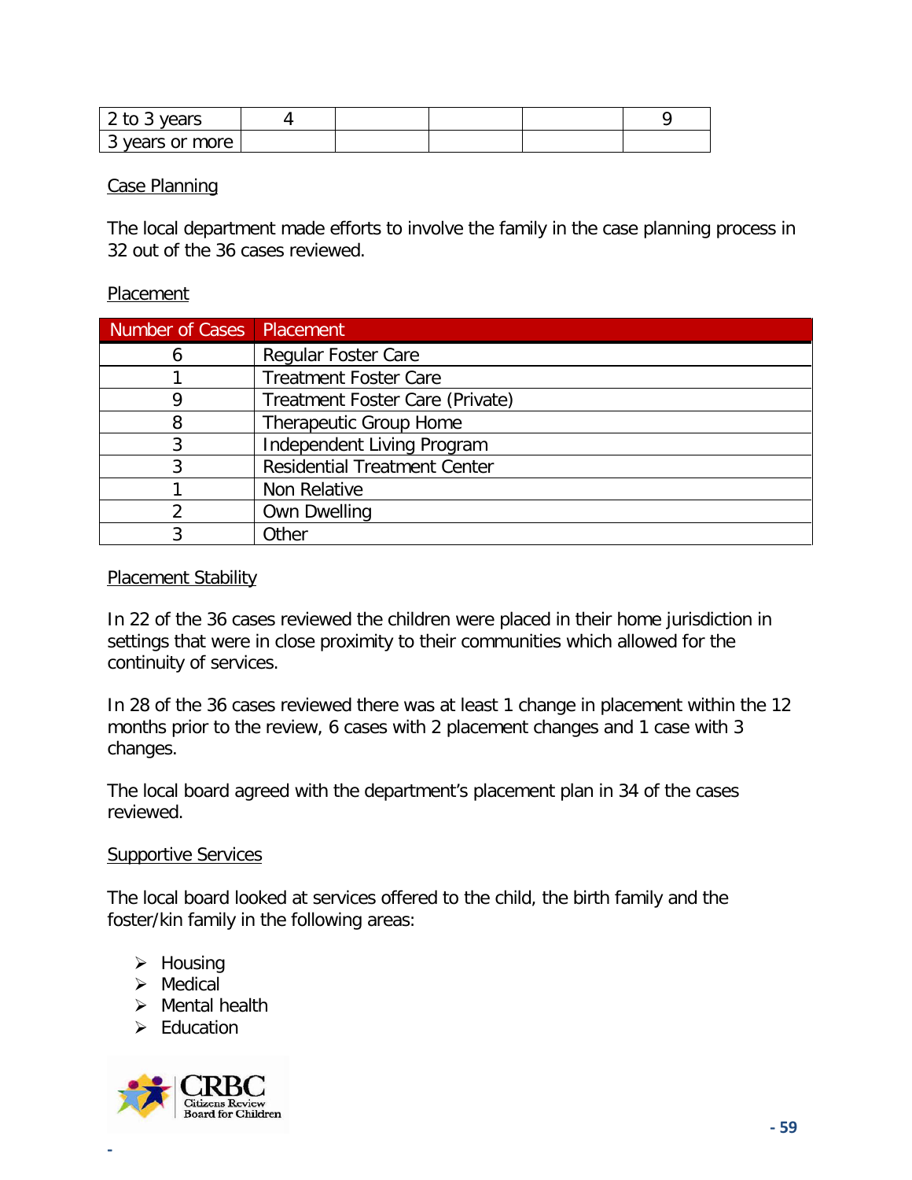| 2 to 3 years | 4 | | | | 9 |
|---|---|---|---|---|---|
| 3 years or more | | | | | |

Case Planning

The local department made efforts to involve the family in the case planning process in 32 out of the 36 cases reviewed.

Placement

| Number of Cases | Placement |
|---|---|
| 6 | Regular Foster Care |
| 1 | Treatment Foster Care |
| 9 | Treatment Foster Care (Private) |
| 8 | Therapeutic Group Home |
| 3 | Independent Living Program |
| 3 | Residential Treatment Center |
| 1 | Non Relative |
| 2 | Own Dwelling |
| 3 | Other |

Placement Stability

In 22 of the 36 cases reviewed the children were placed in their home jurisdiction in settings that were in close proximity to their communities which allowed for the continuity of services.

In 28 of the 36 cases reviewed there was at least 1 change in placement within the 12 months prior to the review, 6 cases with 2 placement changes and 1 case with 3 changes.

The local board agreed with the department's placement plan in 34 of the cases reviewed.

Supportive Services

The local board looked at services offered to the child, the birth family and the foster/kin family in the following areas:

- Housing
- Medical
- Mental health
- Education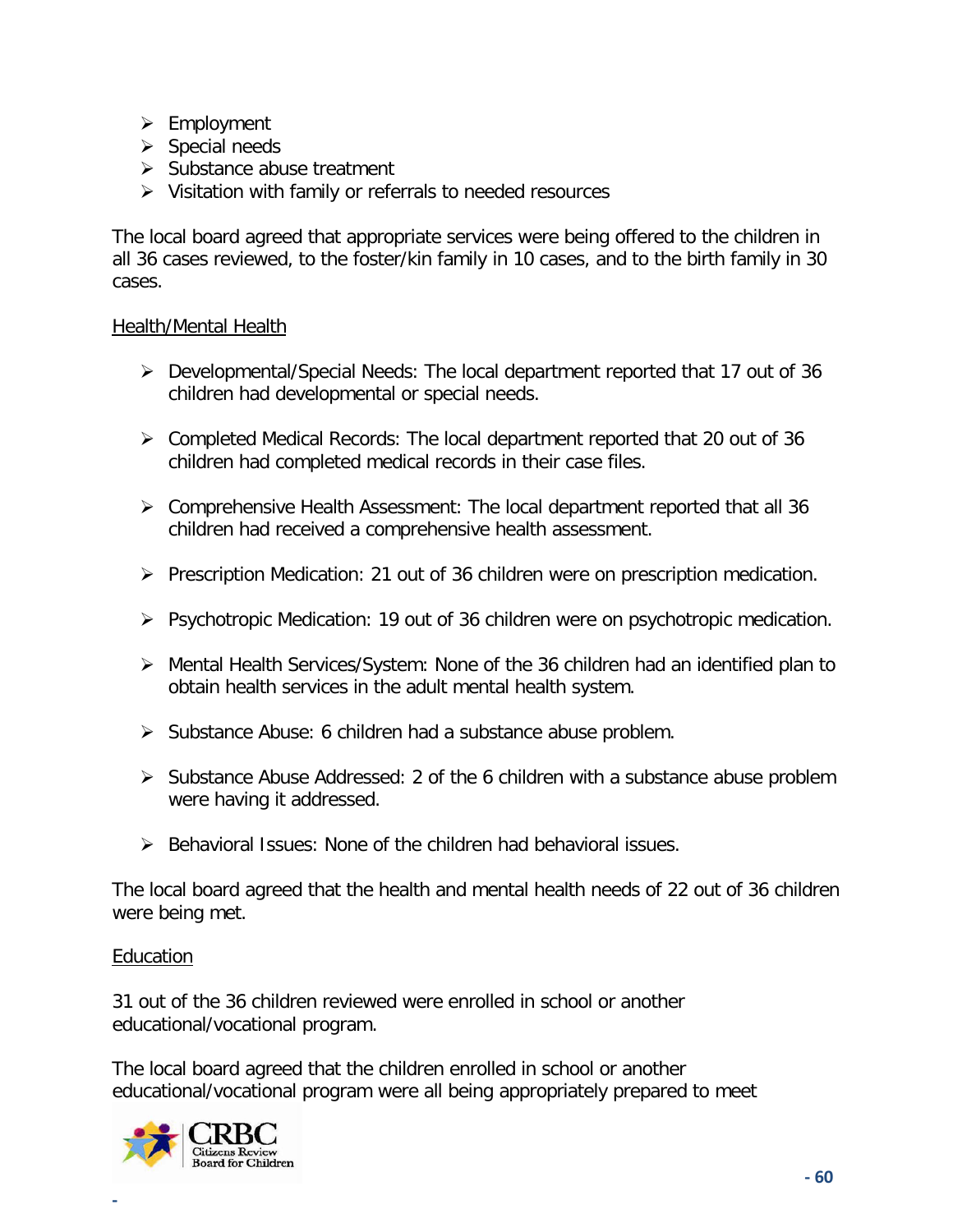- Employment
- Special needs
- Substance abuse treatment
- Visitation with family or referrals to needed resources

The local board agreed that appropriate services were being offered to the children in all 36 cases reviewed, to the foster/kin family in 10 cases, and to the birth family in 30 cases.

<u>Health/Mental Health</u>

- Developmental/Special Needs: The local department reported that 17 out of 36 children had developmental or special needs.

- Completed Medical Records: The local department reported that 20 out of 36 children had completed medical records in their case files.

- Comprehensive Health Assessment: The local department reported that all 36 children had received a comprehensive health assessment.

- Prescription Medication: 21 out of 36 children were on prescription medication.

- Psychotropic Medication: 19 out of 36 children were on psychotropic medication.

- Mental Health Services/System: None of the 36 children had an identified plan to obtain health services in the adult mental health system.

- Substance Abuse: 6 children had a substance abuse problem.

- Substance Abuse Addressed: 2 of the 6 children with a substance abuse problem were having it addressed.

- Behavioral Issues: None of the children had behavioral issues.

The local board agreed that the health and mental health needs of 22 out of 36 children were being met.

<u>Education</u>

31 out of the 36 children reviewed were enrolled in school or another educational/vocational program.

The local board agreed that the children enrolled in school or another educational/vocational program were all being appropriately prepared to meet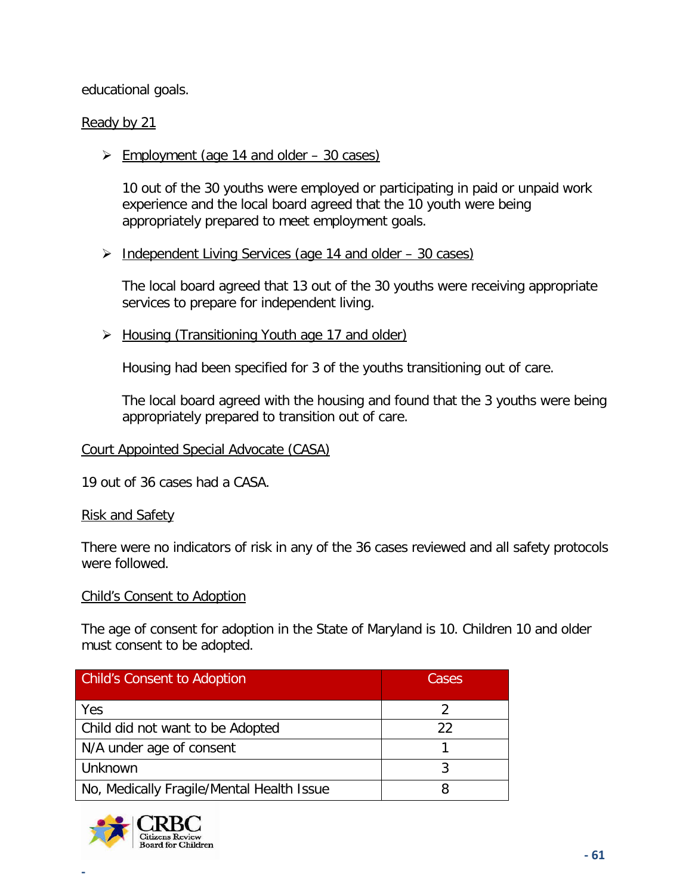educational goals.

Ready by 21

- Employment (age 14 and older – 30 cases)

  10 out of the 30 youths were employed or participating in paid or unpaid work experience and the local board agreed that the 10 youth were being appropriately prepared to meet employment goals.

- Independent Living Services (age 14 and older – 30 cases)

  The local board agreed that 13 out of the 30 youths were receiving appropriate services to prepare for independent living.

- Housing (Transitioning Youth age 17 and older)

  Housing had been specified for 3 of the youths transitioning out of care.

  The local board agreed with the housing and found that the 3 youths were being appropriately prepared to transition out of care.

Court Appointed Special Advocate (CASA)

19 out of 36 cases had a CASA.

Risk and Safety

There were no indicators of risk in any of the 36 cases reviewed and all safety protocols were followed.

Child's Consent to Adoption

The age of consent for adoption in the State of Maryland is 10. Children 10 and older must consent to be adopted.

| Child's Consent to Adoption | Cases |
|---|---|
| Yes | 2 |
| Child did not want to be Adopted | 22 |
| N/A under age of consent | 1 |
| Unknown | 3 |
| No, Medically Fragile/Mental Health Issue | 8 |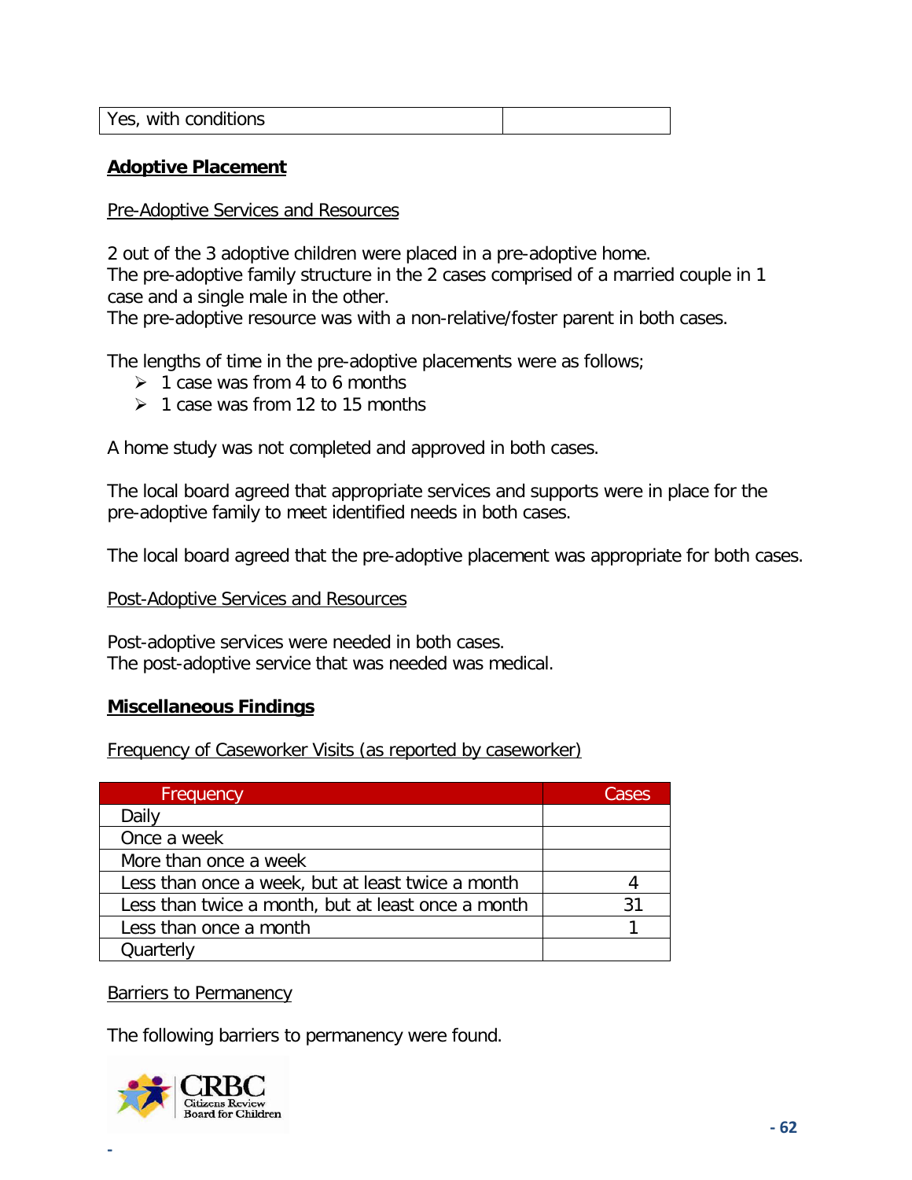| Yes, with conditions | |
|---|---|

## Adoptive Placement

Pre-Adoptive Services and Resources

2 out of the 3 adoptive children were placed in a pre-adoptive home.
The pre-adoptive family structure in the 2 cases comprised of a married couple in 1 case and a single male in the other.
The pre-adoptive resource was with a non-relative/foster parent in both cases.

The lengths of time in the pre-adoptive placements were as follows;

- 1 case was from 4 to 6 months
- 1 case was from 12 to 15 months

A home study was not completed and approved in both cases.

The local board agreed that appropriate services and supports were in place for the pre-adoptive family to meet identified needs in both cases.

The local board agreed that the pre-adoptive placement was appropriate for both cases.

Post-Adoptive Services and Resources

Post-adoptive services were needed in both cases.
The post-adoptive service that was needed was medical.

## Miscellaneous Findings

Frequency of Caseworker Visits (as reported by caseworker)

| Frequency | Cases |
|---|---|
| Daily | |
| Once a week | |
| More than once a week | |
| Less than once a week, but at least twice a month | 4 |
| Less than twice a month, but at least once a month | 31 |
| Less than once a month | 1 |
| Quarterly | |

Barriers to Permanency

The following barriers to permanency were found.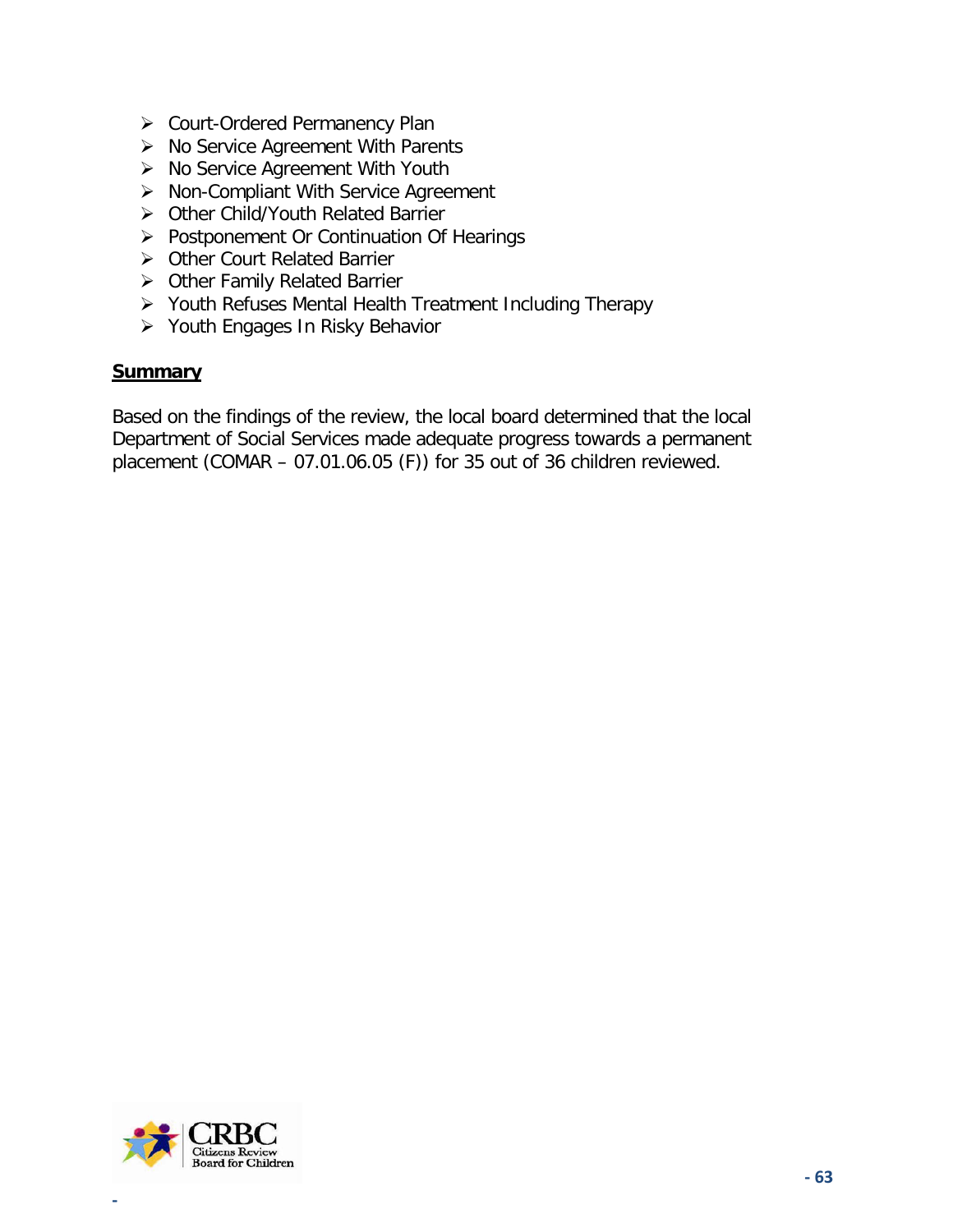- Court-Ordered Permanency Plan
- No Service Agreement With Parents
- No Service Agreement With Youth
- Non-Compliant With Service Agreement
- Other Child/Youth Related Barrier
- Postponement Or Continuation Of Hearings
- Other Court Related Barrier
- Other Family Related Barrier
- Youth Refuses Mental Health Treatment Including Therapy
- Youth Engages In Risky Behavior

**Summary**

Based on the findings of the review, the local board determined that the local Department of Social Services made adequate progress towards a permanent placement (COMAR – 07.01.06.05 (F)) for 35 out of 36 children reviewed.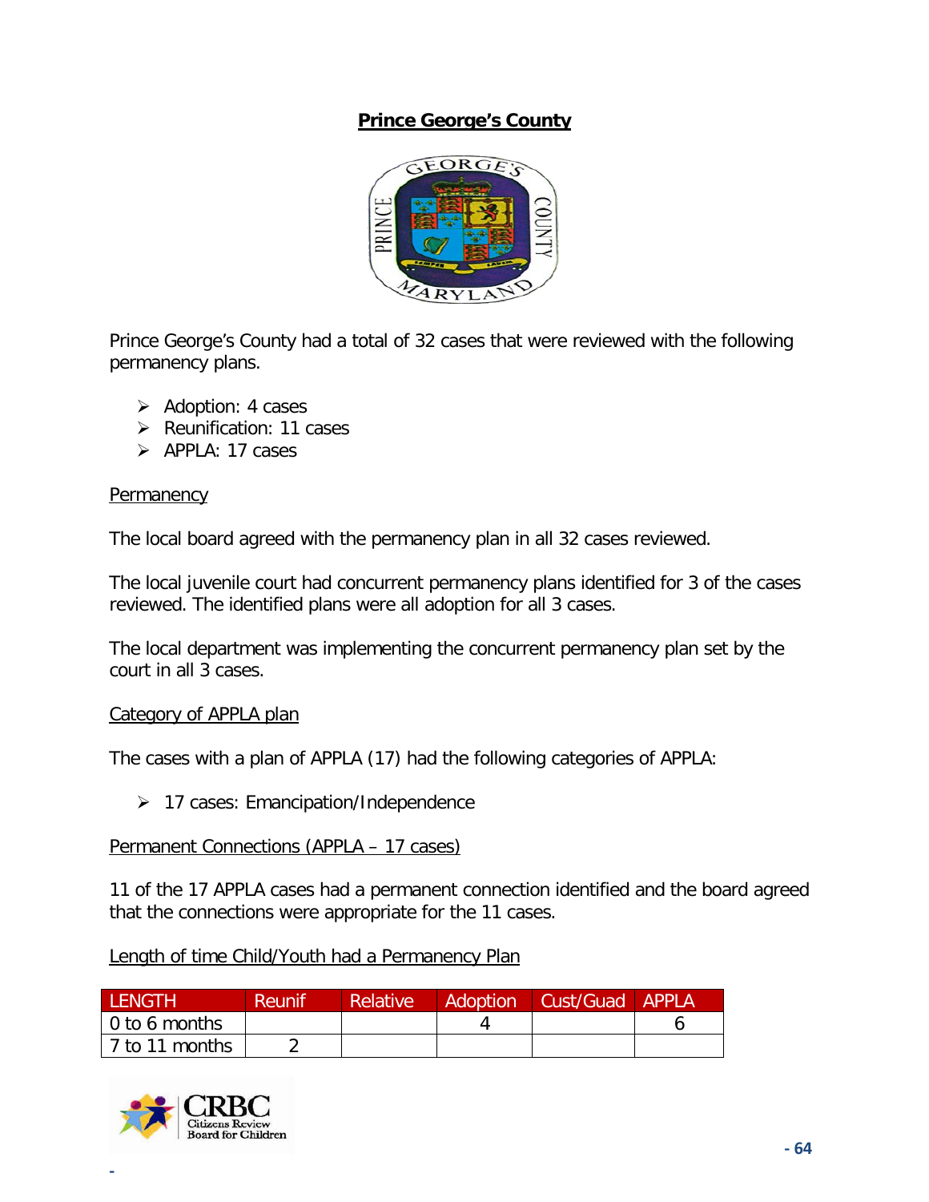## Prince George's County

Prince George's County had a total of 32 cases that were reviewed with the following permanency plans.

- Adoption: 4 cases
- Reunification: 11 cases
- APPLA: 17 cases

Permanency

The local board agreed with the permanency plan in all 32 cases reviewed.

The local juvenile court had concurrent permanency plans identified for 3 of the cases reviewed. The identified plans were all adoption for all 3 cases.

The local department was implementing the concurrent permanency plan set by the court in all 3 cases.

Category of APPLA plan

The cases with a plan of APPLA (17) had the following categories of APPLA:

- 17 cases: Emancipation/Independence

Permanent Connections (APPLA – 17 cases)

11 of the 17 APPLA cases had a permanent connection identified and the board agreed that the connections were appropriate for the 11 cases.

Length of time Child/Youth had a Permanency Plan

| LENGTH | Reunif | Relative | Adoption | Cust/Guad | APPLA |
|---|---|---|---|---|---|
| 0 to 6 months | | | 4 | | 6 |
| 7 to 11 months | 2 | | | | |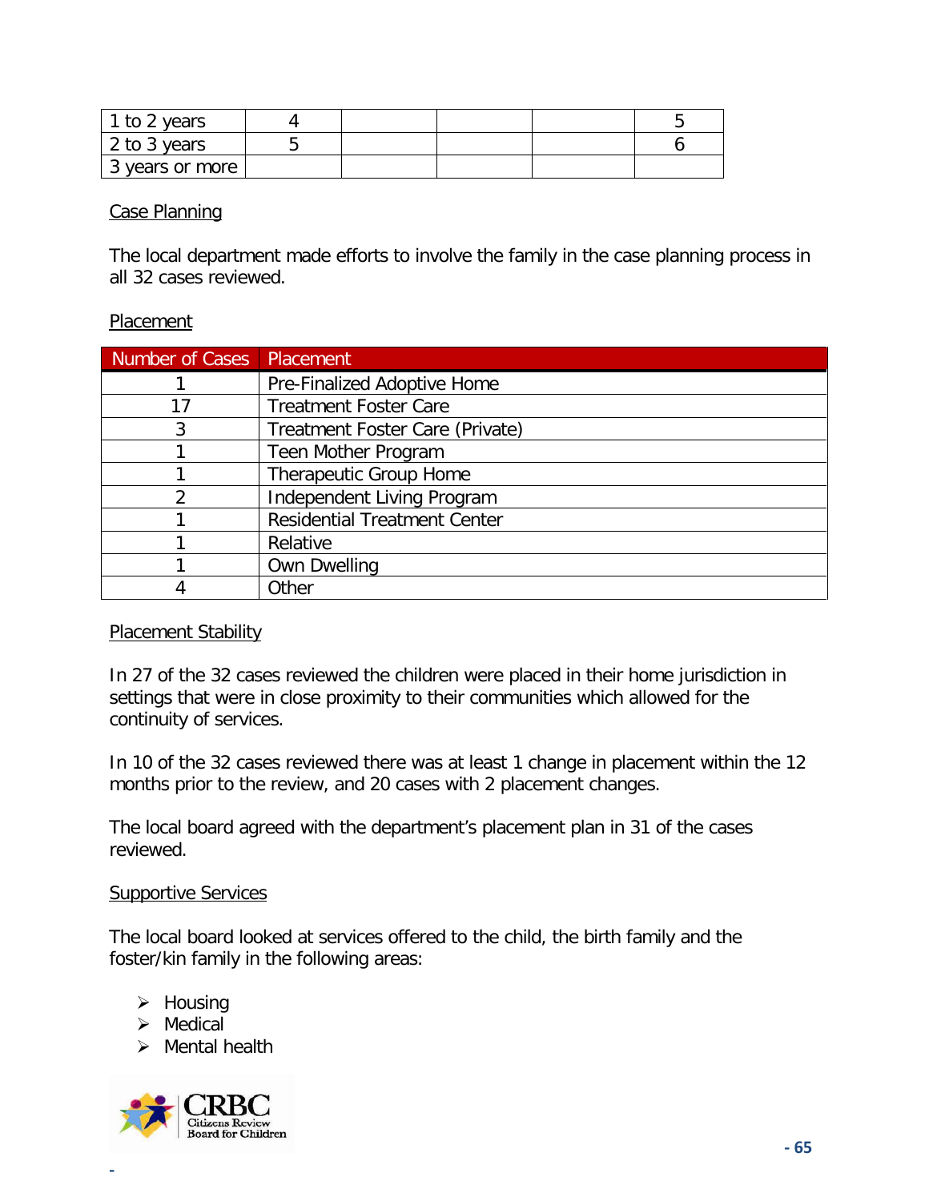| 1 to 2 years | 4 | | | | 5 |
|---|---|---|---|---|---|
| 2 to 3 years | 5 | | | | 6 |
| 3 years or more | | | | | |

Case Planning

The local department made efforts to involve the family in the case planning process in all 32 cases reviewed.

Placement

| Number of Cases | Placement |
|---|---|
| 1 | Pre-Finalized Adoptive Home |
| 17 | Treatment Foster Care |
| 3 | Treatment Foster Care (Private) |
| 1 | Teen Mother Program |
| 1 | Therapeutic Group Home |
| 2 | Independent Living Program |
| 1 | Residential Treatment Center |
| 1 | Relative |
| 1 | Own Dwelling |
| 4 | Other |

Placement Stability

In 27 of the 32 cases reviewed the children were placed in their home jurisdiction in settings that were in close proximity to their communities which allowed for the continuity of services.

In 10 of the 32 cases reviewed there was at least 1 change in placement within the 12 months prior to the review, and 20 cases with 2 placement changes.

The local board agreed with the department's placement plan in 31 of the cases reviewed.

Supportive Services

The local board looked at services offered to the child, the birth family and the foster/kin family in the following areas:

- Housing
- Medical
- Mental health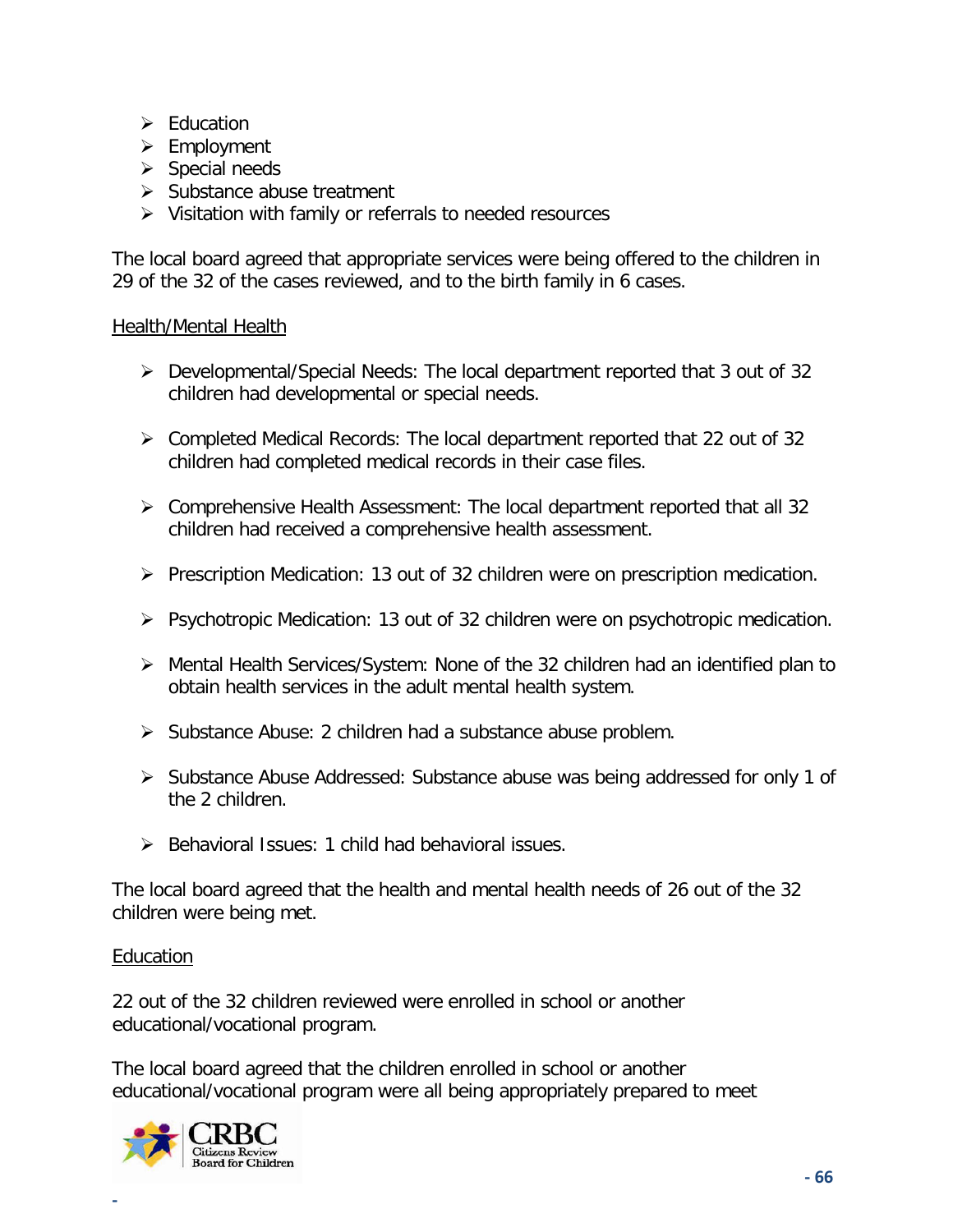- Education
- Employment
- Special needs
- Substance abuse treatment
- Visitation with family or referrals to needed resources

The local board agreed that appropriate services were being offered to the children in 29 of the 32 of the cases reviewed, and to the birth family in 6 cases.

Health/Mental Health

- Developmental/Special Needs: The local department reported that 3 out of 32 children had developmental or special needs.

- Completed Medical Records: The local department reported that 22 out of 32 children had completed medical records in their case files.

- Comprehensive Health Assessment: The local department reported that all 32 children had received a comprehensive health assessment.

- Prescription Medication: 13 out of 32 children were on prescription medication.

- Psychotropic Medication: 13 out of 32 children were on psychotropic medication.

- Mental Health Services/System: None of the 32 children had an identified plan to obtain health services in the adult mental health system.

- Substance Abuse: 2 children had a substance abuse problem.

- Substance Abuse Addressed: Substance abuse was being addressed for only 1 of the 2 children.

- Behavioral Issues: 1 child had behavioral issues.

The local board agreed that the health and mental health needs of 26 out of the 32 children were being met.

Education

22 out of the 32 children reviewed were enrolled in school or another educational/vocational program.

The local board agreed that the children enrolled in school or another educational/vocational program were all being appropriately prepared to meet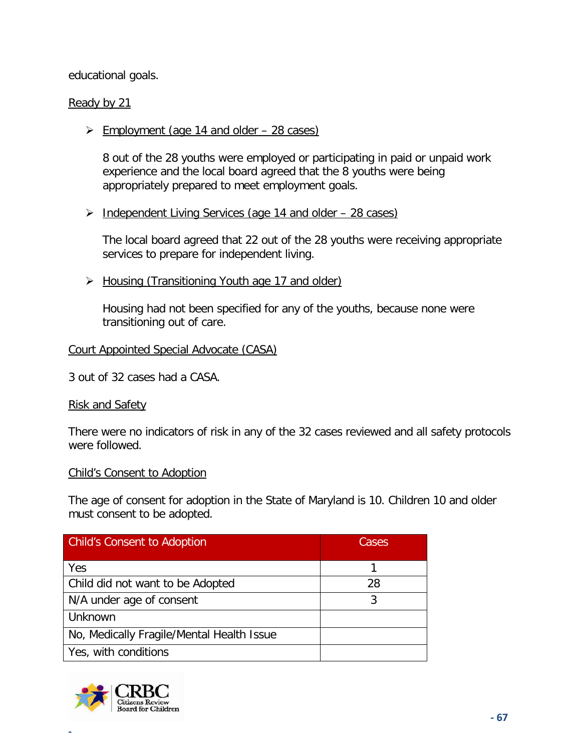educational goals.

Ready by 21

- Employment (age 14 and older – 28 cases)

  8 out of the 28 youths were employed or participating in paid or unpaid work experience and the local board agreed that the 8 youths were being appropriately prepared to meet employment goals.

- Independent Living Services (age 14 and older – 28 cases)

  The local board agreed that 22 out of the 28 youths were receiving appropriate services to prepare for independent living.

- Housing (Transitioning Youth age 17 and older)

  Housing had not been specified for any of the youths, because none were transitioning out of care.

Court Appointed Special Advocate (CASA)

3 out of 32 cases had a CASA.

Risk and Safety

There were no indicators of risk in any of the 32 cases reviewed and all safety protocols were followed.

Child's Consent to Adoption

The age of consent for adoption in the State of Maryland is 10. Children 10 and older must consent to be adopted.

| Child's Consent to Adoption | Cases |
|---|---|
| Yes | 1 |
| Child did not want to be Adopted | 28 |
| N/A under age of consent | 3 |
| Unknown | |
| No, Medically Fragile/Mental Health Issue | |
| Yes, with conditions | |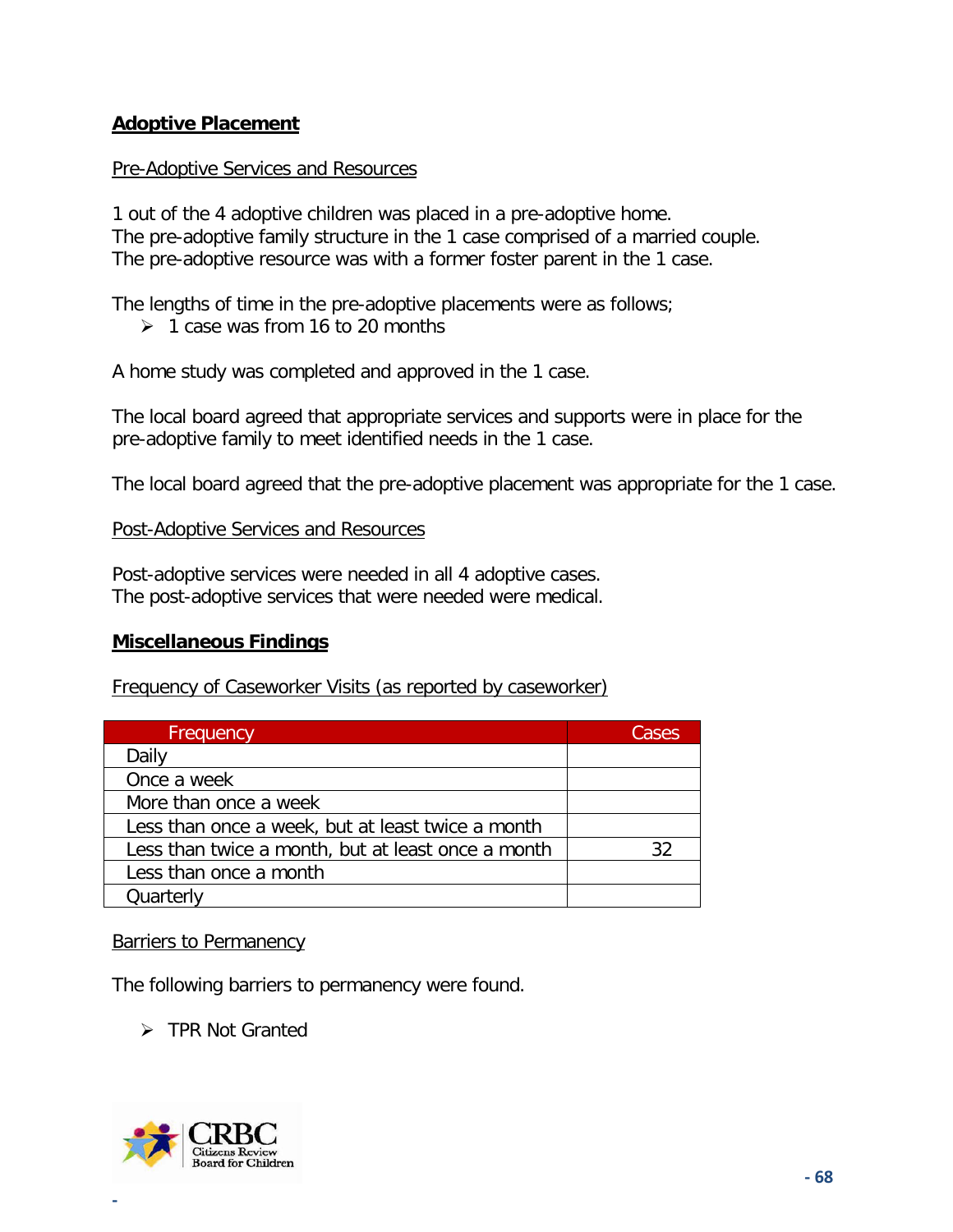## Adoptive Placement

Pre-Adoptive Services and Resources

1 out of the 4 adoptive children was placed in a pre-adoptive home.
The pre-adoptive family structure in the 1 case comprised of a married couple.
The pre-adoptive resource was with a former foster parent in the 1 case.

The lengths of time in the pre-adoptive placements were as follows;

- 1 case was from 16 to 20 months

A home study was completed and approved in the 1 case.

The local board agreed that appropriate services and supports were in place for the pre-adoptive family to meet identified needs in the 1 case.

The local board agreed that the pre-adoptive placement was appropriate for the 1 case.

Post-Adoptive Services and Resources

Post-adoptive services were needed in all 4 adoptive cases.
The post-adoptive services that were needed were medical.

## Miscellaneous Findings

Frequency of Caseworker Visits (as reported by caseworker)

| Frequency | Cases |
|---|---|
| Daily | |
| Once a week | |
| More than once a week | |
| Less than once a week, but at least twice a month | |
| Less than twice a month, but at least once a month | 32 |
| Less than once a month | |
| Quarterly | |

Barriers to Permanency

The following barriers to permanency were found.

- TPR Not Granted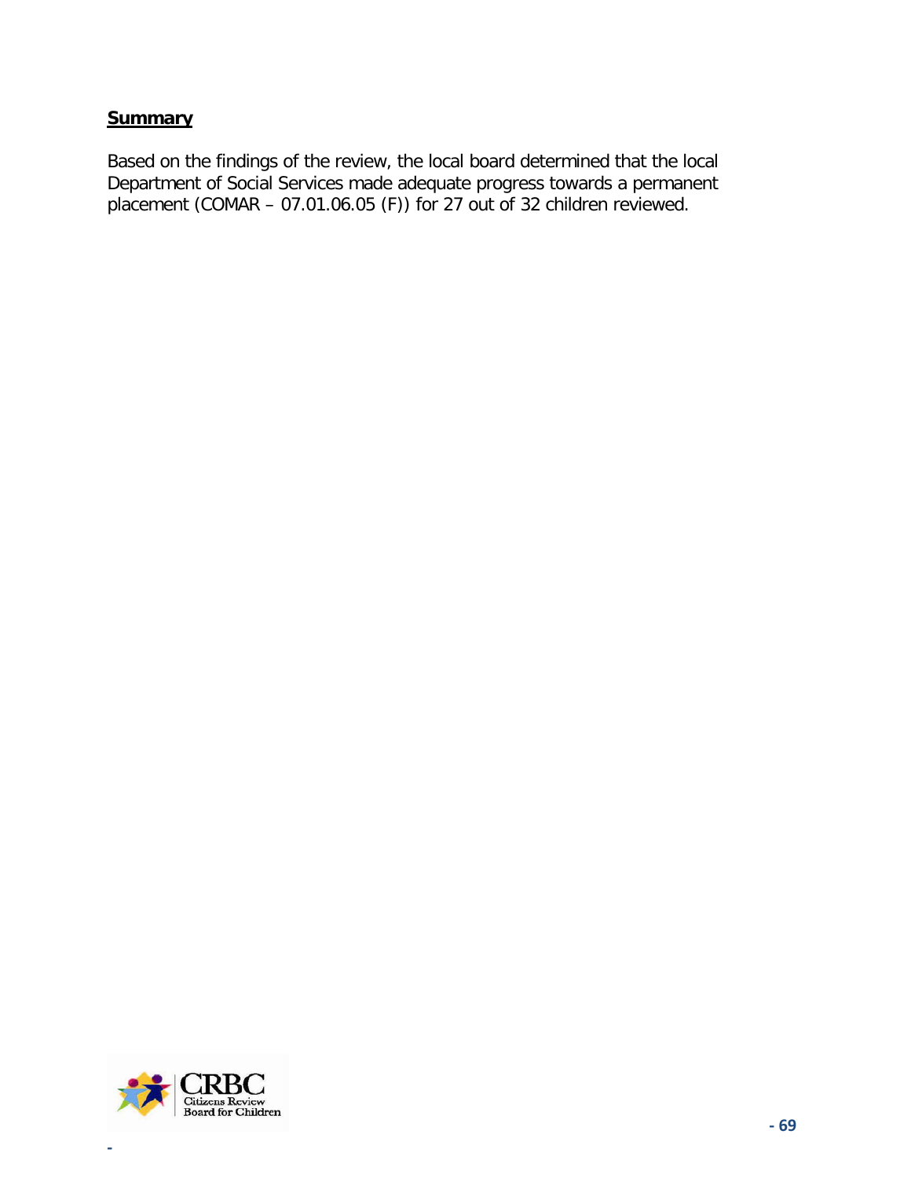**Summary**

Based on the findings of the review, the local board determined that the local Department of Social Services made adequate progress towards a permanent placement (COMAR – 07.01.06.05 (F)) for 27 out of 32 children reviewed.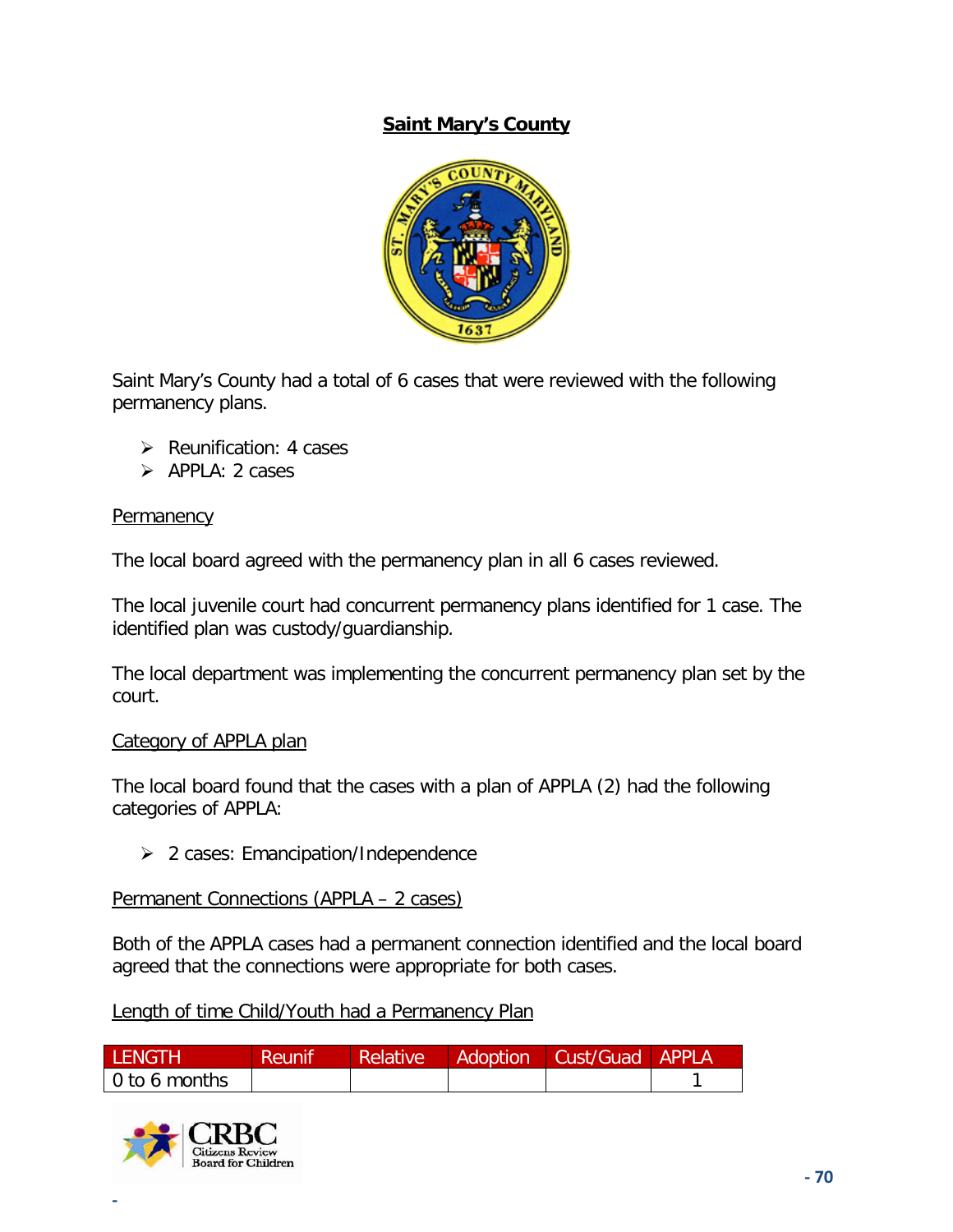# Saint Mary's County

Saint Mary's County had a total of 6 cases that were reviewed with the following permanency plans.

- Reunification: 4 cases
- APPLA: 2 cases

Permanency

The local board agreed with the permanency plan in all 6 cases reviewed.

The local juvenile court had concurrent permanency plans identified for 1 case. The identified plan was custody/guardianship.

The local department was implementing the concurrent permanency plan set by the court.

Category of APPLA plan

The local board found that the cases with a plan of APPLA (2) had the following categories of APPLA:

- 2 cases: Emancipation/Independence

Permanent Connections (APPLA – 2 cases)

Both of the APPLA cases had a permanent connection identified and the local board agreed that the connections were appropriate for both cases.

Length of time Child/Youth had a Permanency Plan

| LENGTH | Reunif | Relative | Adoption | Cust/Guad | APPLA |
|---|---|---|---|---|---|
| 0 to 6 months | | | | | 1 |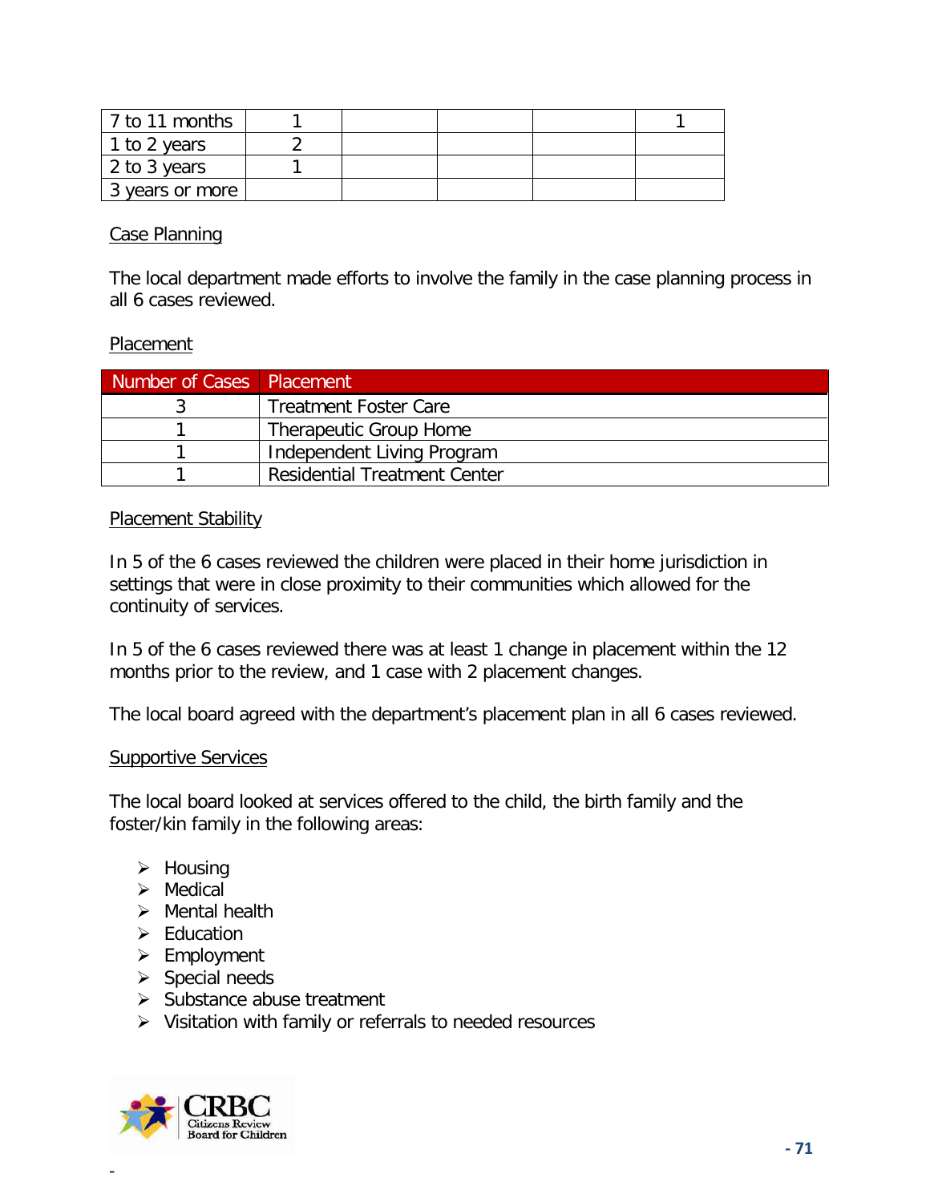| | | | | | |
|---|---|---|---|---|---|
| 7 to 11 months | 1 | | | | 1 |
| 1 to 2 years | 2 | | | | |
| 2 to 3 years | 1 | | | | |
| 3 years or more | | | | | |

Case Planning

The local department made efforts to involve the family in the case planning process in all 6 cases reviewed.

Placement

| Number of Cases | Placement |
|---|---|
| 3 | Treatment Foster Care |
| 1 | Therapeutic Group Home |
| 1 | Independent Living Program |
| 1 | Residential Treatment Center |

Placement Stability

In 5 of the 6 cases reviewed the children were placed in their home jurisdiction in settings that were in close proximity to their communities which allowed for the continuity of services.

In 5 of the 6 cases reviewed there was at least 1 change in placement within the 12 months prior to the review, and 1 case with 2 placement changes.

The local board agreed with the department's placement plan in all 6 cases reviewed.

Supportive Services

The local board looked at services offered to the child, the birth family and the foster/kin family in the following areas:

- Housing
- Medical
- Mental health
- Education
- Employment
- Special needs
- Substance abuse treatment
- Visitation with family or referrals to needed resources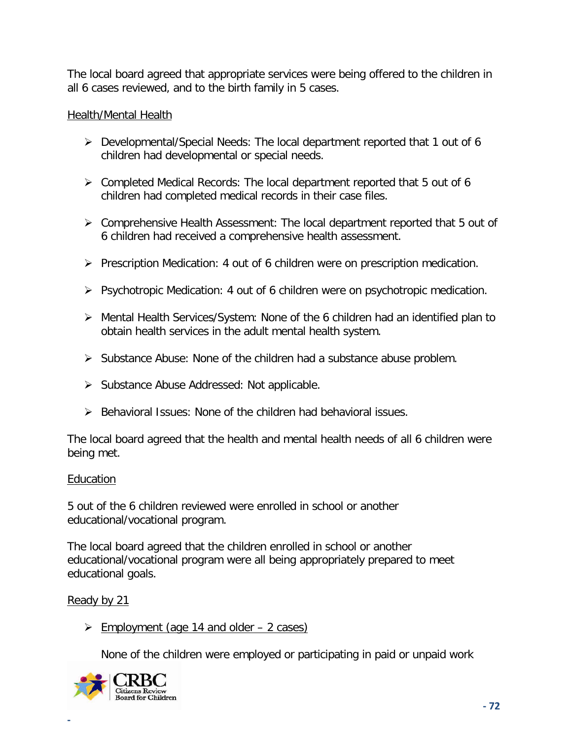The local board agreed that appropriate services were being offered to the children in all 6 cases reviewed, and to the birth family in 5 cases.

Health/Mental Health

- Developmental/Special Needs: The local department reported that 1 out of 6 children had developmental or special needs.
- Completed Medical Records: The local department reported that 5 out of 6 children had completed medical records in their case files.
- Comprehensive Health Assessment: The local department reported that 5 out of 6 children had received a comprehensive health assessment.
- Prescription Medication: 4 out of 6 children were on prescription medication.
- Psychotropic Medication: 4 out of 6 children were on psychotropic medication.
- Mental Health Services/System: None of the 6 children had an identified plan to obtain health services in the adult mental health system.
- Substance Abuse: None of the children had a substance abuse problem.
- Substance Abuse Addressed: Not applicable.
- Behavioral Issues: None of the children had behavioral issues.

The local board agreed that the health and mental health needs of all 6 children were being met.

Education

5 out of the 6 children reviewed were enrolled in school or another educational/vocational program.

The local board agreed that the children enrolled in school or another educational/vocational program were all being appropriately prepared to meet educational goals.

Ready by 21

- Employment (age 14 and older – 2 cases)

  None of the children were employed or participating in paid or unpaid work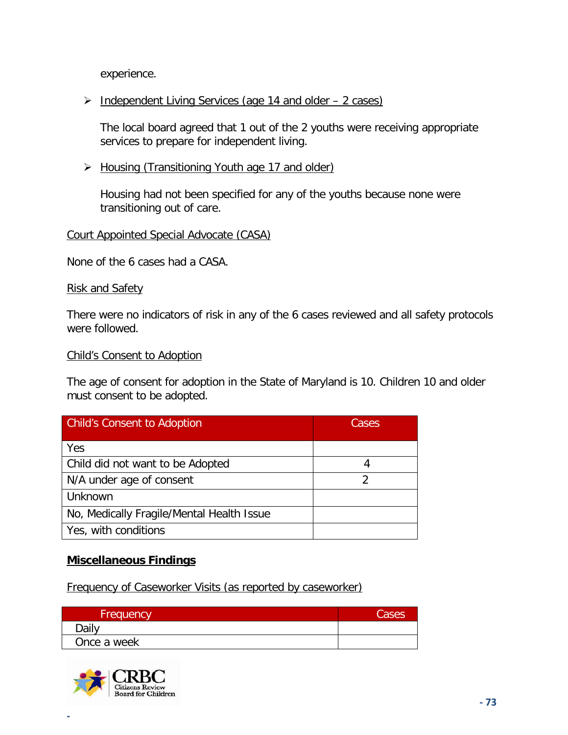experience.

- Independent Living Services (age 14 and older – 2 cases)

  The local board agreed that 1 out of the 2 youths were receiving appropriate services to prepare for independent living.

- Housing (Transitioning Youth age 17 and older)

  Housing had not been specified for any of the youths because none were transitioning out of care.

Court Appointed Special Advocate (CASA)

None of the 6 cases had a CASA.

Risk and Safety

There were no indicators of risk in any of the 6 cases reviewed and all safety protocols were followed.

Child's Consent to Adoption

The age of consent for adoption in the State of Maryland is 10. Children 10 and older must consent to be adopted.

| Child's Consent to Adoption | Cases |
|---|---|
| Yes | |
| Child did not want to be Adopted | 4 |
| N/A under age of consent | 2 |
| Unknown | |
| No, Medically Fragile/Mental Health Issue | |
| Yes, with conditions | |

**Miscellaneous Findings**

Frequency of Caseworker Visits (as reported by caseworker)

| Frequency | Cases |
|---|---|
| Daily | |
| Once a week | |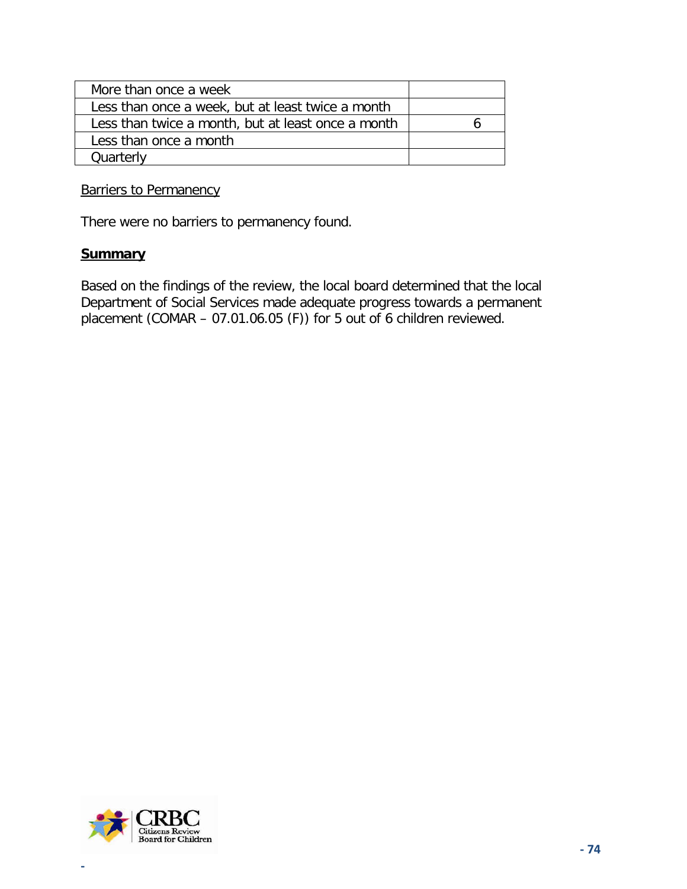| | |
|---|---|
| More than once a week | |
| Less than once a week, but at least twice a month | |
| Less than twice a month, but at least once a month | 6 |
| Less than once a month | |
| Quarterly | |

Barriers to Permanency

There were no barriers to permanency found.

**Summary**

Based on the findings of the review, the local board determined that the local Department of Social Services made adequate progress towards a permanent placement (COMAR – 07.01.06.05 (F)) for 5 out of 6 children reviewed.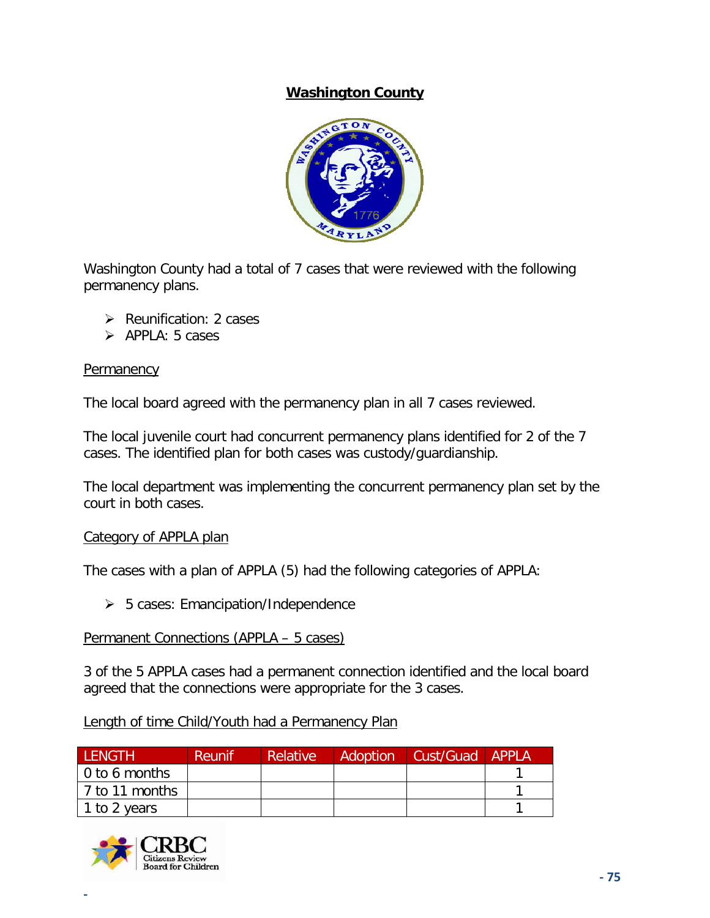# Washington County

Washington County had a total of 7 cases that were reviewed with the following permanency plans.

- Reunification: 2 cases
- APPLA: 5 cases

Permanency

The local board agreed with the permanency plan in all 7 cases reviewed.

The local juvenile court had concurrent permanency plans identified for 2 of the 7 cases. The identified plan for both cases was custody/guardianship.

The local department was implementing the concurrent permanency plan set by the court in both cases.

Category of APPLA plan

The cases with a plan of APPLA (5) had the following categories of APPLA:

- 5 cases: Emancipation/Independence

Permanent Connections (APPLA – 5 cases)

3 of the 5 APPLA cases had a permanent connection identified and the local board agreed that the connections were appropriate for the 3 cases.

Length of time Child/Youth had a Permanency Plan

| LENGTH | Reunif | Relative | Adoption | Cust/Guad | APPLA |
|---|---|---|---|---|---|
| 0 to 6 months | | | | | 1 |
| 7 to 11 months | | | | | 1 |
| 1 to 2 years | | | | | 1 |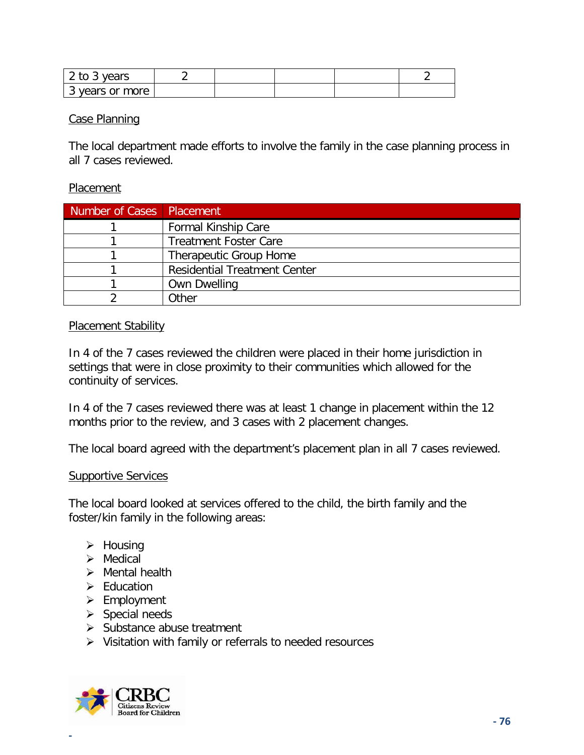| | | | | | |
|---|---|---|---|---|---|
| 2 to 3 years | 2 | | | | 2 |
| 3 years or more | | | | | |

Case Planning

The local department made efforts to involve the family in the case planning process in all 7 cases reviewed.

Placement

| Number of Cases | Placement |
|---|---|
| 1 | Formal Kinship Care |
| 1 | Treatment Foster Care |
| 1 | Therapeutic Group Home |
| 1 | Residential Treatment Center |
| 1 | Own Dwelling |
| 2 | Other |

Placement Stability

In 4 of the 7 cases reviewed the children were placed in their home jurisdiction in settings that were in close proximity to their communities which allowed for the continuity of services.

In 4 of the 7 cases reviewed there was at least 1 change in placement within the 12 months prior to the review, and 3 cases with 2 placement changes.

The local board agreed with the department's placement plan in all 7 cases reviewed.

Supportive Services

The local board looked at services offered to the child, the birth family and the foster/kin family in the following areas:

- Housing
- Medical
- Mental health
- Education
- Employment
- Special needs
- Substance abuse treatment
- Visitation with family or referrals to needed resources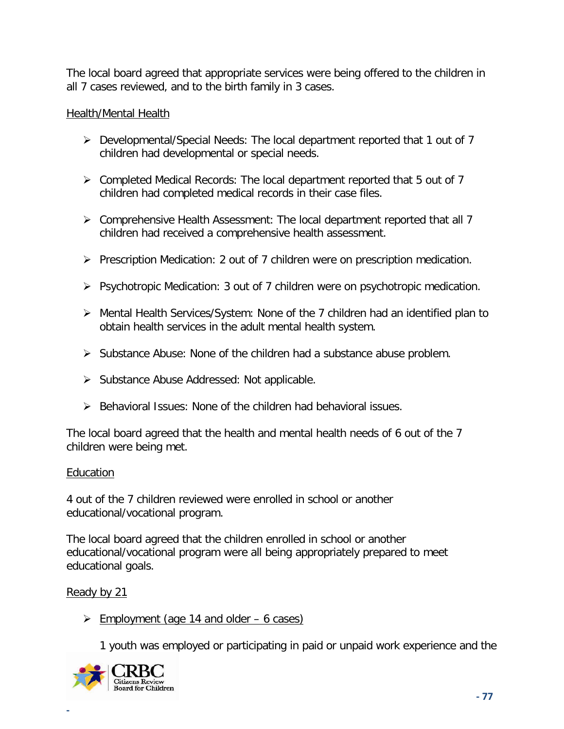The local board agreed that appropriate services were being offered to the children in all 7 cases reviewed, and to the birth family in 3 cases.

Health/Mental Health

- Developmental/Special Needs: The local department reported that 1 out of 7 children had developmental or special needs.
- Completed Medical Records: The local department reported that 5 out of 7 children had completed medical records in their case files.
- Comprehensive Health Assessment: The local department reported that all 7 children had received a comprehensive health assessment.
- Prescription Medication: 2 out of 7 children were on prescription medication.
- Psychotropic Medication: 3 out of 7 children were on psychotropic medication.
- Mental Health Services/System: None of the 7 children had an identified plan to obtain health services in the adult mental health system.
- Substance Abuse: None of the children had a substance abuse problem.
- Substance Abuse Addressed: Not applicable.
- Behavioral Issues: None of the children had behavioral issues.

The local board agreed that the health and mental health needs of 6 out of the 7 children were being met.

Education

4 out of the 7 children reviewed were enrolled in school or another educational/vocational program.

The local board agreed that the children enrolled in school or another educational/vocational program were all being appropriately prepared to meet educational goals.

Ready by 21

- Employment (age 14 and older – 6 cases)

  1 youth was employed or participating in paid or unpaid work experience and the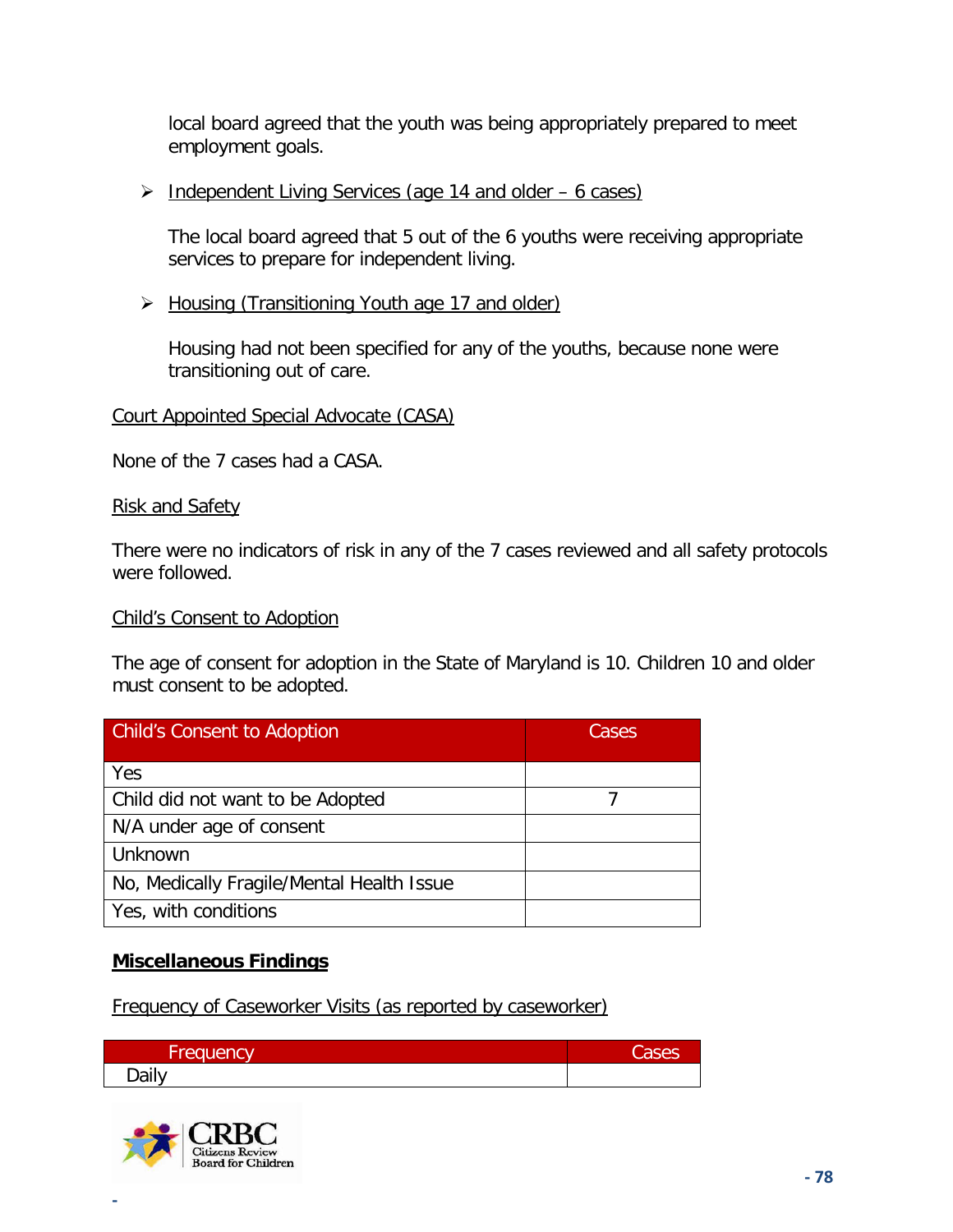local board agreed that the youth was being appropriately prepared to meet employment goals.

- Independent Living Services (age 14 and older – 6 cases)

  The local board agreed that 5 out of the 6 youths were receiving appropriate services to prepare for independent living.

- Housing (Transitioning Youth age 17 and older)

  Housing had not been specified for any of the youths, because none were transitioning out of care.

Court Appointed Special Advocate (CASA)

None of the 7 cases had a CASA.

Risk and Safety

There were no indicators of risk in any of the 7 cases reviewed and all safety protocols were followed.

Child's Consent to Adoption

The age of consent for adoption in the State of Maryland is 10. Children 10 and older must consent to be adopted.

| Child's Consent to Adoption | Cases |
| --- | --- |
| Yes | |
| Child did not want to be Adopted | 7 |
| N/A under age of consent | |
| Unknown | |
| No, Medically Fragile/Mental Health Issue | |
| Yes, with conditions | |

**Miscellaneous Findings**

Frequency of Caseworker Visits (as reported by caseworker)

| Frequency | Cases |
| --- | --- |
| Daily | |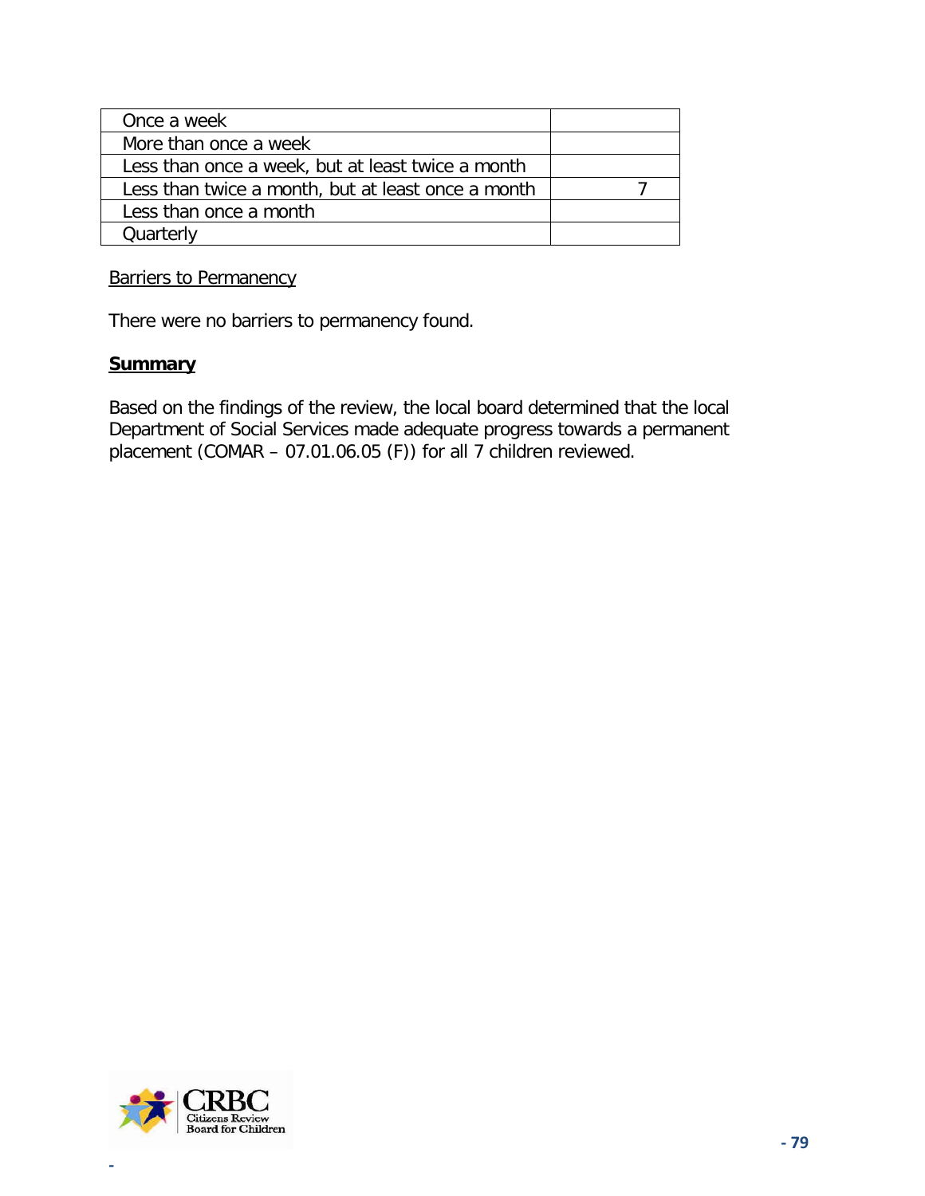| Once a week | |
| --- | --- |
| More than once a week | |
| Less than once a week, but at least twice a month | |
| Less than twice a month, but at least once a month | 7 |
| Less than once a month | |
| Quarterly | |

Barriers to Permanency

There were no barriers to permanency found.

**Summary**

Based on the findings of the review, the local board determined that the local Department of Social Services made adequate progress towards a permanent placement (COMAR – 07.01.06.05 (F)) for all 7 children reviewed.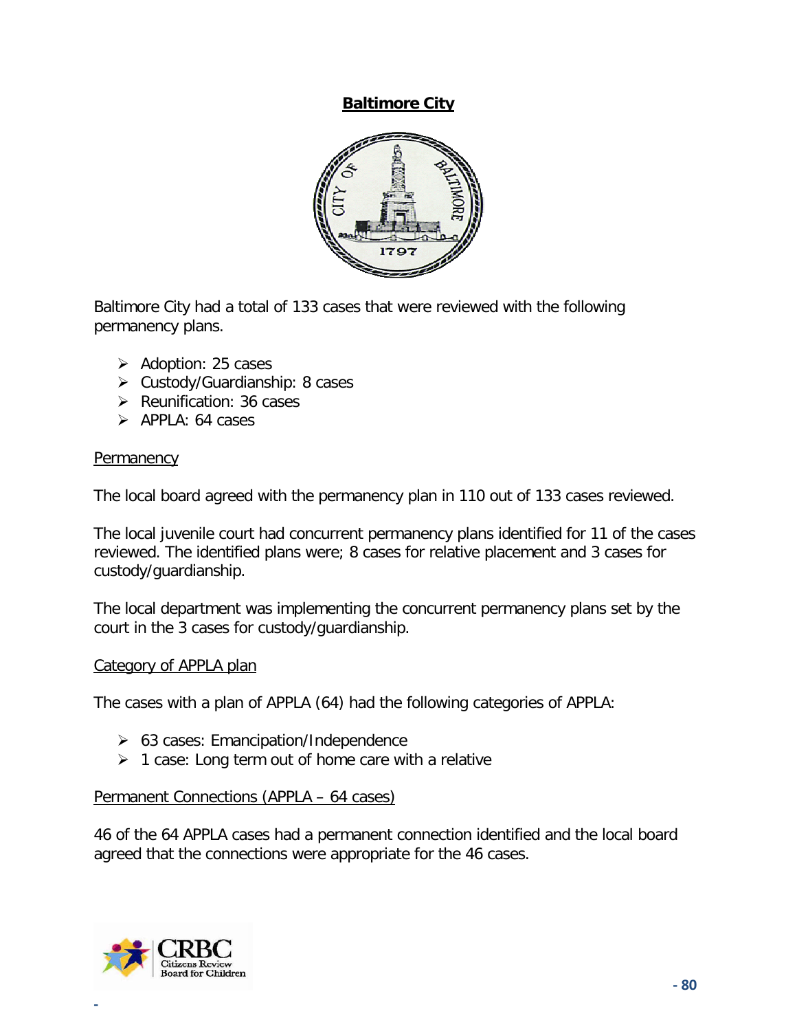## Baltimore City

Baltimore City had a total of 133 cases that were reviewed with the following permanency plans.

- Adoption: 25 cases
- Custody/Guardianship: 8 cases
- Reunification: 36 cases
- APPLA: 64 cases

### Permanency

The local board agreed with the permanency plan in 110 out of 133 cases reviewed.

The local juvenile court had concurrent permanency plans identified for 11 of the cases reviewed. The identified plans were; 8 cases for relative placement and 3 cases for custody/guardianship.

The local department was implementing the concurrent permanency plans set by the court in the 3 cases for custody/guardianship.

### Category of APPLA plan

The cases with a plan of APPLA (64) had the following categories of APPLA:

- 63 cases: Emancipation/Independence
- 1 case: Long term out of home care with a relative

### Permanent Connections (APPLA – 64 cases)

46 of the 64 APPLA cases had a permanent connection identified and the local board agreed that the connections were appropriate for the 46 cases.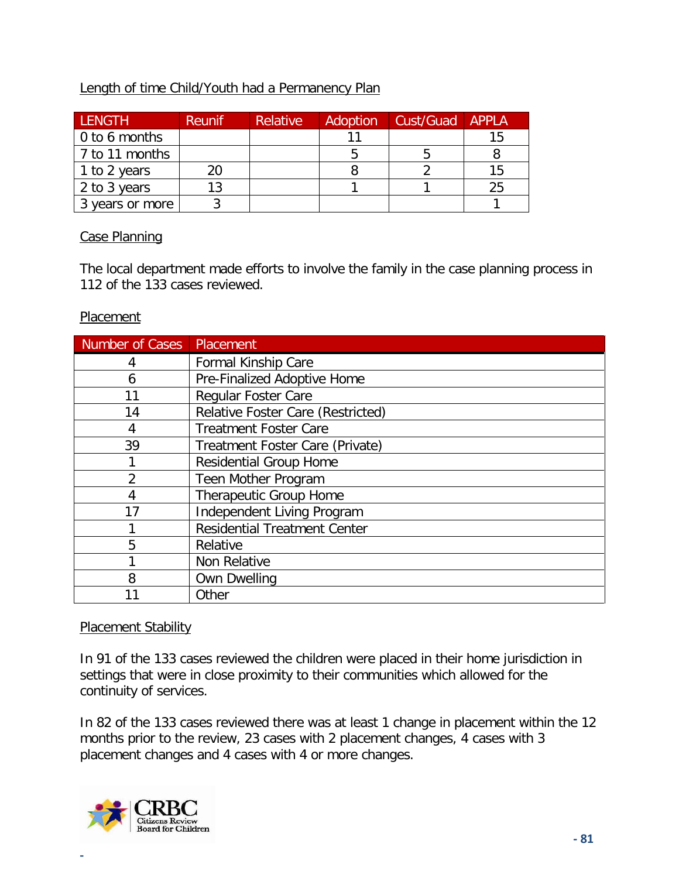Length of time Child/Youth had a Permanency Plan

| LENGTH | Reunif | Relative | Adoption | Cust/Guad | APPLA |
|---|---|---|---|---|---|
| 0 to 6 months | | | 11 | | 15 |
| 7 to 11 months | | | 5 | 5 | 8 |
| 1 to 2 years | 20 | | 8 | 2 | 15 |
| 2 to 3 years | 13 | | 1 | 1 | 25 |
| 3 years or more | 3 | | | | 1 |

Case Planning

The local department made efforts to involve the family in the case planning process in 112 of the 133 cases reviewed.

Placement

| Number of Cases | Placement |
|---|---|
| 4 | Formal Kinship Care |
| 6 | Pre-Finalized Adoptive Home |
| 11 | Regular Foster Care |
| 14 | Relative Foster Care (Restricted) |
| 4 | Treatment Foster Care |
| 39 | Treatment Foster Care (Private) |
| 1 | Residential Group Home |
| 2 | Teen Mother Program |
| 4 | Therapeutic Group Home |
| 17 | Independent Living Program |
| 1 | Residential Treatment Center |
| 5 | Relative |
| 1 | Non Relative |
| 8 | Own Dwelling |
| 11 | Other |

Placement Stability

In 91 of the 133 cases reviewed the children were placed in their home jurisdiction in settings that were in close proximity to their communities which allowed for the continuity of services.

In 82 of the 133 cases reviewed there was at least 1 change in placement within the 12 months prior to the review, 23 cases with 2 placement changes, 4 cases with 3 placement changes and 4 cases with 4 or more changes.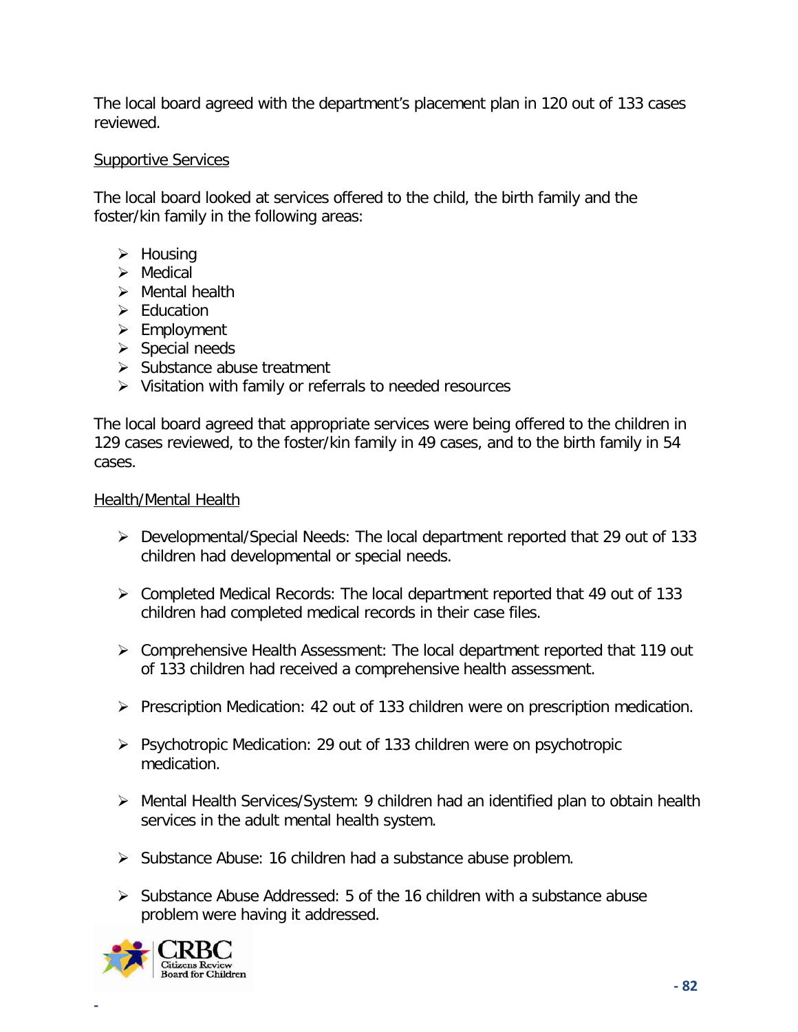The local board agreed with the department's placement plan in 120 out of 133 cases reviewed.

Supportive Services

The local board looked at services offered to the child, the birth family and the foster/kin family in the following areas:

- Housing
- Medical
- Mental health
- Education
- Employment
- Special needs
- Substance abuse treatment
- Visitation with family or referrals to needed resources

The local board agreed that appropriate services were being offered to the children in 129 cases reviewed, to the foster/kin family in 49 cases, and to the birth family in 54 cases.

Health/Mental Health

- Developmental/Special Needs: The local department reported that 29 out of 133 children had developmental or special needs.
- Completed Medical Records: The local department reported that 49 out of 133 children had completed medical records in their case files.
- Comprehensive Health Assessment: The local department reported that 119 out of 133 children had received a comprehensive health assessment.
- Prescription Medication: 42 out of 133 children were on prescription medication.
- Psychotropic Medication: 29 out of 133 children were on psychotropic medication.
- Mental Health Services/System: 9 children had an identified plan to obtain health services in the adult mental health system.
- Substance Abuse: 16 children had a substance abuse problem.
- Substance Abuse Addressed: 5 of the 16 children with a substance abuse problem were having it addressed.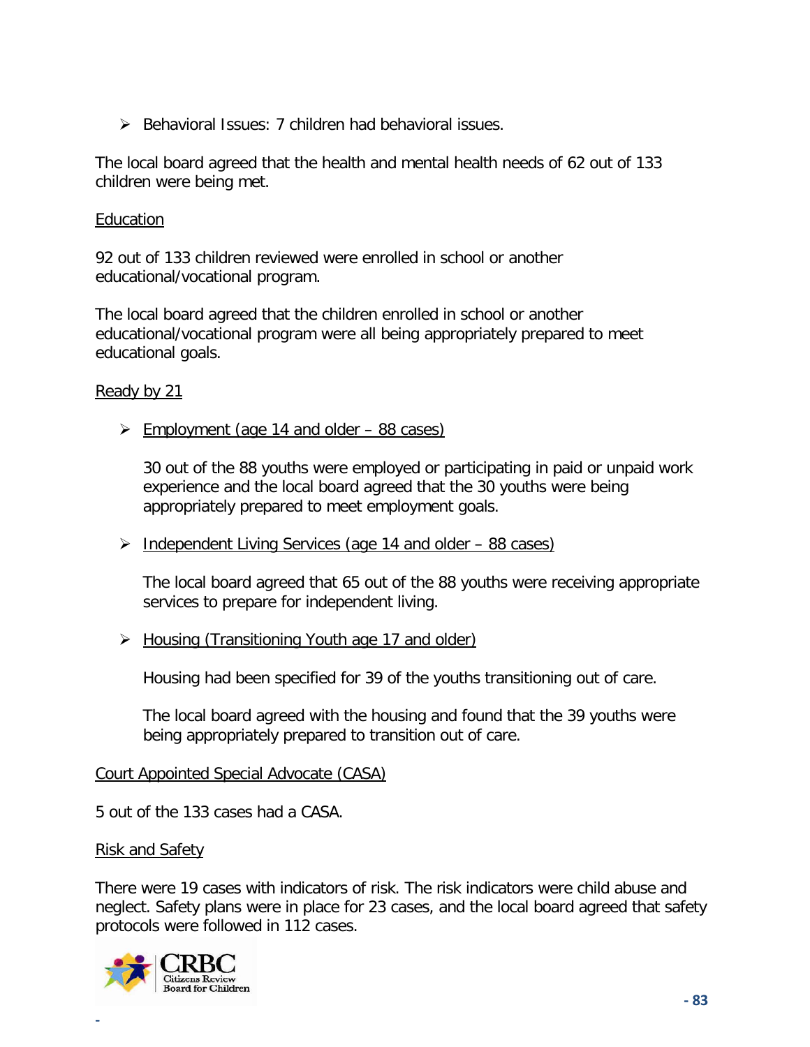- Behavioral Issues: 7 children had behavioral issues.

The local board agreed that the health and mental health needs of 62 out of 133 children were being met.

Education

92 out of 133 children reviewed were enrolled in school or another educational/vocational program.

The local board agreed that the children enrolled in school or another educational/vocational program were all being appropriately prepared to meet educational goals.

Ready by 21

- Employment (age 14 and older – 88 cases)

  30 out of the 88 youths were employed or participating in paid or unpaid work experience and the local board agreed that the 30 youths were being appropriately prepared to meet employment goals.

- Independent Living Services (age 14 and older – 88 cases)

  The local board agreed that 65 out of the 88 youths were receiving appropriate services to prepare for independent living.

- Housing (Transitioning Youth age 17 and older)

  Housing had been specified for 39 of the youths transitioning out of care.

  The local board agreed with the housing and found that the 39 youths were being appropriately prepared to transition out of care.

Court Appointed Special Advocate (CASA)

5 out of the 133 cases had a CASA.

Risk and Safety

There were 19 cases with indicators of risk. The risk indicators were child abuse and neglect. Safety plans were in place for 23 cases, and the local board agreed that safety protocols were followed in 112 cases.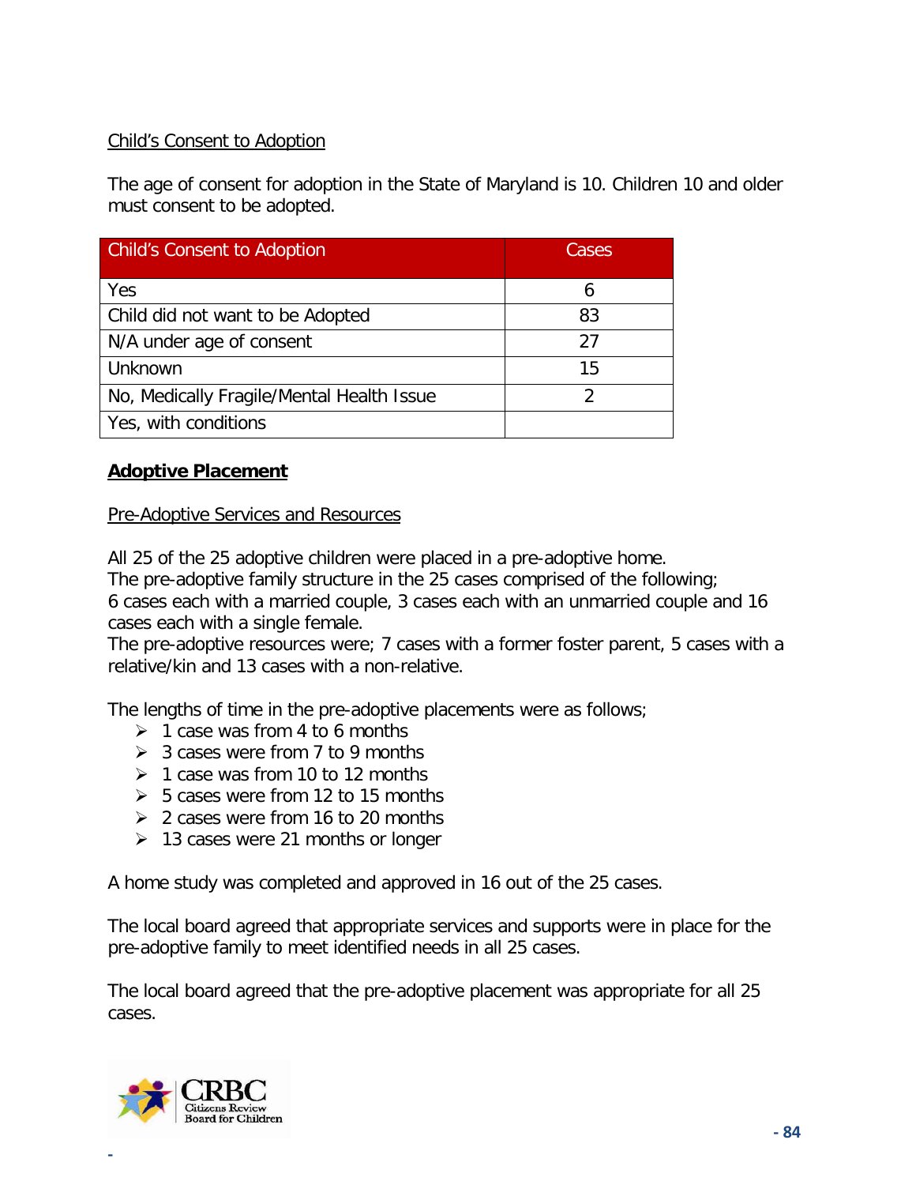Child's Consent to Adoption

The age of consent for adoption in the State of Maryland is 10. Children 10 and older must consent to be adopted.

| Child's Consent to Adoption | Cases |
|---|---|
| Yes | 6 |
| Child did not want to be Adopted | 83 |
| N/A under age of consent | 27 |
| Unknown | 15 |
| No, Medically Fragile/Mental Health Issue | 2 |
| Yes, with conditions | |

## **Adoptive Placement**

Pre-Adoptive Services and Resources

All 25 of the 25 adoptive children were placed in a pre-adoptive home.
The pre-adoptive family structure in the 25 cases comprised of the following;
6 cases each with a married couple, 3 cases each with an unmarried couple and 16 cases each with a single female.
The pre-adoptive resources were; 7 cases with a former foster parent, 5 cases with a relative/kin and 13 cases with a non-relative.

The lengths of time in the pre-adoptive placements were as follows;

- 1 case was from 4 to 6 months
- 3 cases were from 7 to 9 months
- 1 case was from 10 to 12 months
- 5 cases were from 12 to 15 months
- 2 cases were from 16 to 20 months
- 13 cases were 21 months or longer

A home study was completed and approved in 16 out of the 25 cases.

The local board agreed that appropriate services and supports were in place for the pre-adoptive family to meet identified needs in all 25 cases.

The local board agreed that the pre-adoptive placement was appropriate for all 25 cases.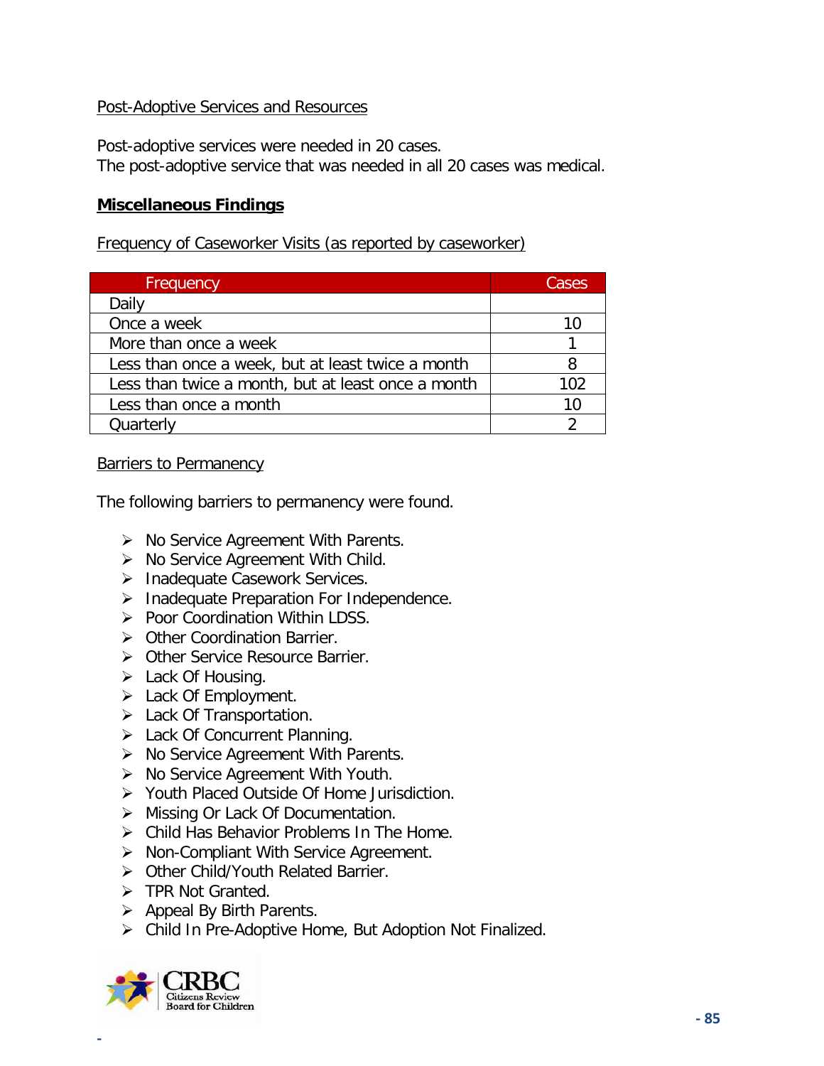Post-Adoptive Services and Resources

Post-adoptive services were needed in 20 cases.
The post-adoptive service that was needed in all 20 cases was medical.

## Miscellaneous Findings

Frequency of Caseworker Visits (as reported by caseworker)

| Frequency | Cases |
|---|---|
| Daily | |
| Once a week | 10 |
| More than once a week | 1 |
| Less than once a week, but at least twice a month | 8 |
| Less than twice a month, but at least once a month | 102 |
| Less than once a month | 10 |
| Quarterly | 2 |

Barriers to Permanency

The following barriers to permanency were found.

- No Service Agreement With Parents.
- No Service Agreement With Child.
- Inadequate Casework Services.
- Inadequate Preparation For Independence.
- Poor Coordination Within LDSS.
- Other Coordination Barrier.
- Other Service Resource Barrier.
- Lack Of Housing.
- Lack Of Employment.
- Lack Of Transportation.
- Lack Of Concurrent Planning.
- No Service Agreement With Parents.
- No Service Agreement With Youth.
- Youth Placed Outside Of Home Jurisdiction.
- Missing Or Lack Of Documentation.
- Child Has Behavior Problems In The Home.
- Non-Compliant With Service Agreement.
- Other Child/Youth Related Barrier.
- TPR Not Granted.
- Appeal By Birth Parents.
- Child In Pre-Adoptive Home, But Adoption Not Finalized.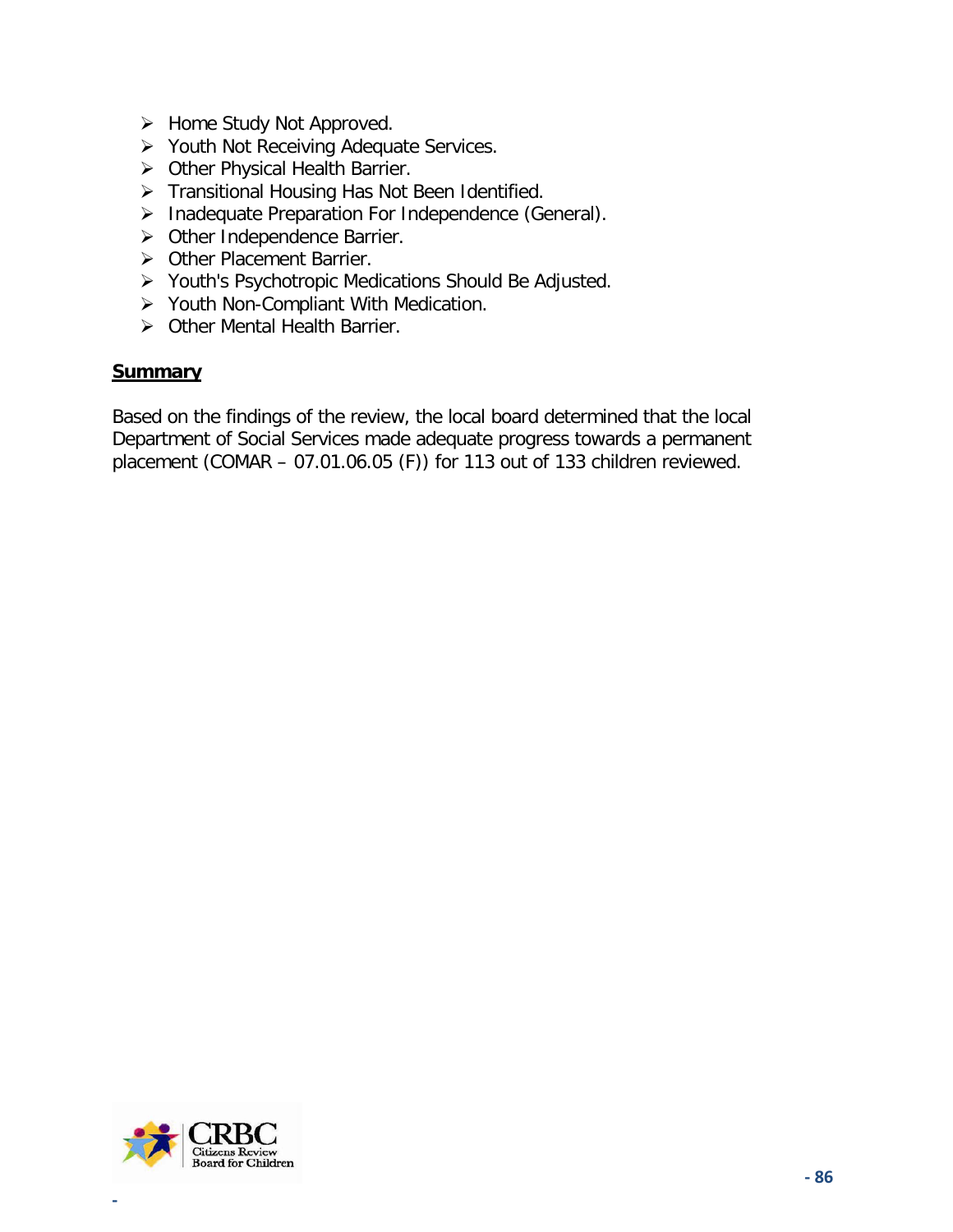- Home Study Not Approved.
- Youth Not Receiving Adequate Services.
- Other Physical Health Barrier.
- Transitional Housing Has Not Been Identified.
- Inadequate Preparation For Independence (General).
- Other Independence Barrier.
- Other Placement Barrier.
- Youth's Psychotropic Medications Should Be Adjusted.
- Youth Non-Compliant With Medication.
- Other Mental Health Barrier.

**Summary**

Based on the findings of the review, the local board determined that the local Department of Social Services made adequate progress towards a permanent placement (COMAR – 07.01.06.05 (F)) for 113 out of 133 children reviewed.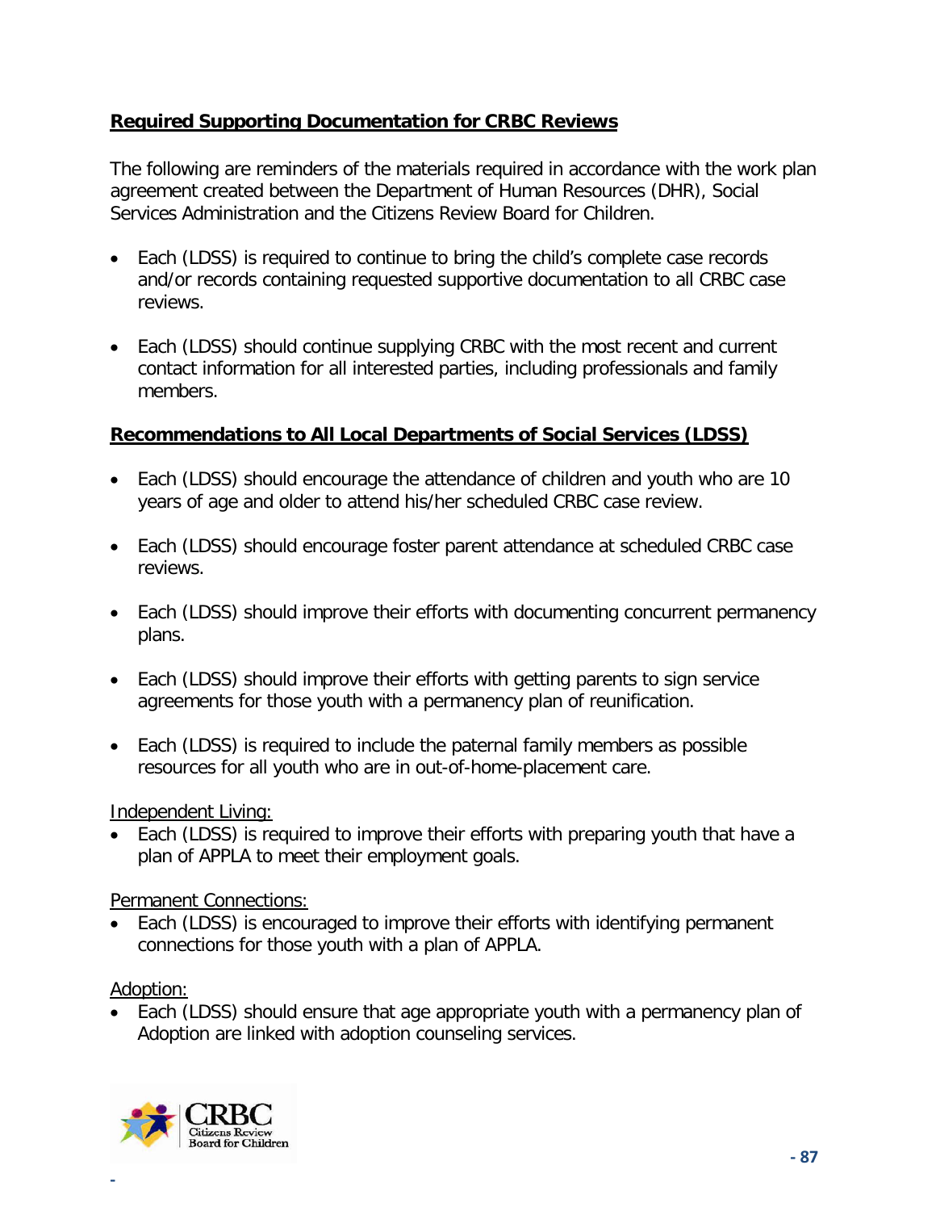## Required Supporting Documentation for CRBC Reviews

The following are reminders of the materials required in accordance with the work plan agreement created between the Department of Human Resources (DHR), Social Services Administration and the Citizens Review Board for Children.

- Each (LDSS) is required to continue to bring the child's complete case records and/or records containing requested supportive documentation to all CRBC case reviews.
- Each (LDSS) should continue supplying CRBC with the most recent and current contact information for all interested parties, including professionals and family members.

## Recommendations to All Local Departments of Social Services (LDSS)

- Each (LDSS) should encourage the attendance of children and youth who are 10 years of age and older to attend his/her scheduled CRBC case review.
- Each (LDSS) should encourage foster parent attendance at scheduled CRBC case reviews.
- Each (LDSS) should improve their efforts with documenting concurrent permanency plans.
- Each (LDSS) should improve their efforts with getting parents to sign service agreements for those youth with a permanency plan of reunification.
- Each (LDSS) is required to include the paternal family members as possible resources for all youth who are in out-of-home-placement care.

Independent Living:

- Each (LDSS) is required to improve their efforts with preparing youth that have a plan of APPLA to meet their employment goals.

Permanent Connections:

- Each (LDSS) is encouraged to improve their efforts with identifying permanent connections for those youth with a plan of APPLA.

Adoption:

- Each (LDSS) should ensure that age appropriate youth with a permanency plan of Adoption are linked with adoption counseling services.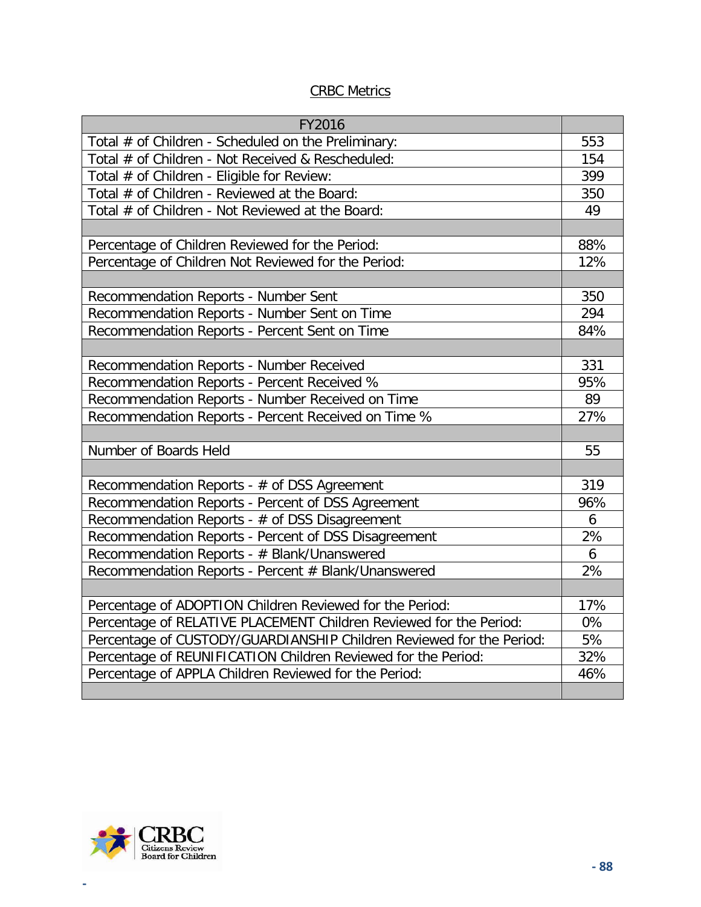CRBC Metrics

| FY2016 | |
|---|---|
| Total # of Children - Scheduled on the Preliminary: | 553 |
| Total # of Children - Not Received & Rescheduled: | 154 |
| Total # of Children - Eligible for Review: | 399 |
| Total # of Children - Reviewed at the Board: | 350 |
| Total # of Children - Not Reviewed at the Board: | 49 |
| | |
| Percentage of Children Reviewed for the Period: | 88% |
| Percentage of Children Not Reviewed for the Period: | 12% |
| | |
| Recommendation Reports - Number Sent | 350 |
| Recommendation Reports - Number Sent on Time | 294 |
| Recommendation Reports - Percent Sent on Time | 84% |
| | |
| Recommendation Reports - Number Received | 331 |
| Recommendation Reports - Percent Received % | 95% |
| Recommendation Reports - Number Received on Time | 89 |
| Recommendation Reports - Percent Received on Time % | 27% |
| | |
| Number of Boards Held | 55 |
| | |
| Recommendation Reports - # of DSS Agreement | 319 |
| Recommendation Reports - Percent of DSS Agreement | 96% |
| Recommendation Reports - # of DSS Disagreement | 6 |
| Recommendation Reports - Percent of DSS Disagreement | 2% |
| Recommendation Reports - # Blank/Unanswered | 6 |
| Recommendation Reports - Percent # Blank/Unanswered | 2% |
| | |
| Percentage of ADOPTION Children Reviewed for the Period: | 17% |
| Percentage of RELATIVE PLACEMENT Children Reviewed for the Period: | 0% |
| Percentage of CUSTODY/GUARDIANSHIP Children Reviewed for the Period: | 5% |
| Percentage of REUNIFICATION Children Reviewed for the Period: | 32% |
| Percentage of APPLA Children Reviewed for the Period: | 46% |
| | |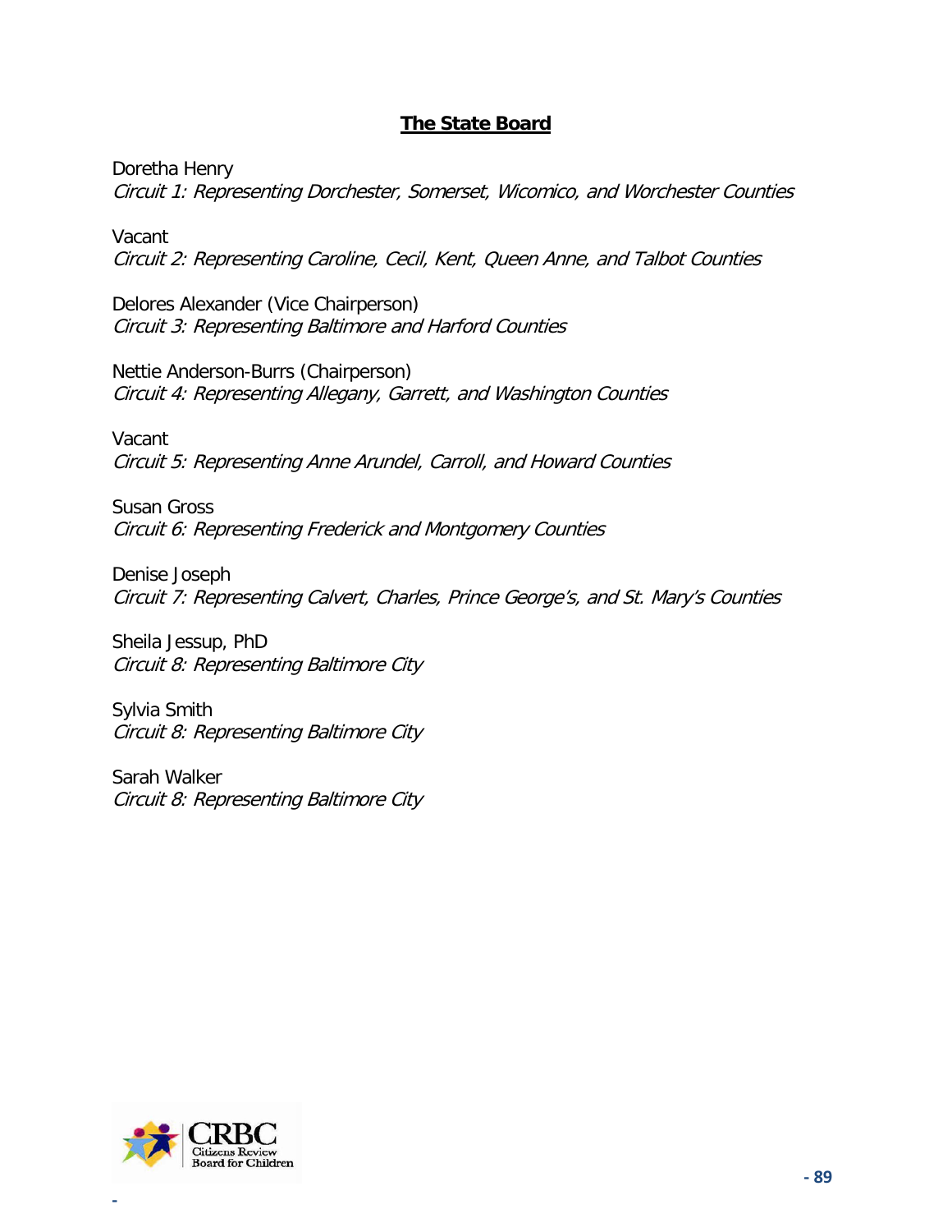## The State Board

Doretha Henry
*Circuit 1: Representing Dorchester, Somerset, Wicomico, and Worchester Counties*

Vacant
*Circuit 2: Representing Caroline, Cecil, Kent, Queen Anne, and Talbot Counties*

Delores Alexander (Vice Chairperson)
*Circuit 3: Representing Baltimore and Harford Counties*

Nettie Anderson-Burrs (Chairperson)
*Circuit 4: Representing Allegany, Garrett, and Washington Counties*

Vacant
*Circuit 5: Representing Anne Arundel, Carroll, and Howard Counties*

Susan Gross
*Circuit 6: Representing Frederick and Montgomery Counties*

Denise Joseph
*Circuit 7: Representing Calvert, Charles, Prince George's, and St. Mary's Counties*

Sheila Jessup, PhD
*Circuit 8: Representing Baltimore City*

Sylvia Smith
*Circuit 8: Representing Baltimore City*

Sarah Walker
*Circuit 8: Representing Baltimore City*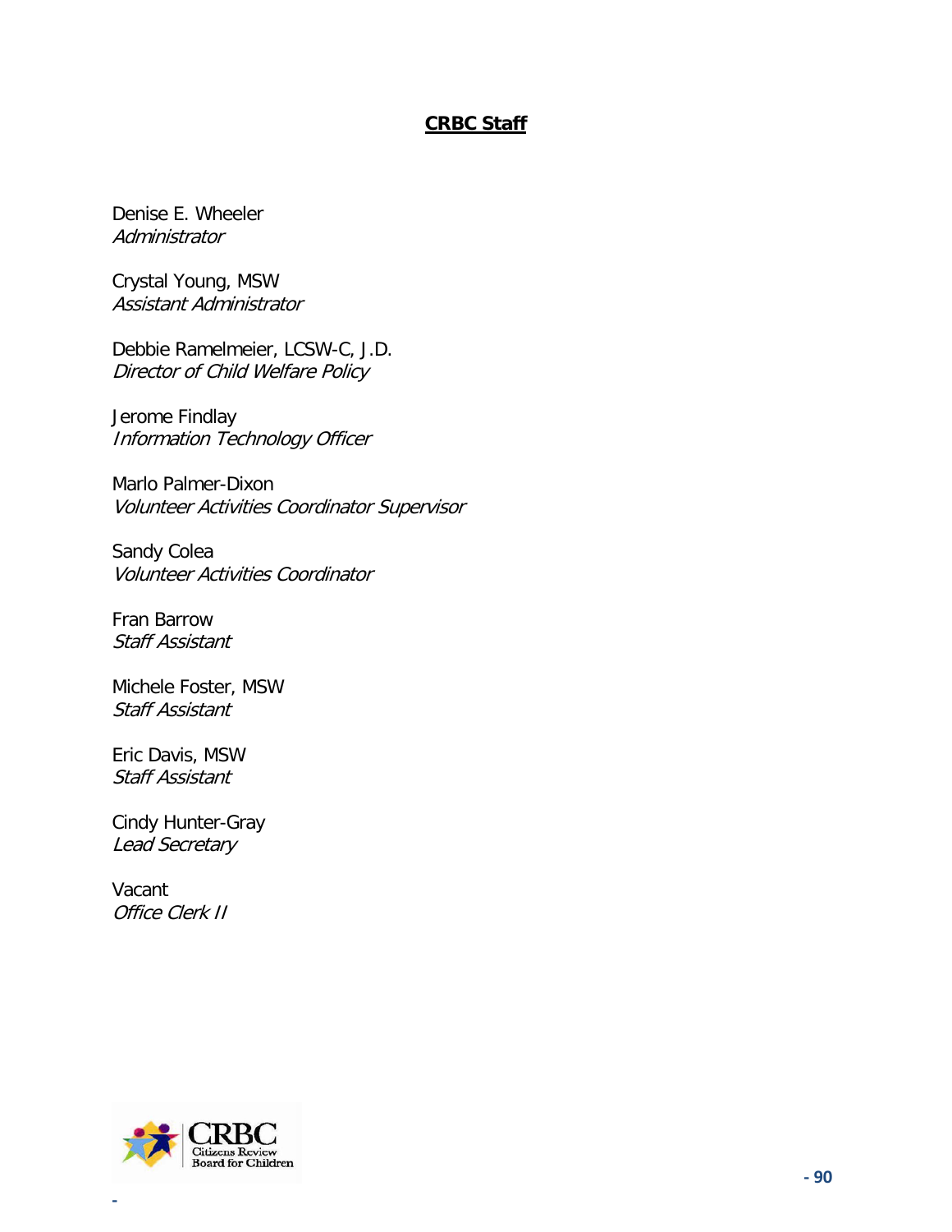## **CRBC Staff**

Denise E. Wheeler
*Administrator*

Crystal Young, MSW
*Assistant Administrator*

Debbie Ramelmeier, LCSW-C, J.D.
*Director of Child Welfare Policy*

Jerome Findlay
*Information Technology Officer*

Marlo Palmer-Dixon
*Volunteer Activities Coordinator Supervisor*

Sandy Colea
*Volunteer Activities Coordinator*

Fran Barrow
*Staff Assistant*

Michele Foster, MSW
*Staff Assistant*

Eric Davis, MSW
*Staff Assistant*

Cindy Hunter-Gray
*Lead Secretary*

Vacant
*Office Clerk II*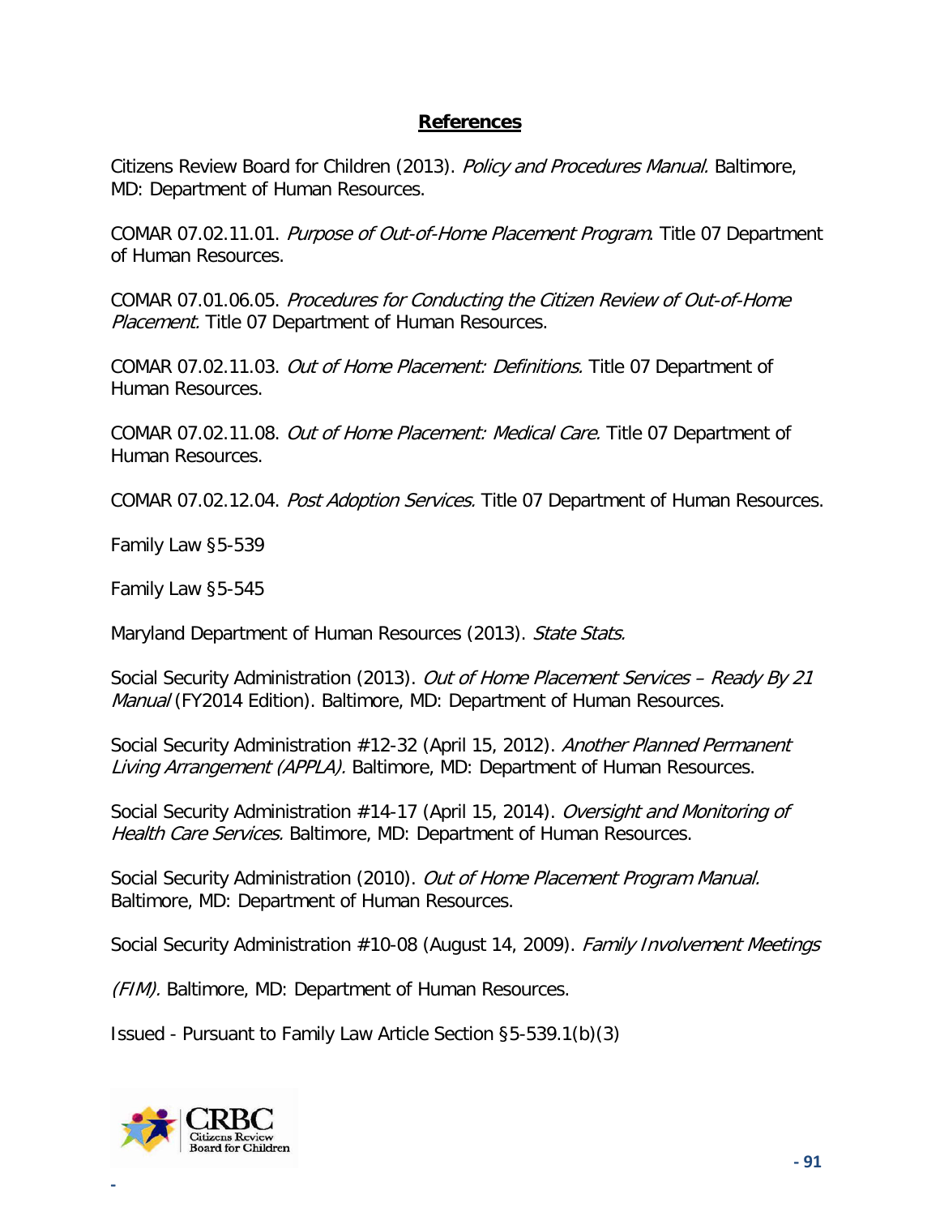## References

Citizens Review Board for Children (2013). *Policy and Procedures Manual.* Baltimore, MD: Department of Human Resources.

COMAR 07.02.11.01. *Purpose of Out-of-Home Placement Program*. Title 07 Department of Human Resources.

COMAR 07.01.06.05. *Procedures for Conducting the Citizen Review of Out-of-Home Placement.* Title 07 Department of Human Resources.

COMAR 07.02.11.03. *Out of Home Placement: Definitions.* Title 07 Department of Human Resources.

COMAR 07.02.11.08. *Out of Home Placement: Medical Care.* Title 07 Department of Human Resources.

COMAR 07.02.12.04. *Post Adoption Services.* Title 07 Department of Human Resources.

Family Law §5-539

Family Law §5-545

Maryland Department of Human Resources (2013). *State Stats.*

Social Security Administration (2013). *Out of Home Placement Services – Ready By 21 Manual* (FY2014 Edition). Baltimore, MD: Department of Human Resources.

Social Security Administration #12-32 (April 15, 2012). *Another Planned Permanent Living Arrangement (APPLA).* Baltimore, MD: Department of Human Resources.

Social Security Administration #14-17 (April 15, 2014). *Oversight and Monitoring of Health Care Services.* Baltimore, MD: Department of Human Resources.

Social Security Administration (2010). *Out of Home Placement Program Manual.* Baltimore, MD: Department of Human Resources.

Social Security Administration #10-08 (August 14, 2009). *Family Involvement Meetings*

*(FIM).* Baltimore, MD: Department of Human Resources.

Issued - Pursuant to Family Law Article Section §5-539.1(b)(3)